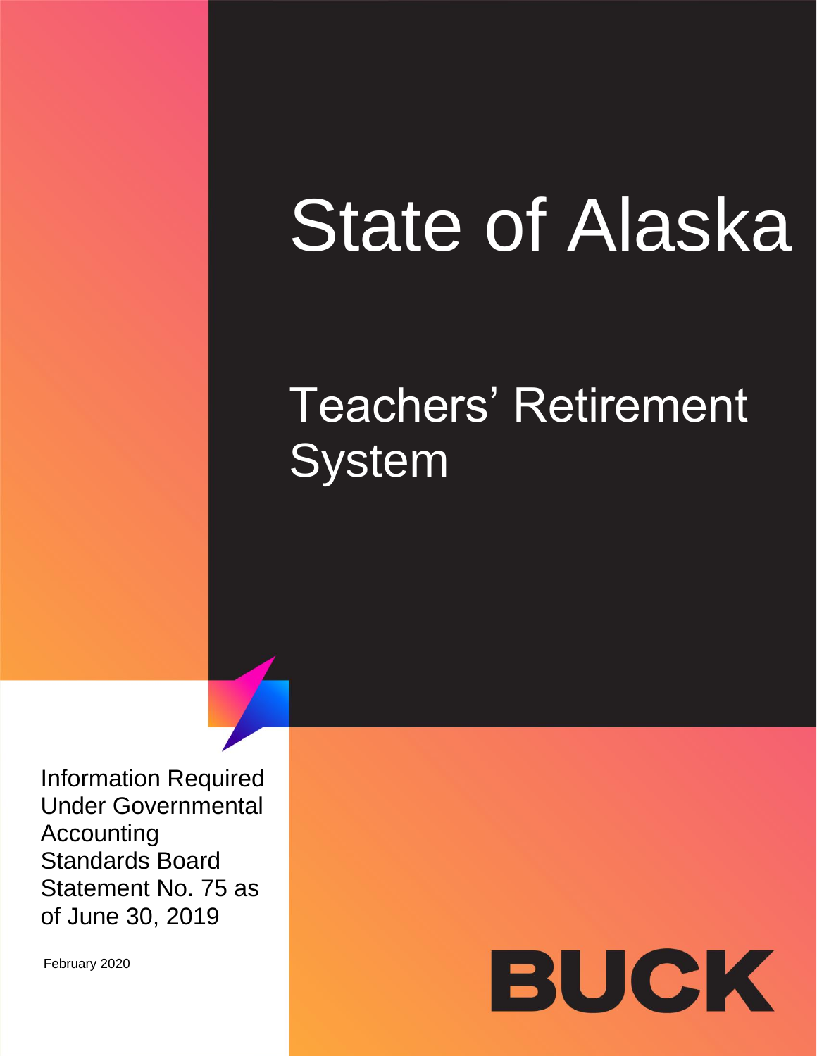# State of Alaska

## Teachers' Retirement System

Information Required Under Governmental Accounting Standards Board Statement No. 75 as of June 30, 2019

February 2020

BUCK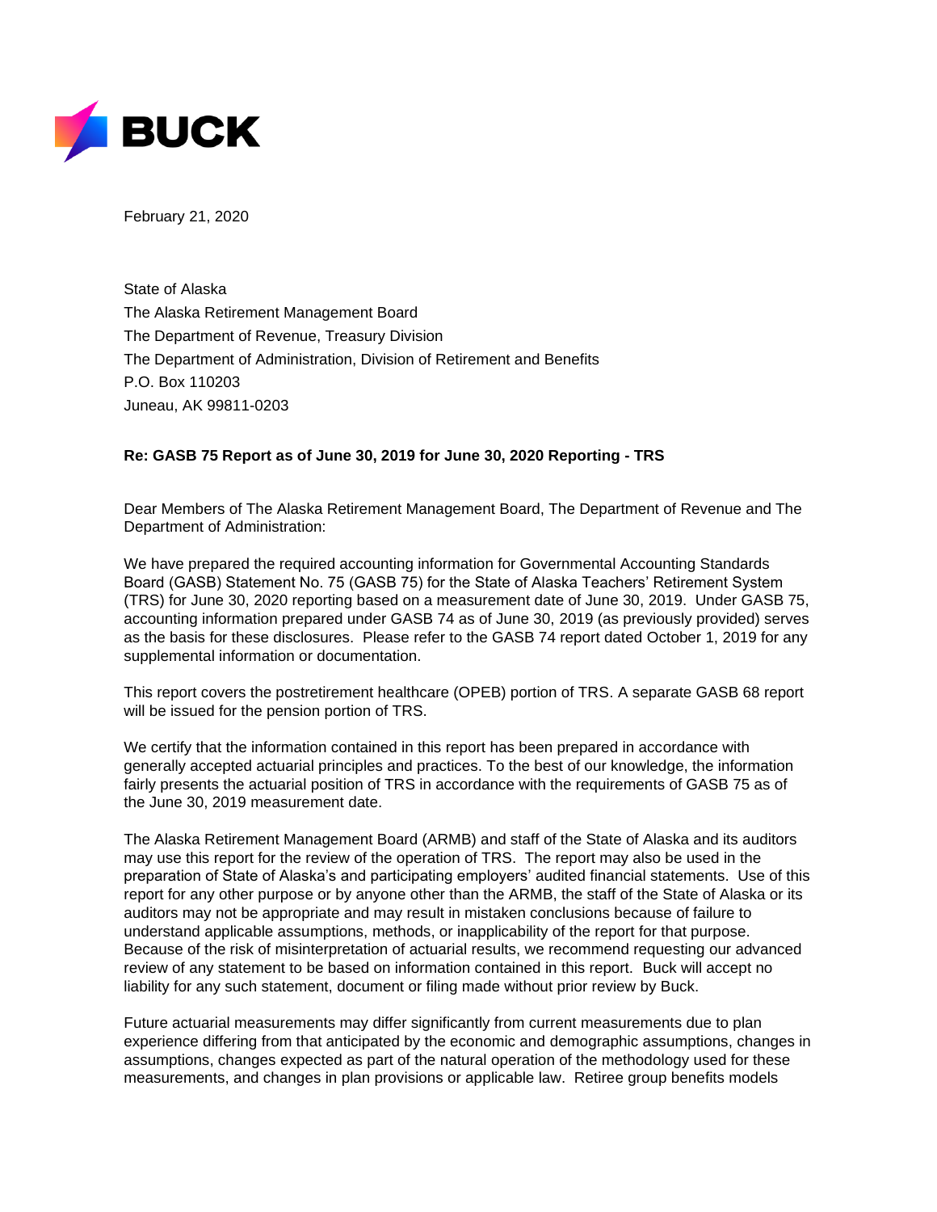February 21, 2020

State of Alaska
The Alaska Retirement Management Board
The Department of Revenue, Treasury Division
The Department of Administration, Division of Retirement and Benefits
P.O. Box 110203
Juneau, AK 99811-0203

**Re: GASB 75 Report as of June 30, 2019 for June 30, 2020 Reporting - TRS**

Dear Members of The Alaska Retirement Management Board, The Department of Revenue and The Department of Administration:

We have prepared the required accounting information for Governmental Accounting Standards Board (GASB) Statement No. 75 (GASB 75) for the State of Alaska Teachers' Retirement System (TRS) for June 30, 2020 reporting based on a measurement date of June 30, 2019. Under GASB 75, accounting information prepared under GASB 74 as of June 30, 2019 (as previously provided) serves as the basis for these disclosures. Please refer to the GASB 74 report dated October 1, 2019 for any supplemental information or documentation.

This report covers the postretirement healthcare (OPEB) portion of TRS. A separate GASB 68 report will be issued for the pension portion of TRS.

We certify that the information contained in this report has been prepared in accordance with generally accepted actuarial principles and practices. To the best of our knowledge, the information fairly presents the actuarial position of TRS in accordance with the requirements of GASB 75 as of the June 30, 2019 measurement date.

The Alaska Retirement Management Board (ARMB) and staff of the State of Alaska and its auditors may use this report for the review of the operation of TRS. The report may also be used in the preparation of State of Alaska's and participating employers' audited financial statements. Use of this report for any other purpose or by anyone other than the ARMB, the staff of the State of Alaska or its auditors may not be appropriate and may result in mistaken conclusions because of failure to understand applicable assumptions, methods, or inapplicability of the report for that purpose. Because of the risk of misinterpretation of actuarial results, we recommend requesting our advanced review of any statement to be based on information contained in this report. Buck will accept no liability for any such statement, document or filing made without prior review by Buck.

Future actuarial measurements may differ significantly from current measurements due to plan experience differing from that anticipated by the economic and demographic assumptions, changes in assumptions, changes expected as part of the natural operation of the methodology used for these measurements, and changes in plan provisions or applicable law. Retiree group benefits models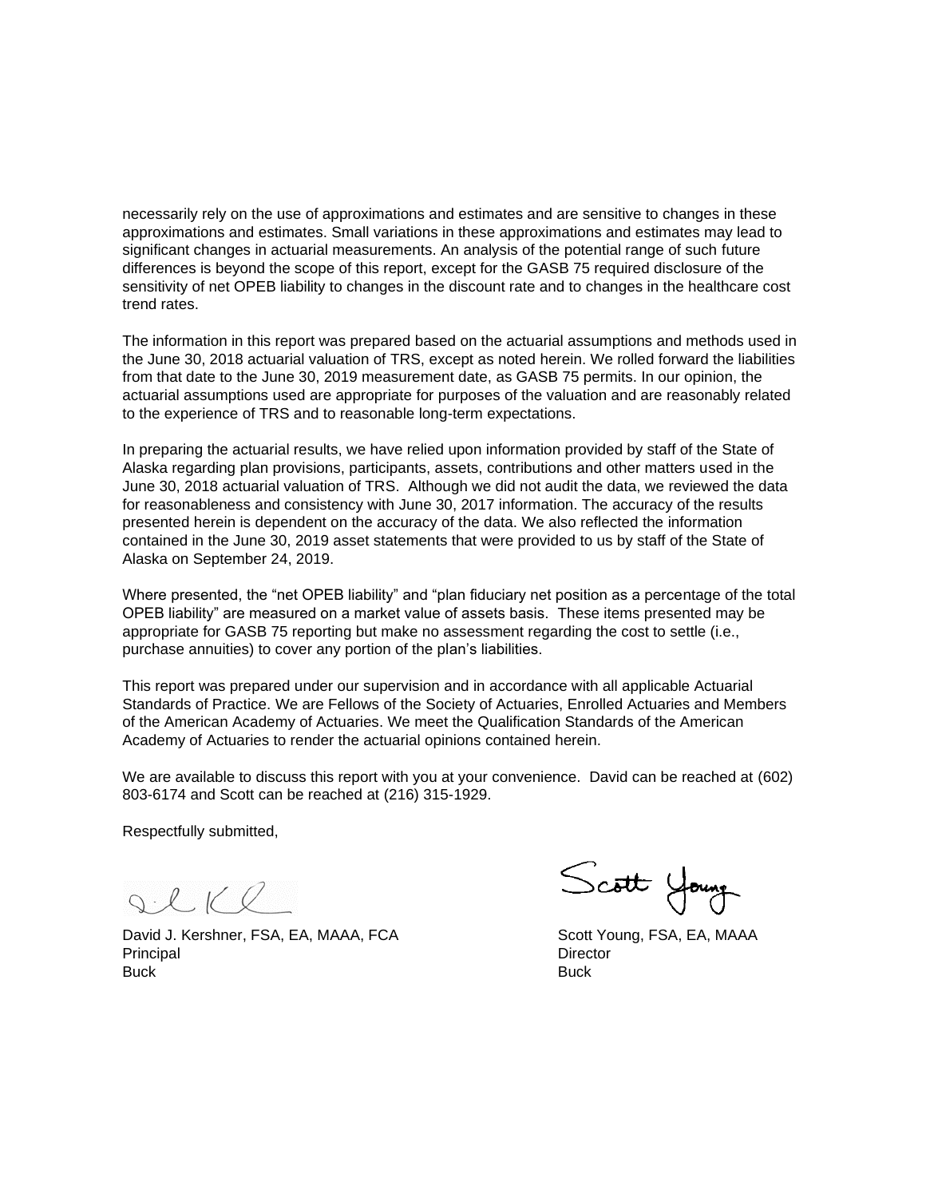necessarily rely on the use of approximations and estimates and are sensitive to changes in these approximations and estimates. Small variations in these approximations and estimates may lead to significant changes in actuarial measurements. An analysis of the potential range of such future differences is beyond the scope of this report, except for the GASB 75 required disclosure of the sensitivity of net OPEB liability to changes in the discount rate and to changes in the healthcare cost trend rates.

The information in this report was prepared based on the actuarial assumptions and methods used in the June 30, 2018 actuarial valuation of TRS, except as noted herein. We rolled forward the liabilities from that date to the June 30, 2019 measurement date, as GASB 75 permits. In our opinion, the actuarial assumptions used are appropriate for purposes of the valuation and are reasonably related to the experience of TRS and to reasonable long-term expectations.

In preparing the actuarial results, we have relied upon information provided by staff of the State of Alaska regarding plan provisions, participants, assets, contributions and other matters used in the June 30, 2018 actuarial valuation of TRS. Although we did not audit the data, we reviewed the data for reasonableness and consistency with June 30, 2017 information. The accuracy of the results presented herein is dependent on the accuracy of the data. We also reflected the information contained in the June 30, 2019 asset statements that were provided to us by staff of the State of Alaska on September 24, 2019.

Where presented, the "net OPEB liability" and "plan fiduciary net position as a percentage of the total OPEB liability" are measured on a market value of assets basis. These items presented may be appropriate for GASB 75 reporting but make no assessment regarding the cost to settle (i.e., purchase annuities) to cover any portion of the plan's liabilities.

This report was prepared under our supervision and in accordance with all applicable Actuarial Standards of Practice. We are Fellows of the Society of Actuaries, Enrolled Actuaries and Members of the American Academy of Actuaries. We meet the Qualification Standards of the American Academy of Actuaries to render the actuarial opinions contained herein.

We are available to discuss this report with you at your convenience. David can be reached at (602) 803-6174 and Scott can be reached at (216) 315-1929.

Respectfully submitted,

David J. Kershner, FSA, EA, MAAA, FCA
Principal
Buck

Scott Young, FSA, EA, MAAA
Director
Buck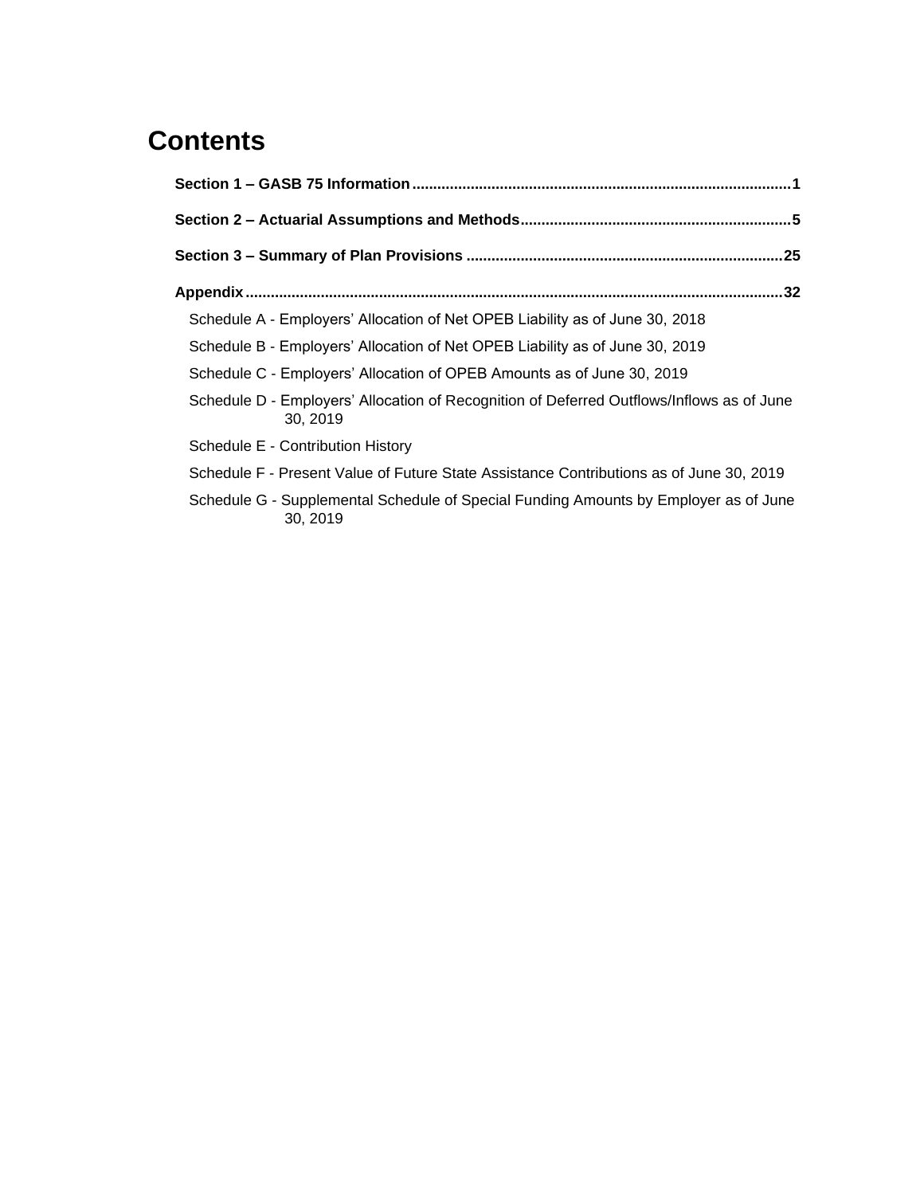# Contents

**Section 1 – GASB 75 Information** .......... **1**

**Section 2 – Actuarial Assumptions and Methods** .......... **5**

**Section 3 – Summary of Plan Provisions** .......... **25**

**Appendix** .......... **32**

- Schedule A - Employers' Allocation of Net OPEB Liability as of June 30, 2018
- Schedule B - Employers' Allocation of Net OPEB Liability as of June 30, 2019
- Schedule C - Employers' Allocation of OPEB Amounts as of June 30, 2019
- Schedule D - Employers' Allocation of Recognition of Deferred Outflows/Inflows as of June 30, 2019
- Schedule E - Contribution History
- Schedule F - Present Value of Future State Assistance Contributions as of June 30, 2019
- Schedule G - Supplemental Schedule of Special Funding Amounts by Employer as of June 30, 2019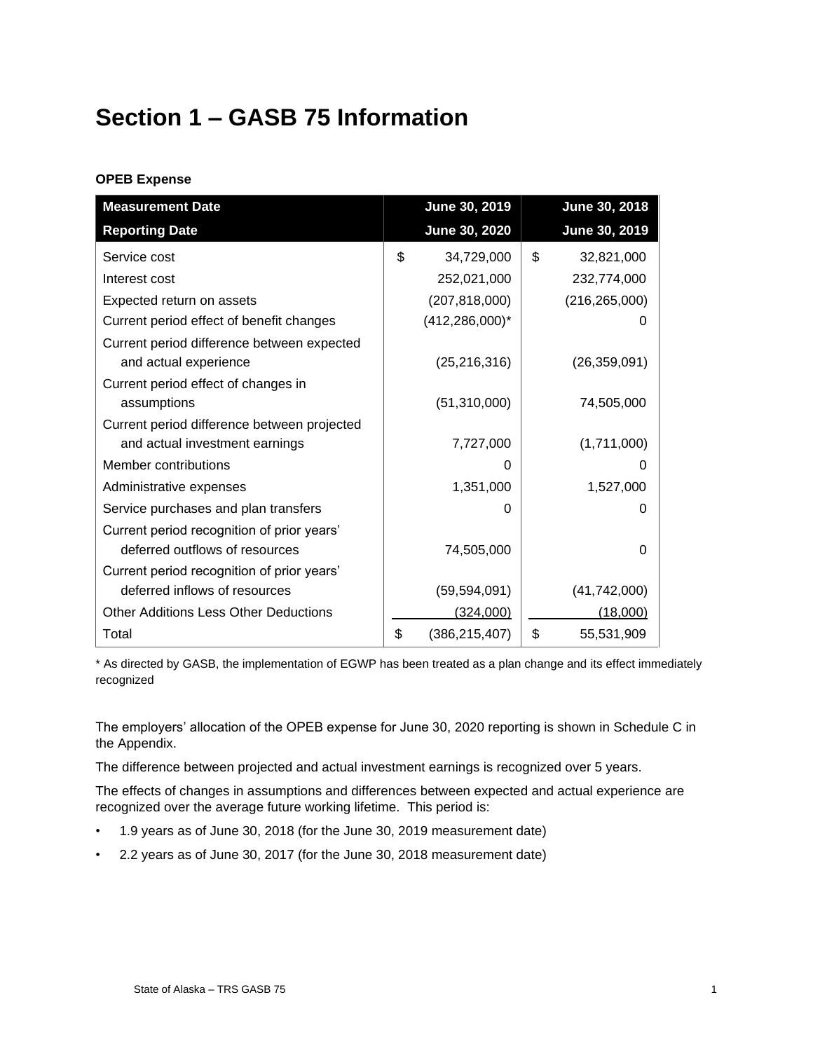# Section 1 – GASB 75 Information

**OPEB Expense**

| Measurement Date | June 30, 2019 | June 30, 2018 |
|---|---|---|
| **Reporting Date** | **June 30, 2020** | **June 30, 2019** |
| Service cost | $ 34,729,000 | $ 32,821,000 |
| Interest cost | 252,021,000 | 232,774,000 |
| Expected return on assets | (207,818,000) | (216,265,000) |
| Current period effect of benefit changes | (412,286,000)* | 0 |
| Current period difference between expected and actual experience | (25,216,316) | (26,359,091) |
| Current period effect of changes in assumptions | (51,310,000) | 74,505,000 |
| Current period difference between projected and actual investment earnings | 7,727,000 | (1,711,000) |
| Member contributions | 0 | 0 |
| Administrative expenses | 1,351,000 | 1,527,000 |
| Service purchases and plan transfers | 0 | 0 |
| Current period recognition of prior years' deferred outflows of resources | 74,505,000 | 0 |
| Current period recognition of prior years' deferred inflows of resources | (59,594,091) | (41,742,000) |
| Other Additions Less Other Deductions | (324,000) | (18,000) |
| Total | $ (386,215,407) | $ 55,531,909 |

* As directed by GASB, the implementation of EGWP has been treated as a plan change and its effect immediately recognized

The employers' allocation of the OPEB expense for June 30, 2020 reporting is shown in Schedule C in the Appendix.

The difference between projected and actual investment earnings is recognized over 5 years.

The effects of changes in assumptions and differences between expected and actual experience are recognized over the average future working lifetime. This period is:

- 1.9 years as of June 30, 2018 (for the June 30, 2019 measurement date)
- 2.2 years as of June 30, 2017 (for the June 30, 2018 measurement date)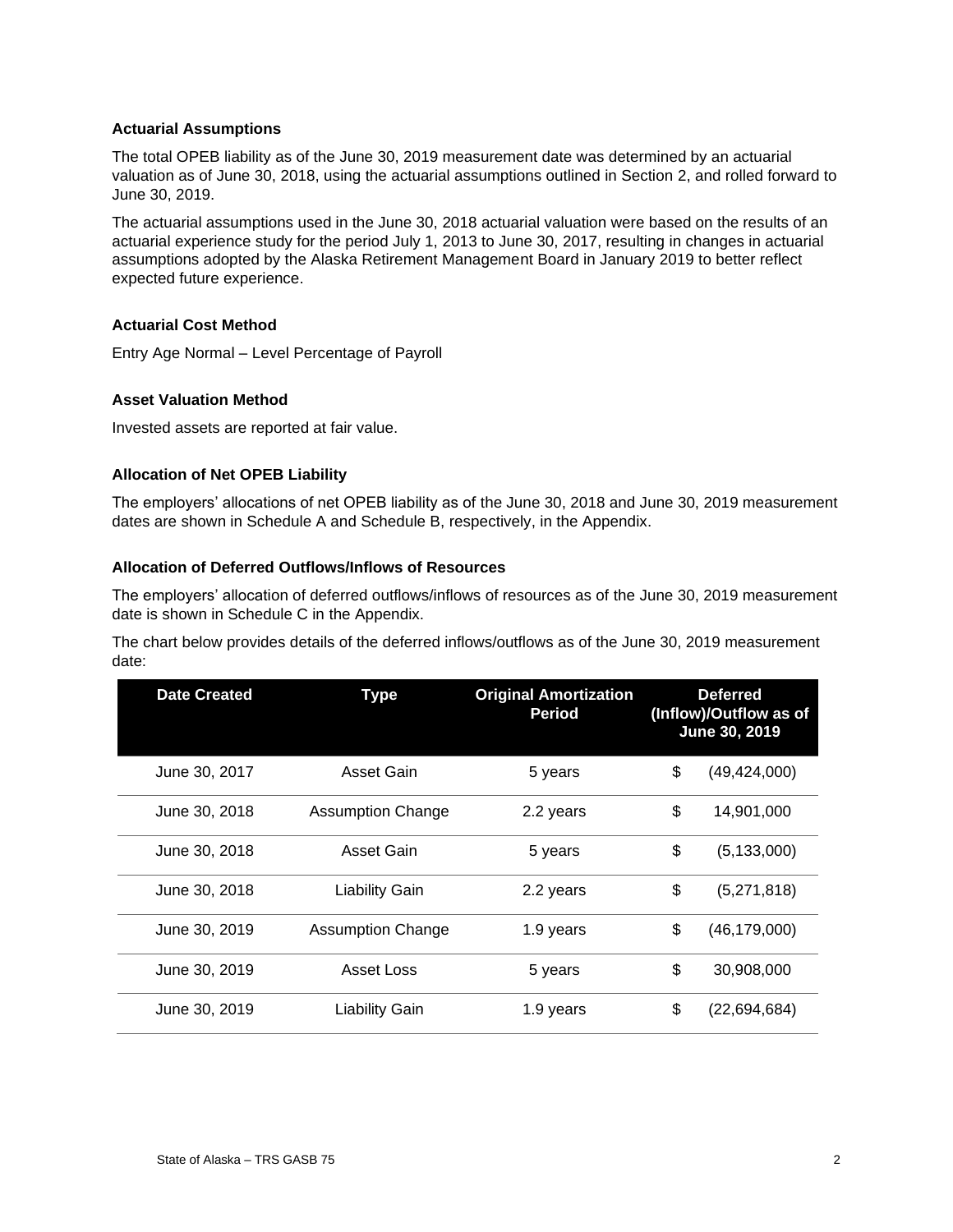### Actuarial Assumptions

The total OPEB liability as of the June 30, 2019 measurement date was determined by an actuarial valuation as of June 30, 2018, using the actuarial assumptions outlined in Section 2, and rolled forward to June 30, 2019.

The actuarial assumptions used in the June 30, 2018 actuarial valuation were based on the results of an actuarial experience study for the period July 1, 2013 to June 30, 2017, resulting in changes in actuarial assumptions adopted by the Alaska Retirement Management Board in January 2019 to better reflect expected future experience.

### Actuarial Cost Method

Entry Age Normal – Level Percentage of Payroll

### Asset Valuation Method

Invested assets are reported at fair value.

### Allocation of Net OPEB Liability

The employers' allocations of net OPEB liability as of the June 30, 2018 and June 30, 2019 measurement dates are shown in Schedule A and Schedule B, respectively, in the Appendix.

### Allocation of Deferred Outflows/Inflows of Resources

The employers' allocation of deferred outflows/inflows of resources as of the June 30, 2019 measurement date is shown in Schedule C in the Appendix.

The chart below provides details of the deferred inflows/outflows as of the June 30, 2019 measurement date:

| Date Created | Type | Original Amortization Period | Deferred (Inflow)/Outflow as of June 30, 2019 |
|---|---|---|---|
| June 30, 2017 | Asset Gain | 5 years | $ (49,424,000) |
| June 30, 2018 | Assumption Change | 2.2 years | $ 14,901,000 |
| June 30, 2018 | Asset Gain | 5 years | $ (5,133,000) |
| June 30, 2018 | Liability Gain | 2.2 years | $ (5,271,818) |
| June 30, 2019 | Assumption Change | 1.9 years | $ (46,179,000) |
| June 30, 2019 | Asset Loss | 5 years | $ 30,908,000 |
| June 30, 2019 | Liability Gain | 1.9 years | $ (22,694,684) |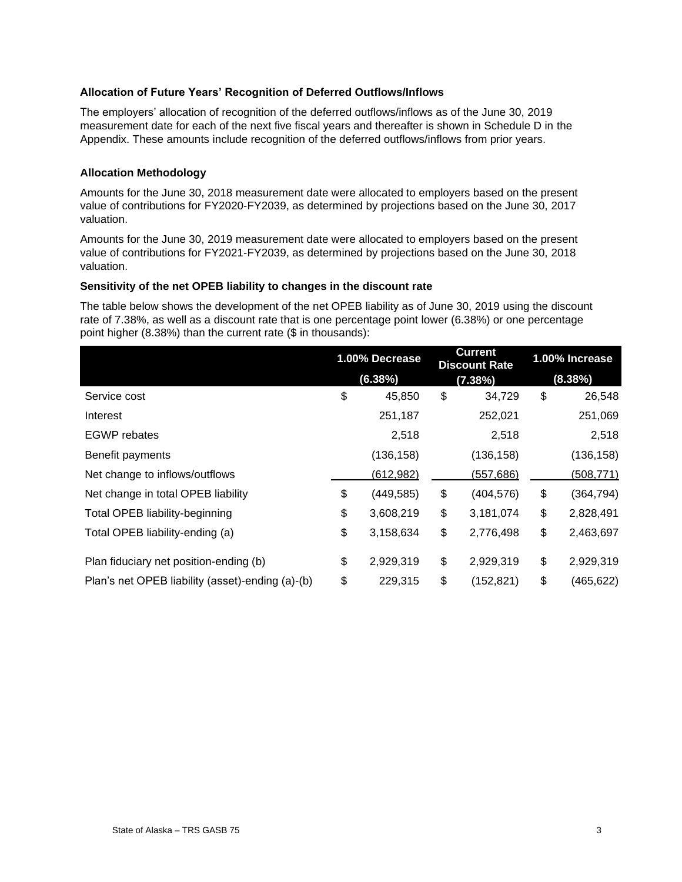### Allocation of Future Years' Recognition of Deferred Outflows/Inflows

The employers' allocation of recognition of the deferred outflows/inflows as of the June 30, 2019 measurement date for each of the next five fiscal years and thereafter is shown in Schedule D in the Appendix. These amounts include recognition of the deferred outflows/inflows from prior years.

### Allocation Methodology

Amounts for the June 30, 2018 measurement date were allocated to employers based on the present value of contributions for FY2020-FY2039, as determined by projections based on the June 30, 2017 valuation.

Amounts for the June 30, 2019 measurement date were allocated to employers based on the present value of contributions for FY2021-FY2039, as determined by projections based on the June 30, 2018 valuation.

### Sensitivity of the net OPEB liability to changes in the discount rate

The table below shows the development of the net OPEB liability as of June 30, 2019 using the discount rate of 7.38%, as well as a discount rate that is one percentage point lower (6.38%) or one percentage point higher (8.38%) than the current rate ($ in thousands):

| | 1.00% Decrease (6.38%) | Current Discount Rate (7.38%) | 1.00% Increase (8.38%) |
|---|---|---|---|
| Service cost | $ 45,850 | $ 34,729 | $ 26,548 |
| Interest | 251,187 | 252,021 | 251,069 |
| EGWP rebates | 2,518 | 2,518 | 2,518 |
| Benefit payments | (136,158) | (136,158) | (136,158) |
| Net change to inflows/outflows | (612,982) | (557,686) | (508,771) |
| Net change in total OPEB liability | $ (449,585) | $ (404,576) | $ (364,794) |
| Total OPEB liability-beginning | $ 3,608,219 | $ 3,181,074 | $ 2,828,491 |
| Total OPEB liability-ending (a) | $ 3,158,634 | $ 2,776,498 | $ 2,463,697 |
| Plan fiduciary net position-ending (b) | $ 2,929,319 | $ 2,929,319 | $ 2,929,319 |
| Plan's net OPEB liability (asset)-ending (a)-(b) | $ 229,315 | $ (152,821) | $ (465,622) |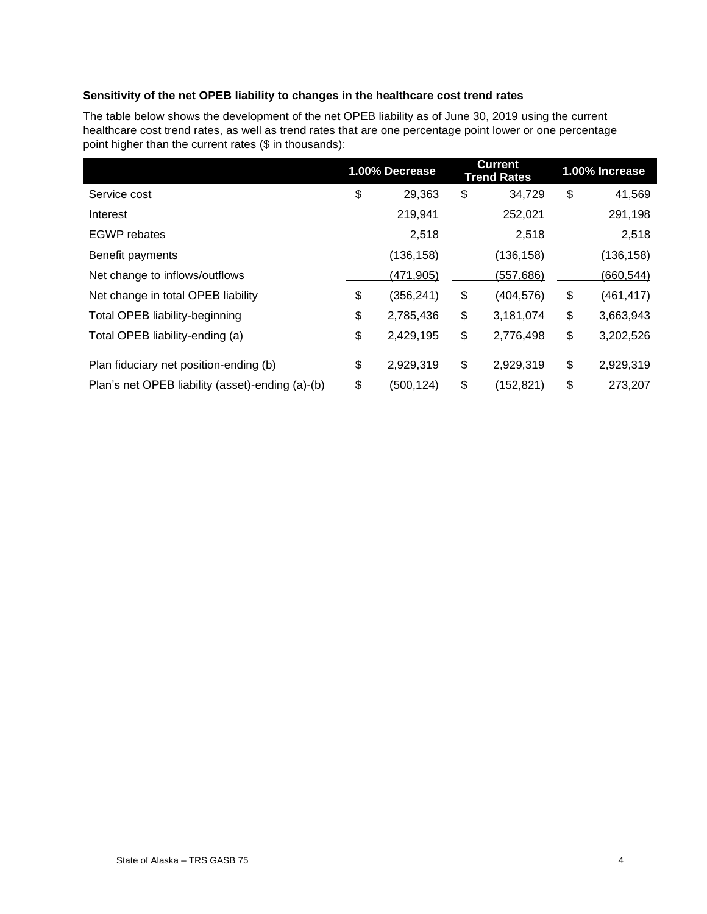**Sensitivity of the net OPEB liability to changes in the healthcare cost trend rates**

The table below shows the development of the net OPEB liability as of June 30, 2019 using the current healthcare cost trend rates, as well as trend rates that are one percentage point lower or one percentage point higher than the current rates ($ in thousands):

| | 1.00% Decrease | Current Trend Rates | 1.00% Increase |
|---|---|---|---|
| Service cost | $ 29,363 | $ 34,729 | $ 41,569 |
| Interest | 219,941 | 252,021 | 291,198 |
| EGWP rebates | 2,518 | 2,518 | 2,518 |
| Benefit payments | (136,158) | (136,158) | (136,158) |
| Net change to inflows/outflows | (471,905) | (557,686) | (660,544) |
| Net change in total OPEB liability | $ (356,241) | $ (404,576) | $ (461,417) |
| Total OPEB liability-beginning | $ 2,785,436 | $ 3,181,074 | $ 3,663,943 |
| Total OPEB liability-ending (a) | $ 2,429,195 | $ 2,776,498 | $ 3,202,526 |
| Plan fiduciary net position-ending (b) | $ 2,929,319 | $ 2,929,319 | $ 2,929,319 |
| Plan's net OPEB liability (asset)-ending (a)-(b) | $ (500,124) | $ (152,821) | $ 273,207 |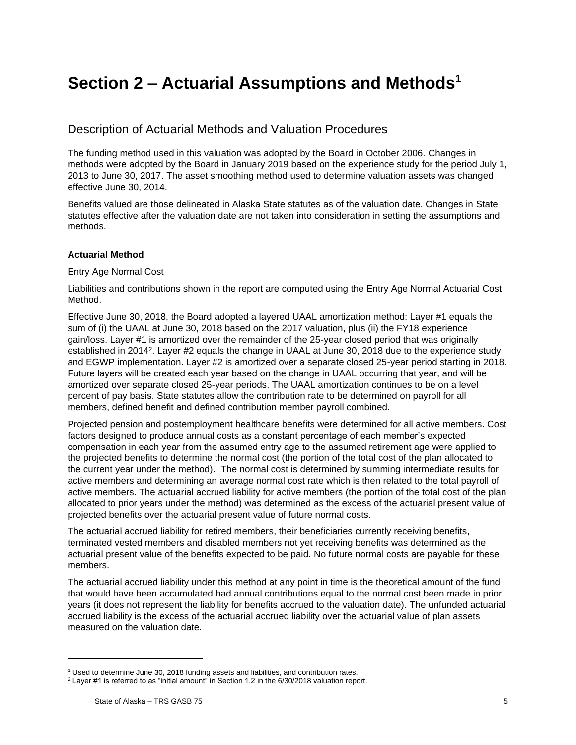# Section 2 – Actuarial Assumptions and Methods[1]

## Description of Actuarial Methods and Valuation Procedures

The funding method used in this valuation was adopted by the Board in October 2006. Changes in methods were adopted by the Board in January 2019 based on the experience study for the period July 1, 2013 to June 30, 2017. The asset smoothing method used to determine valuation assets was changed effective June 30, 2014.

Benefits valued are those delineated in Alaska State statutes as of the valuation date. Changes in State statutes effective after the valuation date are not taken into consideration in setting the assumptions and methods.

**Actuarial Method**

Entry Age Normal Cost

Liabilities and contributions shown in the report are computed using the Entry Age Normal Actuarial Cost Method.

Effective June 30, 2018, the Board adopted a layered UAAL amortization method: Layer #1 equals the sum of (i) the UAAL at June 30, 2018 based on the 2017 valuation, plus (ii) the FY18 experience gain/loss. Layer #1 is amortized over the remainder of the 25-year closed period that was originally established in 2014[2]. Layer #2 equals the change in UAAL at June 30, 2018 due to the experience study and EGWP implementation. Layer #2 is amortized over a separate closed 25-year period starting in 2018. Future layers will be created each year based on the change in UAAL occurring that year, and will be amortized over separate closed 25-year periods. The UAAL amortization continues to be on a level percent of pay basis. State statutes allow the contribution rate to be determined on payroll for all members, defined benefit and defined contribution member payroll combined.

Projected pension and postemployment healthcare benefits were determined for all active members. Cost factors designed to produce annual costs as a constant percentage of each member's expected compensation in each year from the assumed entry age to the assumed retirement age were applied to the projected benefits to determine the normal cost (the portion of the total cost of the plan allocated to the current year under the method). The normal cost is determined by summing intermediate results for active members and determining an average normal cost rate which is then related to the total payroll of active members. The actuarial accrued liability for active members (the portion of the total cost of the plan allocated to prior years under the method) was determined as the excess of the actuarial present value of projected benefits over the actuarial present value of future normal costs.

The actuarial accrued liability for retired members, their beneficiaries currently receiving benefits, terminated vested members and disabled members not yet receiving benefits was determined as the actuarial present value of the benefits expected to be paid. No future normal costs are payable for these members.

The actuarial accrued liability under this method at any point in time is the theoretical amount of the fund that would have been accumulated had annual contributions equal to the normal cost been made in prior years (it does not represent the liability for benefits accrued to the valuation date). The unfunded actuarial accrued liability is the excess of the actuarial accrued liability over the actuarial value of plan assets measured on the valuation date.

---

[1] Used to determine June 30, 2018 funding assets and liabilities, and contribution rates.

[2] Layer #1 is referred to as "initial amount" in Section 1.2 in the 6/30/2018 valuation report.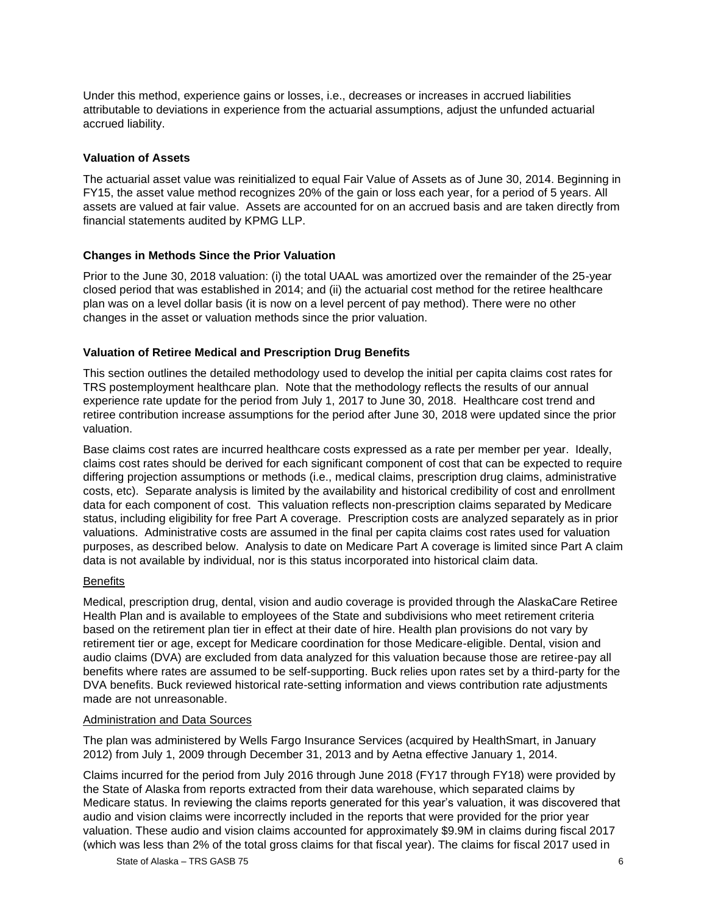Under this method, experience gains or losses, i.e., decreases or increases in accrued liabilities attributable to deviations in experience from the actuarial assumptions, adjust the unfunded actuarial accrued liability.

### Valuation of Assets

The actuarial asset value was reinitialized to equal Fair Value of Assets as of June 30, 2014. Beginning in FY15, the asset value method recognizes 20% of the gain or loss each year, for a period of 5 years. All assets are valued at fair value. Assets are accounted for on an accrued basis and are taken directly from financial statements audited by KPMG LLP.

### Changes in Methods Since the Prior Valuation

Prior to the June 30, 2018 valuation: (i) the total UAAL was amortized over the remainder of the 25-year closed period that was established in 2014; and (ii) the actuarial cost method for the retiree healthcare plan was on a level dollar basis (it is now on a level percent of pay method). There were no other changes in the asset or valuation methods since the prior valuation.

### Valuation of Retiree Medical and Prescription Drug Benefits

This section outlines the detailed methodology used to develop the initial per capita claims cost rates for TRS postemployment healthcare plan. Note that the methodology reflects the results of our annual experience rate update for the period from July 1, 2017 to June 30, 2018. Healthcare cost trend and retiree contribution increase assumptions for the period after June 30, 2018 were updated since the prior valuation.

Base claims cost rates are incurred healthcare costs expressed as a rate per member per year. Ideally, claims cost rates should be derived for each significant component of cost that can be expected to require differing projection assumptions or methods (i.e., medical claims, prescription drug claims, administrative costs, etc). Separate analysis is limited by the availability and historical credibility of cost and enrollment data for each component of cost. This valuation reflects non-prescription claims separated by Medicare status, including eligibility for free Part A coverage. Prescription costs are analyzed separately as in prior valuations. Administrative costs are assumed in the final per capita claims cost rates used for valuation purposes, as described below. Analysis to date on Medicare Part A coverage is limited since Part A claim data is not available by individual, nor is this status incorporated into historical claim data.

Benefits

Medical, prescription drug, dental, vision and audio coverage is provided through the AlaskaCare Retiree Health Plan and is available to employees of the State and subdivisions who meet retirement criteria based on the retirement plan tier in effect at their date of hire. Health plan provisions do not vary by retirement tier or age, except for Medicare coordination for those Medicare-eligible. Dental, vision and audio claims (DVA) are excluded from data analyzed for this valuation because those are retiree-pay all benefits where rates are assumed to be self-supporting. Buck relies upon rates set by a third-party for the DVA benefits. Buck reviewed historical rate-setting information and views contribution rate adjustments made are not unreasonable.

Administration and Data Sources

The plan was administered by Wells Fargo Insurance Services (acquired by HealthSmart, in January 2012) from July 1, 2009 through December 31, 2013 and by Aetna effective January 1, 2014.

Claims incurred for the period from July 2016 through June 2018 (FY17 through FY18) were provided by the State of Alaska from reports extracted from their data warehouse, which separated claims by Medicare status. In reviewing the claims reports generated for this year's valuation, it was discovered that audio and vision claims were incorrectly included in the reports that were provided for the prior year valuation. These audio and vision claims accounted for approximately $9.9M in claims during fiscal 2017 (which was less than 2% of the total gross claims for that fiscal year). The claims for fiscal 2017 used in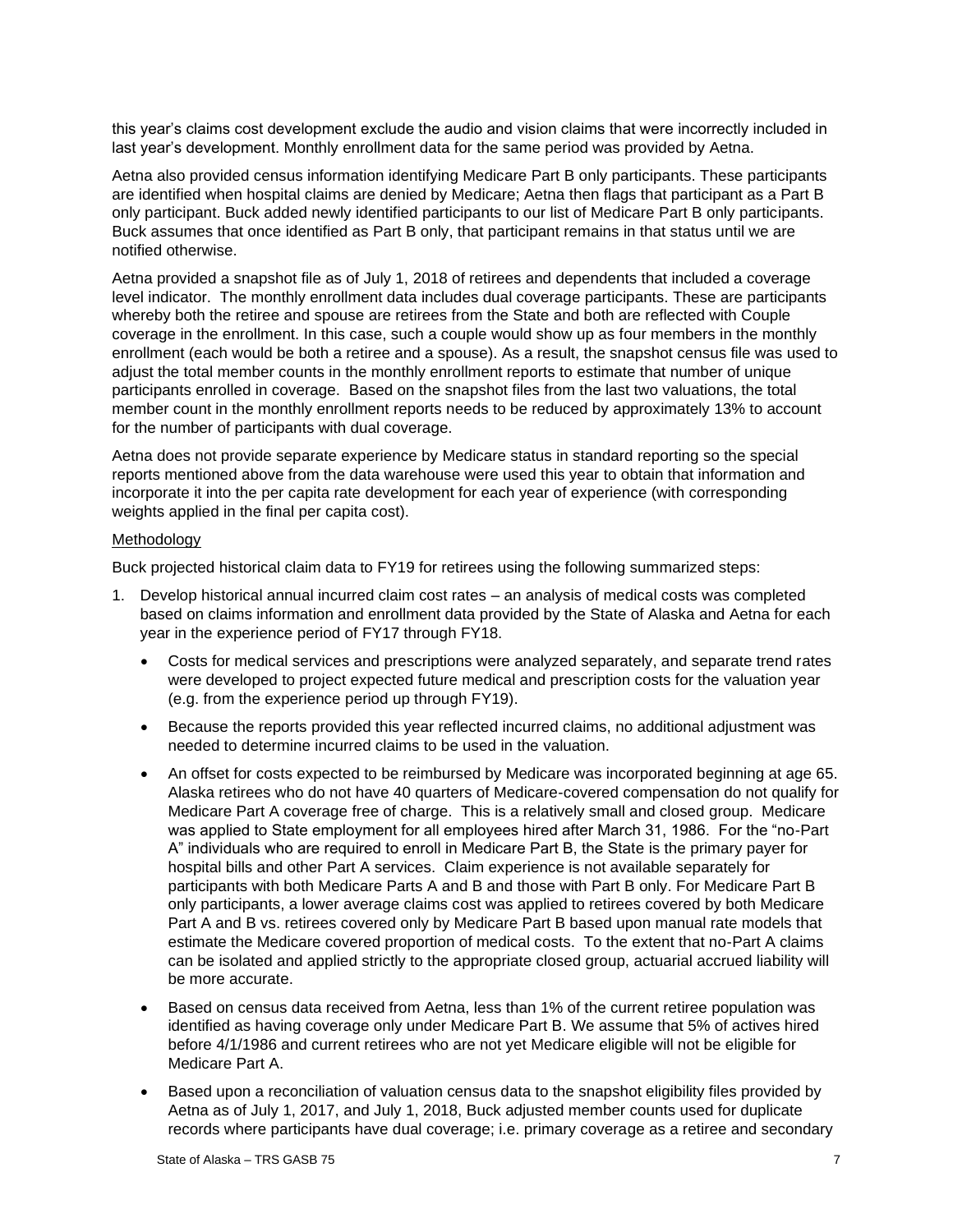this year's claims cost development exclude the audio and vision claims that were incorrectly included in last year's development. Monthly enrollment data for the same period was provided by Aetna.

Aetna also provided census information identifying Medicare Part B only participants. These participants are identified when hospital claims are denied by Medicare; Aetna then flags that participant as a Part B only participant. Buck added newly identified participants to our list of Medicare Part B only participants. Buck assumes that once identified as Part B only, that participant remains in that status until we are notified otherwise.

Aetna provided a snapshot file as of July 1, 2018 of retirees and dependents that included a coverage level indicator. The monthly enrollment data includes dual coverage participants. These are participants whereby both the retiree and spouse are retirees from the State and both are reflected with Couple coverage in the enrollment. In this case, such a couple would show up as four members in the monthly enrollment (each would be both a retiree and a spouse). As a result, the snapshot census file was used to adjust the total member counts in the monthly enrollment reports to estimate that number of unique participants enrolled in coverage. Based on the snapshot files from the last two valuations, the total member count in the monthly enrollment reports needs to be reduced by approximately 13% to account for the number of participants with dual coverage.

Aetna does not provide separate experience by Medicare status in standard reporting so the special reports mentioned above from the data warehouse were used this year to obtain that information and incorporate it into the per capita rate development for each year of experience (with corresponding weights applied in the final per capita cost).

Methodology

Buck projected historical claim data to FY19 for retirees using the following summarized steps:

1. Develop historical annual incurred claim cost rates – an analysis of medical costs was completed based on claims information and enrollment data provided by the State of Alaska and Aetna for each year in the experience period of FY17 through FY18.
   - Costs for medical services and prescriptions were analyzed separately, and separate trend rates were developed to project expected future medical and prescription costs for the valuation year (e.g. from the experience period up through FY19).
   - Because the reports provided this year reflected incurred claims, no additional adjustment was needed to determine incurred claims to be used in the valuation.
   - An offset for costs expected to be reimbursed by Medicare was incorporated beginning at age 65. Alaska retirees who do not have 40 quarters of Medicare-covered compensation do not qualify for Medicare Part A coverage free of charge. This is a relatively small and closed group. Medicare was applied to State employment for all employees hired after March 31, 1986. For the "no-Part A" individuals who are required to enroll in Medicare Part B, the State is the primary payer for hospital bills and other Part A services. Claim experience is not available separately for participants with both Medicare Parts A and B and those with Part B only. For Medicare Part B only participants, a lower average claims cost was applied to retirees covered by both Medicare Part A and B vs. retirees covered only by Medicare Part B based upon manual rate models that estimate the Medicare covered proportion of medical costs. To the extent that no-Part A claims can be isolated and applied strictly to the appropriate closed group, actuarial accrued liability will be more accurate.
   - Based on census data received from Aetna, less than 1% of the current retiree population was identified as having coverage only under Medicare Part B. We assume that 5% of actives hired before 4/1/1986 and current retirees who are not yet Medicare eligible will not be eligible for Medicare Part A.
   - Based upon a reconciliation of valuation census data to the snapshot eligibility files provided by Aetna as of July 1, 2017, and July 1, 2018, Buck adjusted member counts used for duplicate records where participants have dual coverage; i.e. primary coverage as a retiree and secondary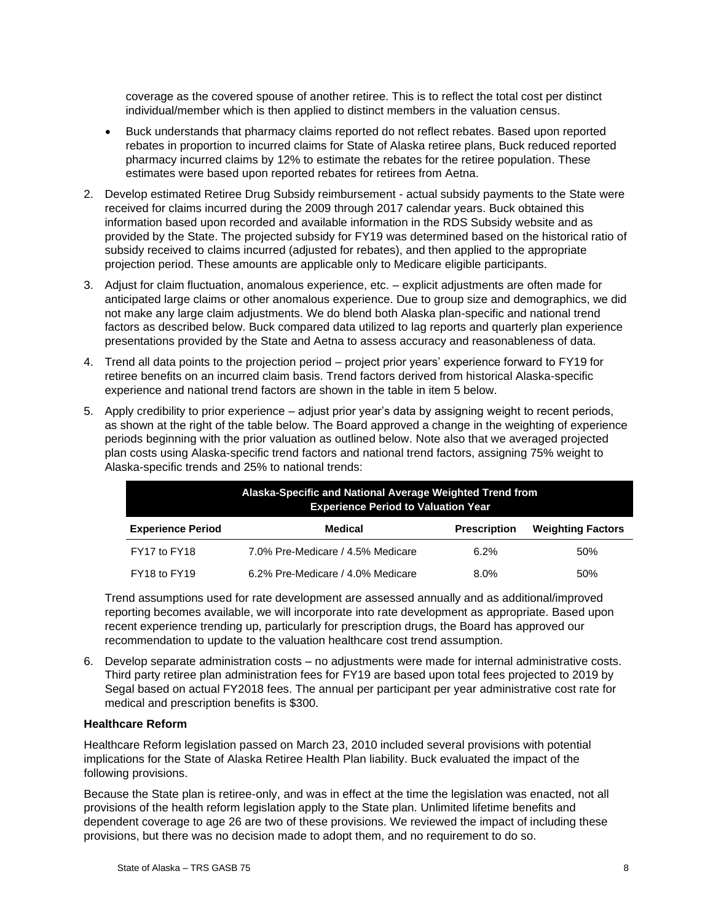coverage as the covered spouse of another retiree. This is to reflect the total cost per distinct individual/member which is then applied to distinct members in the valuation census.

- Buck understands that pharmacy claims reported do not reflect rebates. Based upon reported rebates in proportion to incurred claims for State of Alaska retiree plans, Buck reduced reported pharmacy incurred claims by 12% to estimate the rebates for the retiree population. These estimates were based upon reported rebates for retirees from Aetna.

2. Develop estimated Retiree Drug Subsidy reimbursement - actual subsidy payments to the State were received for claims incurred during the 2009 through 2017 calendar years. Buck obtained this information based upon recorded and available information in the RDS Subsidy website and as provided by the State. The projected subsidy for FY19 was determined based on the historical ratio of subsidy received to claims incurred (adjusted for rebates), and then applied to the appropriate projection period. These amounts are applicable only to Medicare eligible participants.

3. Adjust for claim fluctuation, anomalous experience, etc. – explicit adjustments are often made for anticipated large claims or other anomalous experience. Due to group size and demographics, we did not make any large claim adjustments. We do blend both Alaska plan-specific and national trend factors as described below. Buck compared data utilized to lag reports and quarterly plan experience presentations provided by the State and Aetna to assess accuracy and reasonableness of data.

4. Trend all data points to the projection period – project prior years' experience forward to FY19 for retiree benefits on an incurred claim basis. Trend factors derived from historical Alaska-specific experience and national trend factors are shown in the table in item 5 below.

5. Apply credibility to prior experience – adjust prior year's data by assigning weight to recent periods, as shown at the right of the table below. The Board approved a change in the weighting of experience periods beginning with the prior valuation as outlined below. Note also that we averaged projected plan costs using Alaska-specific trend factors and national trend factors, assigning 75% weight to Alaska-specific trends and 25% to national trends:

| Alaska-Specific and National Average Weighted Trend from Experience Period to Valuation Year | | | |
|---|---|---|---|
| **Experience Period** | **Medical** | **Prescription** | **Weighting Factors** |
| FY17 to FY18 | 7.0% Pre-Medicare / 4.5% Medicare | 6.2% | 50% |
| FY18 to FY19 | 6.2% Pre-Medicare / 4.0% Medicare | 8.0% | 50% |

Trend assumptions used for rate development are assessed annually and as additional/improved reporting becomes available, we will incorporate into rate development as appropriate. Based upon recent experience trending up, particularly for prescription drugs, the Board has approved our recommendation to update to the valuation healthcare cost trend assumption.

6. Develop separate administration costs – no adjustments were made for internal administrative costs. Third party retiree plan administration fees for FY19 are based upon total fees projected to 2019 by Segal based on actual FY2018 fees. The annual per participant per year administrative cost rate for medical and prescription benefits is $300.

**Healthcare Reform**

Healthcare Reform legislation passed on March 23, 2010 included several provisions with potential implications for the State of Alaska Retiree Health Plan liability. Buck evaluated the impact of the following provisions.

Because the State plan is retiree-only, and was in effect at the time the legislation was enacted, not all provisions of the health reform legislation apply to the State plan. Unlimited lifetime benefits and dependent coverage to age 26 are two of these provisions. We reviewed the impact of including these provisions, but there was no decision made to adopt them, and no requirement to do so.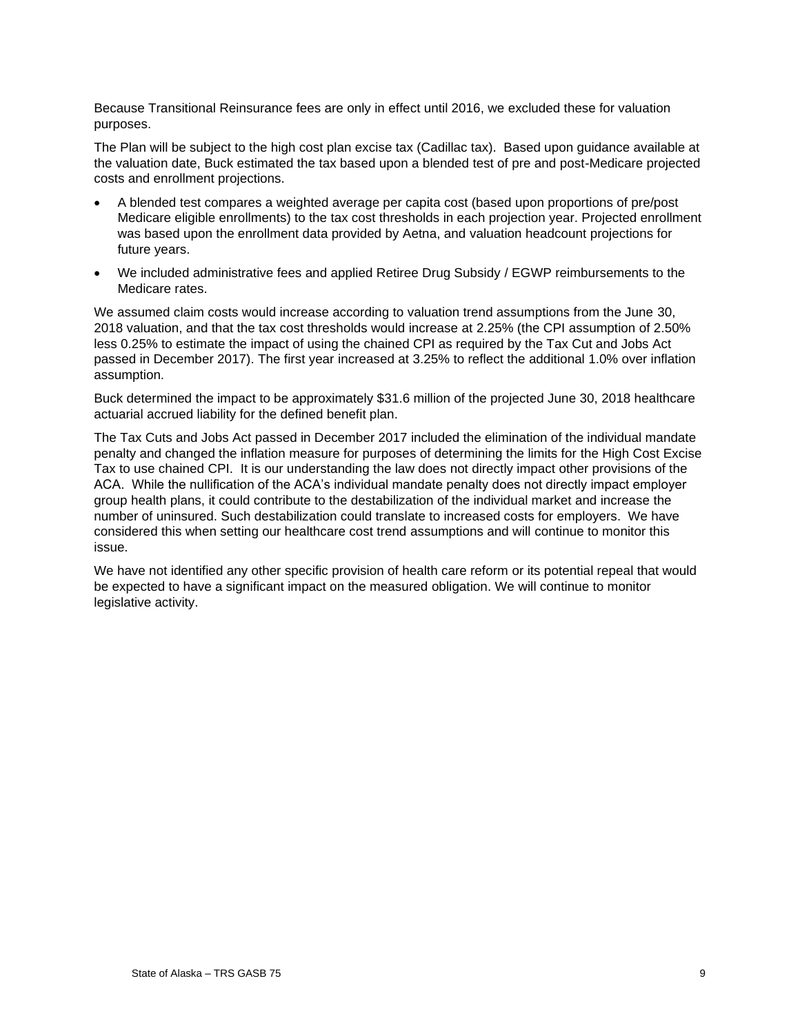Because Transitional Reinsurance fees are only in effect until 2016, we excluded these for valuation purposes.

The Plan will be subject to the high cost plan excise tax (Cadillac tax). Based upon guidance available at the valuation date, Buck estimated the tax based upon a blended test of pre and post-Medicare projected costs and enrollment projections.

- A blended test compares a weighted average per capita cost (based upon proportions of pre/post Medicare eligible enrollments) to the tax cost thresholds in each projection year. Projected enrollment was based upon the enrollment data provided by Aetna, and valuation headcount projections for future years.
- We included administrative fees and applied Retiree Drug Subsidy / EGWP reimbursements to the Medicare rates.

We assumed claim costs would increase according to valuation trend assumptions from the June 30, 2018 valuation, and that the tax cost thresholds would increase at 2.25% (the CPI assumption of 2.50% less 0.25% to estimate the impact of using the chained CPI as required by the Tax Cut and Jobs Act passed in December 2017). The first year increased at 3.25% to reflect the additional 1.0% over inflation assumption.

Buck determined the impact to be approximately $31.6 million of the projected June 30, 2018 healthcare actuarial accrued liability for the defined benefit plan.

The Tax Cuts and Jobs Act passed in December 2017 included the elimination of the individual mandate penalty and changed the inflation measure for purposes of determining the limits for the High Cost Excise Tax to use chained CPI. It is our understanding the law does not directly impact other provisions of the ACA. While the nullification of the ACA's individual mandate penalty does not directly impact employer group health plans, it could contribute to the destabilization of the individual market and increase the number of uninsured. Such destabilization could translate to increased costs for employers. We have considered this when setting our healthcare cost trend assumptions and will continue to monitor this issue.

We have not identified any other specific provision of health care reform or its potential repeal that would be expected to have a significant impact on the measured obligation. We will continue to monitor legislative activity.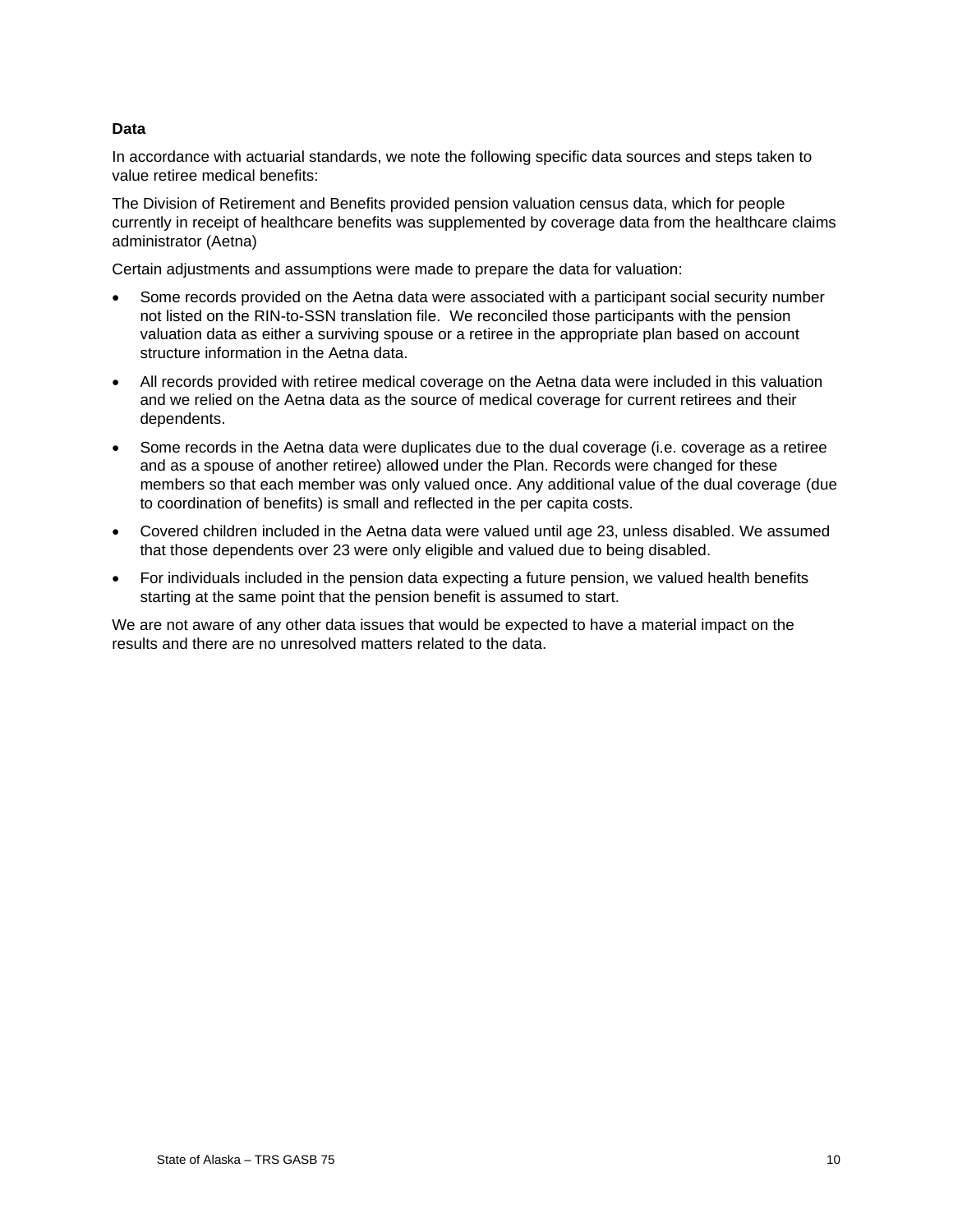**Data**

In accordance with actuarial standards, we note the following specific data sources and steps taken to value retiree medical benefits:

The Division of Retirement and Benefits provided pension valuation census data, which for people currently in receipt of healthcare benefits was supplemented by coverage data from the healthcare claims administrator (Aetna)

Certain adjustments and assumptions were made to prepare the data for valuation:

- Some records provided on the Aetna data were associated with a participant social security number not listed on the RIN-to-SSN translation file. We reconciled those participants with the pension valuation data as either a surviving spouse or a retiree in the appropriate plan based on account structure information in the Aetna data.
- All records provided with retiree medical coverage on the Aetna data were included in this valuation and we relied on the Aetna data as the source of medical coverage for current retirees and their dependents.
- Some records in the Aetna data were duplicates due to the dual coverage (i.e. coverage as a retiree and as a spouse of another retiree) allowed under the Plan. Records were changed for these members so that each member was only valued once. Any additional value of the dual coverage (due to coordination of benefits) is small and reflected in the per capita costs.
- Covered children included in the Aetna data were valued until age 23, unless disabled. We assumed that those dependents over 23 were only eligible and valued due to being disabled.
- For individuals included in the pension data expecting a future pension, we valued health benefits starting at the same point that the pension benefit is assumed to start.

We are not aware of any other data issues that would be expected to have a material impact on the results and there are no unresolved matters related to the data.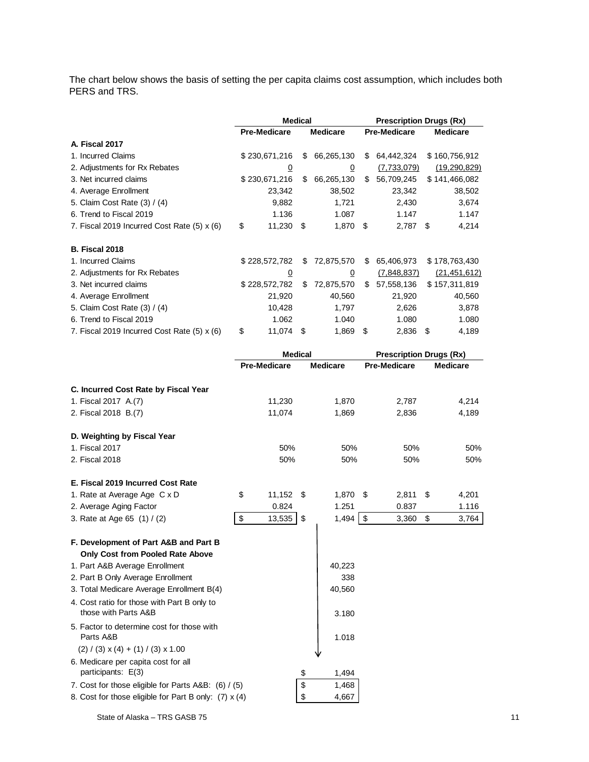The chart below shows the basis of setting the per capita claims cost assumption, which includes both PERS and TRS.

| | Medical | | Prescription Drugs (Rx) | |
|---|---|---|---|---|
| | Pre-Medicare | Medicare | Pre-Medicare | Medicare |
| **A. Fiscal 2017** | | | | |
| 1. Incurred Claims | $ 230,671,216 | $ 66,265,130 | $ 64,442,324 | $ 160,756,912 |
| 2. Adjustments for Rx Rebates | 0 | 0 | (7,733,079) | (19,290,829) |
| 3. Net incurred claims | $ 230,671,216 | $ 66,265,130 | $ 56,709,245 | $ 141,466,082 |
| 4. Average Enrollment | 23,342 | 38,502 | 23,342 | 38,502 |
| 5. Claim Cost Rate (3) / (4) | 9,882 | 1,721 | 2,430 | 3,674 |
| 6. Trend to Fiscal 2019 | 1.136 | 1.087 | 1.147 | 1.147 |
| 7. Fiscal 2019 Incurred Cost Rate (5) x (6) | $ 11,230 | $ 1,870 | $ 2,787 | $ 4,214 |
| **B. Fiscal 2018** | | | | |
| 1. Incurred Claims | $ 228,572,782 | $ 72,875,570 | $ 65,406,973 | $ 178,763,430 |
| 2. Adjustments for Rx Rebates | 0 | 0 | (7,848,837) | (21,451,612) |
| 3. Net incurred claims | $ 228,572,782 | $ 72,875,570 | $ 57,558,136 | $ 157,311,819 |
| 4. Average Enrollment | 21,920 | 40,560 | 21,920 | 40,560 |
| 5. Claim Cost Rate (3) / (4) | 10,428 | 1,797 | 2,626 | 3,878 |
| 6. Trend to Fiscal 2019 | 1.062 | 1.040 | 1.080 | 1.080 |
| 7. Fiscal 2019 Incurred Cost Rate (5) x (6) | $ 11,074 | $ 1,869 | $ 2,836 | $ 4,189 |

| | Medical | | Prescription Drugs (Rx) | |
|---|---|---|---|---|
| | Pre-Medicare | Medicare | Pre-Medicare | Medicare |
| **C. Incurred Cost Rate by Fiscal Year** | | | | |
| 1. Fiscal 2017 A.(7) | 11,230 | 1,870 | 2,787 | 4,214 |
| 2. Fiscal 2018 B.(7) | 11,074 | 1,869 | 2,836 | 4,189 |
| **D. Weighting by Fiscal Year** | | | | |
| 1. Fiscal 2017 | 50% | 50% | 50% | 50% |
| 2. Fiscal 2018 | 50% | 50% | 50% | 50% |
| **E. Fiscal 2019 Incurred Cost Rate** | | | | |
| 1. Rate at Average Age C x D | $ 11,152 | $ 1,870 | $ 2,811 | $ 4,201 |
| 2. Average Aging Factor | 0.824 | 1.251 | 0.837 | 1.116 |
| 3. Rate at Age 65 (1) / (2) | $ 13,535 | $ 1,494 | $ 3,360 | $ 3,764 |
| **F. Development of Part A&B and Part B Only Cost from Pooled Rate Above** | | | | |
| 1. Part A&B Average Enrollment | | 40,223 | | |
| 2. Part B Only Average Enrollment | | 338 | | |
| 3. Total Medicare Average Enrollment B(4) | | 40,560 | | |
| 4. Cost ratio for those with Part B only to those with Parts A&B | | 3.180 | | |
| 5. Factor to determine cost for those with Parts A&B (2) / (3) x (4) + (1) / (3) x 1.00 | | 1.018 | | |
| 6. Medicare per capita cost for all participants: E(3) | | $ 1,494 | | |
| 7. Cost for those eligible for Parts A&B: (6) / (5) | | $ 1,468 | | |
| 8. Cost for those eligible for Part B only: (7) x (4) | | $ 4,667 | | |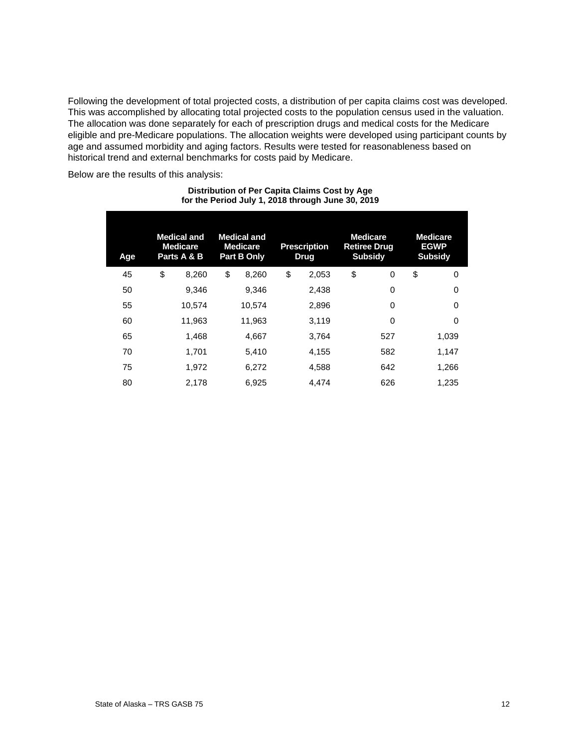Following the development of total projected costs, a distribution of per capita claims cost was developed. This was accomplished by allocating total projected costs to the population census used in the valuation. The allocation was done separately for each of prescription drugs and medical costs for the Medicare eligible and pre-Medicare populations. The allocation weights were developed using participant counts by age and assumed morbidity and aging factors. Results were tested for reasonableness based on historical trend and external benchmarks for costs paid by Medicare.

Below are the results of this analysis:

**Distribution of Per Capita Claims Cost by Age for the Period July 1, 2018 through June 30, 2019**

| Age | Medical and Medicare Parts A & B | Medical and Medicare Part B Only | Prescription Drug | Medicare Retiree Drug Subsidy | Medicare EGWP Subsidy |
|---|---|---|---|---|---|
| 45 | $ 8,260 | $ 8,260 | $ 2,053 | $ 0 | $ 0 |
| 50 | 9,346 | 9,346 | 2,438 | 0 | 0 |
| 55 | 10,574 | 10,574 | 2,896 | 0 | 0 |
| 60 | 11,963 | 11,963 | 3,119 | 0 | 0 |
| 65 | 1,468 | 4,667 | 3,764 | 527 | 1,039 |
| 70 | 1,701 | 5,410 | 4,155 | 582 | 1,147 |
| 75 | 1,972 | 6,272 | 4,588 | 642 | 1,266 |
| 80 | 2,178 | 6,925 | 4,474 | 626 | 1,235 |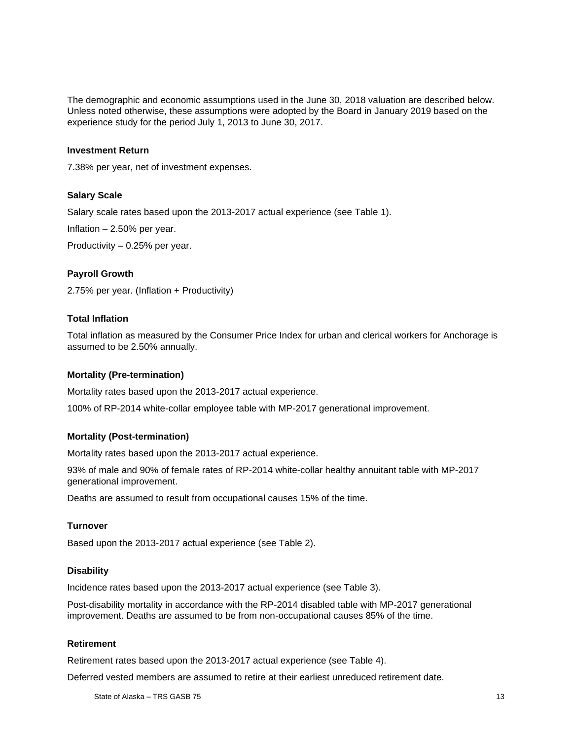The demographic and economic assumptions used in the June 30, 2018 valuation are described below. Unless noted otherwise, these assumptions were adopted by the Board in January 2019 based on the experience study for the period July 1, 2013 to June 30, 2017.

**Investment Return**

7.38% per year, net of investment expenses.

**Salary Scale**

Salary scale rates based upon the 2013-2017 actual experience (see Table 1).

Inflation – 2.50% per year.

Productivity – 0.25% per year.

**Payroll Growth**

2.75% per year. (Inflation + Productivity)

**Total Inflation**

Total inflation as measured by the Consumer Price Index for urban and clerical workers for Anchorage is assumed to be 2.50% annually.

**Mortality (Pre-termination)**

Mortality rates based upon the 2013-2017 actual experience.

100% of RP-2014 white-collar employee table with MP-2017 generational improvement.

**Mortality (Post-termination)**

Mortality rates based upon the 2013-2017 actual experience.

93% of male and 90% of female rates of RP-2014 white-collar healthy annuitant table with MP-2017 generational improvement.

Deaths are assumed to result from occupational causes 15% of the time.

**Turnover**

Based upon the 2013-2017 actual experience (see Table 2).

**Disability**

Incidence rates based upon the 2013-2017 actual experience (see Table 3).

Post-disability mortality in accordance with the RP-2014 disabled table with MP-2017 generational improvement. Deaths are assumed to be from non-occupational causes 85% of the time.

**Retirement**

Retirement rates based upon the 2013-2017 actual experience (see Table 4).

Deferred vested members are assumed to retire at their earliest unreduced retirement date.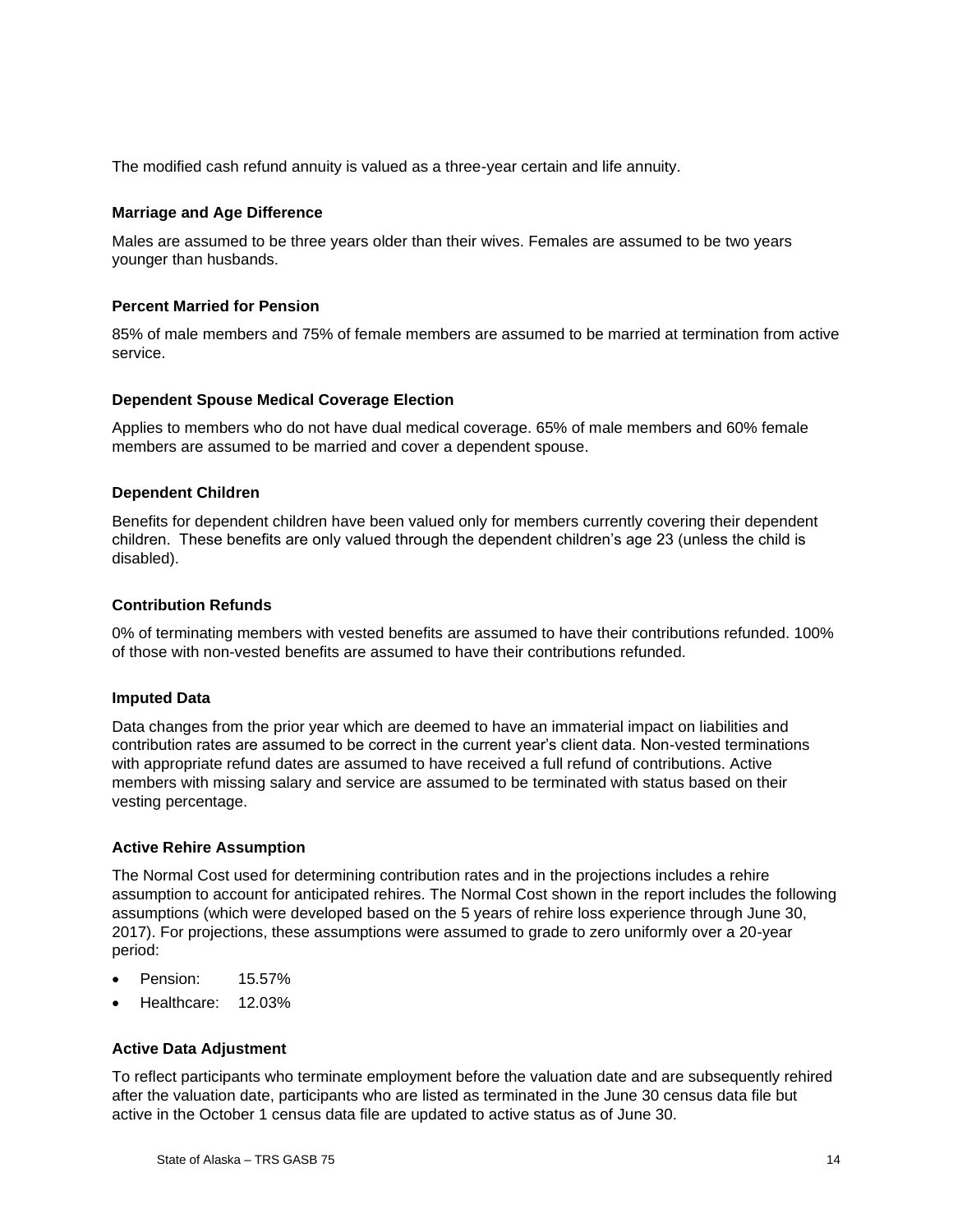The modified cash refund annuity is valued as a three-year certain and life annuity.

### Marriage and Age Difference

Males are assumed to be three years older than their wives. Females are assumed to be two years younger than husbands.

### Percent Married for Pension

85% of male members and 75% of female members are assumed to be married at termination from active service.

### Dependent Spouse Medical Coverage Election

Applies to members who do not have dual medical coverage. 65% of male members and 60% female members are assumed to be married and cover a dependent spouse.

### Dependent Children

Benefits for dependent children have been valued only for members currently covering their dependent children. These benefits are only valued through the dependent children's age 23 (unless the child is disabled).

### Contribution Refunds

0% of terminating members with vested benefits are assumed to have their contributions refunded. 100% of those with non-vested benefits are assumed to have their contributions refunded.

### Imputed Data

Data changes from the prior year which are deemed to have an immaterial impact on liabilities and contribution rates are assumed to be correct in the current year's client data. Non-vested terminations with appropriate refund dates are assumed to have received a full refund of contributions. Active members with missing salary and service are assumed to be terminated with status based on their vesting percentage.

### Active Rehire Assumption

The Normal Cost used for determining contribution rates and in the projections includes a rehire assumption to account for anticipated rehires. The Normal Cost shown in the report includes the following assumptions (which were developed based on the 5 years of rehire loss experience through June 30, 2017). For projections, these assumptions were assumed to grade to zero uniformly over a 20-year period:

- Pension: 15.57%
- Healthcare: 12.03%

### Active Data Adjustment

To reflect participants who terminate employment before the valuation date and are subsequently rehired after the valuation date, participants who are listed as terminated in the June 30 census data file but active in the October 1 census data file are updated to active status as of June 30.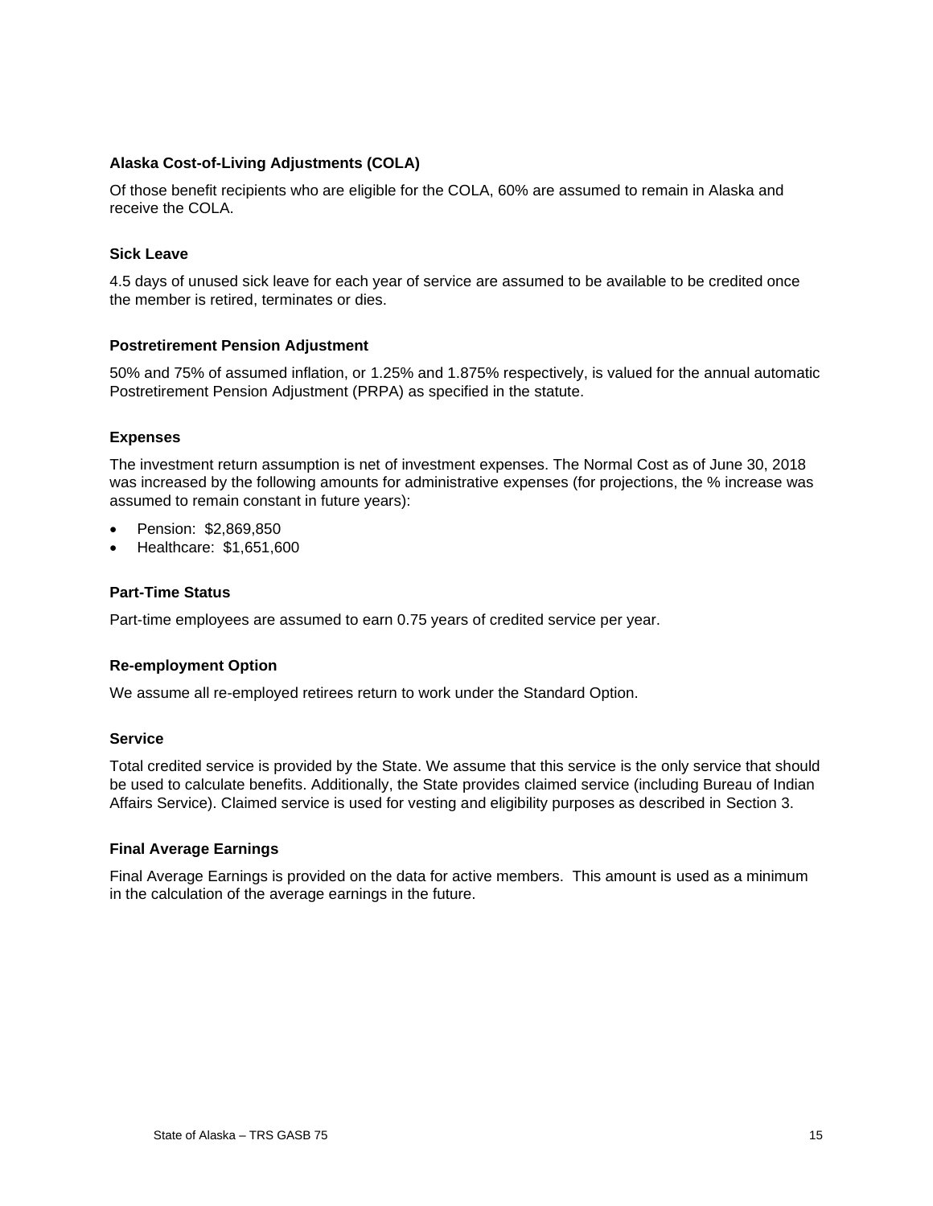**Alaska Cost-of-Living Adjustments (COLA)**

Of those benefit recipients who are eligible for the COLA, 60% are assumed to remain in Alaska and receive the COLA.

**Sick Leave**

4.5 days of unused sick leave for each year of service are assumed to be available to be credited once the member is retired, terminates or dies.

**Postretirement Pension Adjustment**

50% and 75% of assumed inflation, or 1.25% and 1.875% respectively, is valued for the annual automatic Postretirement Pension Adjustment (PRPA) as specified in the statute.

**Expenses**

The investment return assumption is net of investment expenses. The Normal Cost as of June 30, 2018 was increased by the following amounts for administrative expenses (for projections, the % increase was assumed to remain constant in future years):

- Pension: $2,869,850
- Healthcare: $1,651,600

**Part-Time Status**

Part-time employees are assumed to earn 0.75 years of credited service per year.

**Re-employment Option**

We assume all re-employed retirees return to work under the Standard Option.

**Service**

Total credited service is provided by the State. We assume that this service is the only service that should be used to calculate benefits. Additionally, the State provides claimed service (including Bureau of Indian Affairs Service). Claimed service is used for vesting and eligibility purposes as described in Section 3.

**Final Average Earnings**

Final Average Earnings is provided on the data for active members. This amount is used as a minimum in the calculation of the average earnings in the future.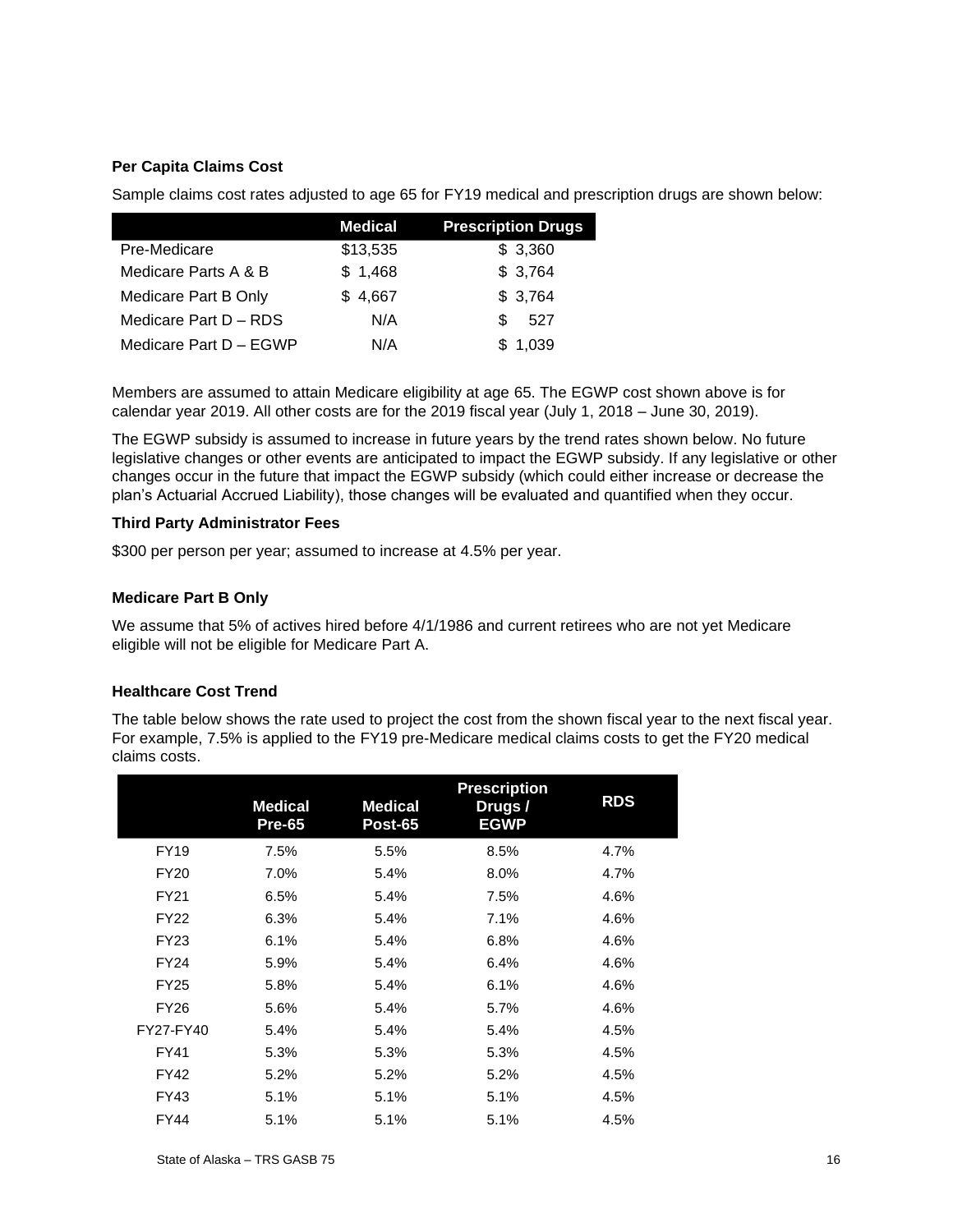### Per Capita Claims Cost

Sample claims cost rates adjusted to age 65 for FY19 medical and prescription drugs are shown below:

| | Medical | Prescription Drugs |
|---|---|---|
| Pre-Medicare | $13,535 | $ 3,360 |
| Medicare Parts A & B | $ 1,468 | $ 3,764 |
| Medicare Part B Only | $ 4,667 | $ 3,764 |
| Medicare Part D – RDS | N/A | $ 527 |
| Medicare Part D – EGWP | N/A | $ 1,039 |

Members are assumed to attain Medicare eligibility at age 65. The EGWP cost shown above is for calendar year 2019. All other costs are for the 2019 fiscal year (July 1, 2018 – June 30, 2019).

The EGWP subsidy is assumed to increase in future years by the trend rates shown below. No future legislative changes or other events are anticipated to impact the EGWP subsidy. If any legislative or other changes occur in the future that impact the EGWP subsidy (which could either increase or decrease the plan's Actuarial Accrued Liability), those changes will be evaluated and quantified when they occur.

### Third Party Administrator Fees

$300 per person per year; assumed to increase at 4.5% per year.

### Medicare Part B Only

We assume that 5% of actives hired before 4/1/1986 and current retirees who are not yet Medicare eligible will not be eligible for Medicare Part A.

### Healthcare Cost Trend

The table below shows the rate used to project the cost from the shown fiscal year to the next fiscal year. For example, 7.5% is applied to the FY19 pre-Medicare medical claims costs to get the FY20 medical claims costs.

| | Medical Pre-65 | Medical Post-65 | Prescription Drugs / EGWP | RDS |
|---|---|---|---|---|
| FY19 | 7.5% | 5.5% | 8.5% | 4.7% |
| FY20 | 7.0% | 5.4% | 8.0% | 4.7% |
| FY21 | 6.5% | 5.4% | 7.5% | 4.6% |
| FY22 | 6.3% | 5.4% | 7.1% | 4.6% |
| FY23 | 6.1% | 5.4% | 6.8% | 4.6% |
| FY24 | 5.9% | 5.4% | 6.4% | 4.6% |
| FY25 | 5.8% | 5.4% | 6.1% | 4.6% |
| FY26 | 5.6% | 5.4% | 5.7% | 4.6% |
| FY27-FY40 | 5.4% | 5.4% | 5.4% | 4.5% |
| FY41 | 5.3% | 5.3% | 5.3% | 4.5% |
| FY42 | 5.2% | 5.2% | 5.2% | 4.5% |
| FY43 | 5.1% | 5.1% | 5.1% | 4.5% |
| FY44 | 5.1% | 5.1% | 5.1% | 4.5% |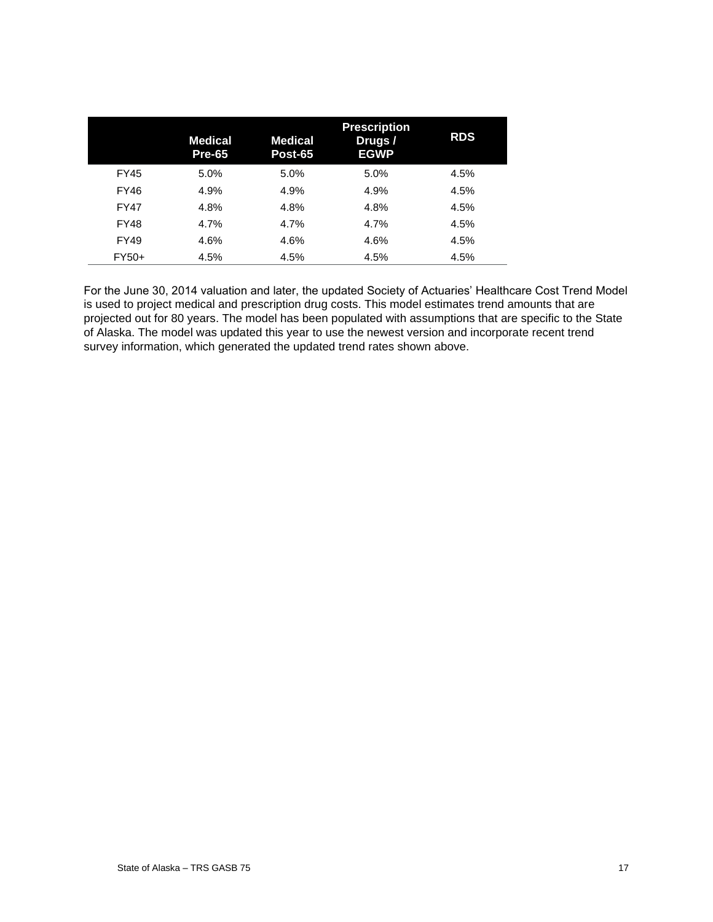| | Medical Pre-65 | Medical Post-65 | Prescription Drugs / EGWP | RDS |
|---|---|---|---|---|
| FY45 | 5.0% | 5.0% | 5.0% | 4.5% |
| FY46 | 4.9% | 4.9% | 4.9% | 4.5% |
| FY47 | 4.8% | 4.8% | 4.8% | 4.5% |
| FY48 | 4.7% | 4.7% | 4.7% | 4.5% |
| FY49 | 4.6% | 4.6% | 4.6% | 4.5% |
| FY50+ | 4.5% | 4.5% | 4.5% | 4.5% |

For the June 30, 2014 valuation and later, the updated Society of Actuaries' Healthcare Cost Trend Model is used to project medical and prescription drug costs. This model estimates trend amounts that are projected out for 80 years. The model has been populated with assumptions that are specific to the State of Alaska. The model was updated this year to use the newest version and incorporate recent trend survey information, which generated the updated trend rates shown above.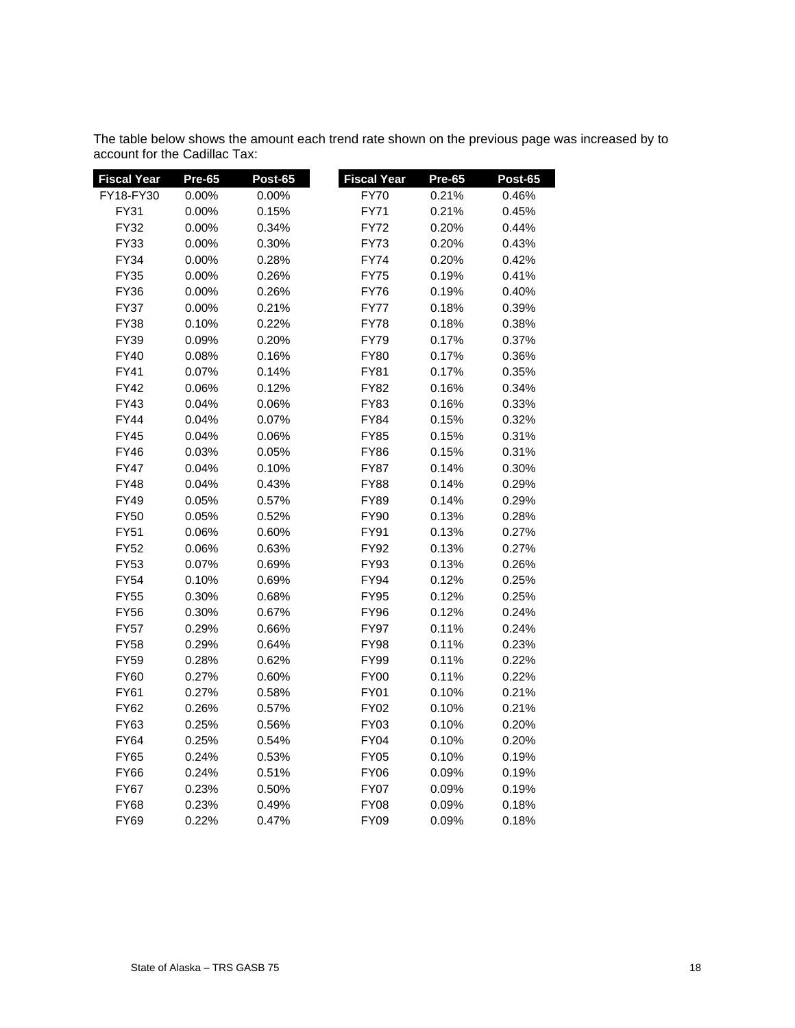The table below shows the amount each trend rate shown on the previous page was increased by to account for the Cadillac Tax:

| Fiscal Year | Pre-65 | Post-65 | Fiscal Year | Pre-65 | Post-65 |
|---|---|---|---|---|---|
| FY18-FY30 | 0.00% | 0.00% | FY70 | 0.21% | 0.46% |
| FY31 | 0.00% | 0.15% | FY71 | 0.21% | 0.45% |
| FY32 | 0.00% | 0.34% | FY72 | 0.20% | 0.44% |
| FY33 | 0.00% | 0.30% | FY73 | 0.20% | 0.43% |
| FY34 | 0.00% | 0.28% | FY74 | 0.20% | 0.42% |
| FY35 | 0.00% | 0.26% | FY75 | 0.19% | 0.41% |
| FY36 | 0.00% | 0.26% | FY76 | 0.19% | 0.40% |
| FY37 | 0.00% | 0.21% | FY77 | 0.18% | 0.39% |
| FY38 | 0.10% | 0.22% | FY78 | 0.18% | 0.38% |
| FY39 | 0.09% | 0.20% | FY79 | 0.17% | 0.37% |
| FY40 | 0.08% | 0.16% | FY80 | 0.17% | 0.36% |
| FY41 | 0.07% | 0.14% | FY81 | 0.17% | 0.35% |
| FY42 | 0.06% | 0.12% | FY82 | 0.16% | 0.34% |
| FY43 | 0.04% | 0.06% | FY83 | 0.16% | 0.33% |
| FY44 | 0.04% | 0.07% | FY84 | 0.15% | 0.32% |
| FY45 | 0.04% | 0.06% | FY85 | 0.15% | 0.31% |
| FY46 | 0.03% | 0.05% | FY86 | 0.15% | 0.31% |
| FY47 | 0.04% | 0.10% | FY87 | 0.14% | 0.30% |
| FY48 | 0.04% | 0.43% | FY88 | 0.14% | 0.29% |
| FY49 | 0.05% | 0.57% | FY89 | 0.14% | 0.29% |
| FY50 | 0.05% | 0.52% | FY90 | 0.13% | 0.28% |
| FY51 | 0.06% | 0.60% | FY91 | 0.13% | 0.27% |
| FY52 | 0.06% | 0.63% | FY92 | 0.13% | 0.27% |
| FY53 | 0.07% | 0.69% | FY93 | 0.13% | 0.26% |
| FY54 | 0.10% | 0.69% | FY94 | 0.12% | 0.25% |
| FY55 | 0.30% | 0.68% | FY95 | 0.12% | 0.25% |
| FY56 | 0.30% | 0.67% | FY96 | 0.12% | 0.24% |
| FY57 | 0.29% | 0.66% | FY97 | 0.11% | 0.24% |
| FY58 | 0.29% | 0.64% | FY98 | 0.11% | 0.23% |
| FY59 | 0.28% | 0.62% | FY99 | 0.11% | 0.22% |
| FY60 | 0.27% | 0.60% | FY00 | 0.11% | 0.22% |
| FY61 | 0.27% | 0.58% | FY01 | 0.10% | 0.21% |
| FY62 | 0.26% | 0.57% | FY02 | 0.10% | 0.21% |
| FY63 | 0.25% | 0.56% | FY03 | 0.10% | 0.20% |
| FY64 | 0.25% | 0.54% | FY04 | 0.10% | 0.20% |
| FY65 | 0.24% | 0.53% | FY05 | 0.10% | 0.19% |
| FY66 | 0.24% | 0.51% | FY06 | 0.09% | 0.19% |
| FY67 | 0.23% | 0.50% | FY07 | 0.09% | 0.19% |
| FY68 | 0.23% | 0.49% | FY08 | 0.09% | 0.18% |
| FY69 | 0.22% | 0.47% | FY09 | 0.09% | 0.18% |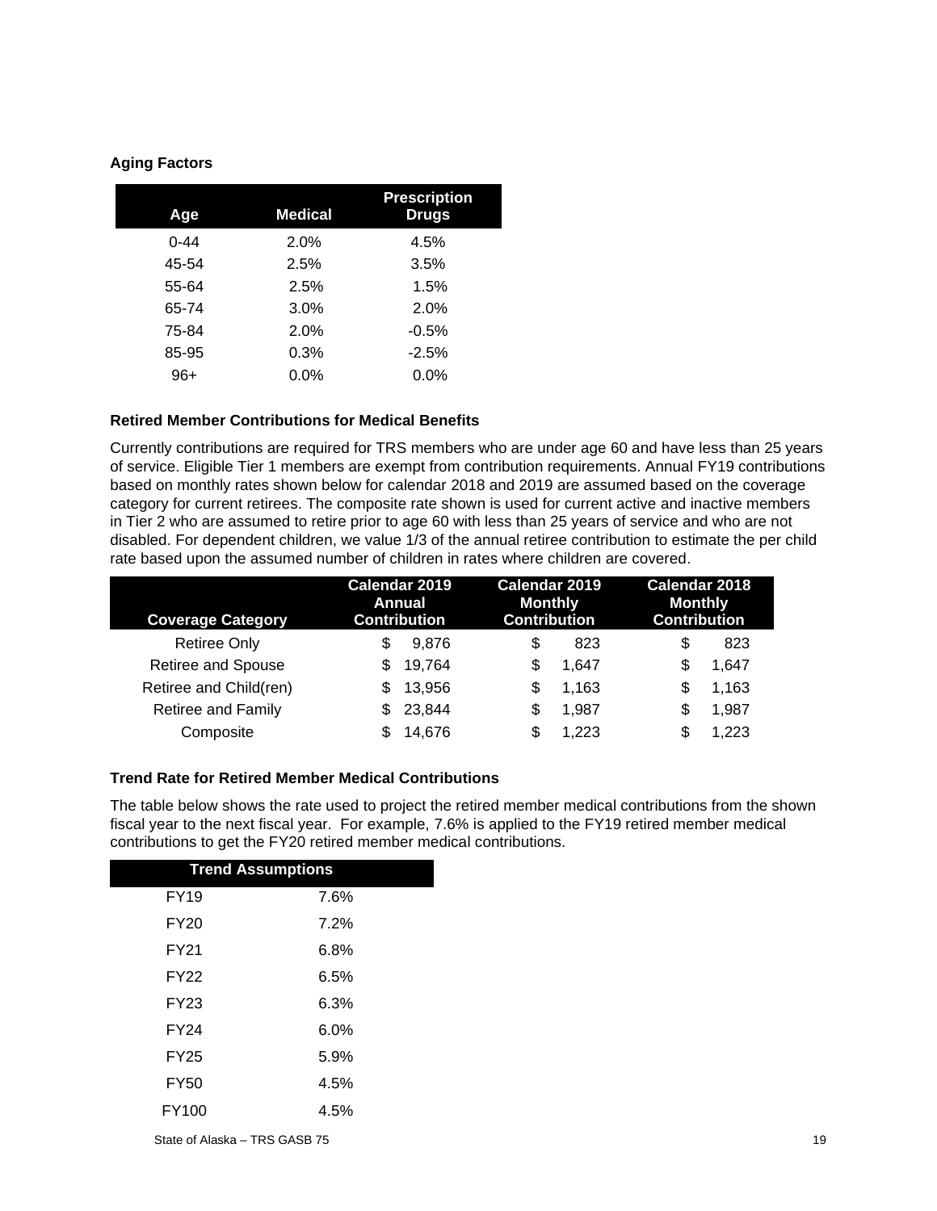**Aging Factors**

| Age | Medical | Prescription Drugs |
|---|---|---|
| 0-44 | 2.0% | 4.5% |
| 45-54 | 2.5% | 3.5% |
| 55-64 | 2.5% | 1.5% |
| 65-74 | 3.0% | 2.0% |
| 75-84 | 2.0% | -0.5% |
| 85-95 | 0.3% | -2.5% |
| 96+ | 0.0% | 0.0% |

**Retired Member Contributions for Medical Benefits**

Currently contributions are required for TRS members who are under age 60 and have less than 25 years of service. Eligible Tier 1 members are exempt from contribution requirements. Annual FY19 contributions based on monthly rates shown below for calendar 2018 and 2019 are assumed based on the coverage category for current retirees. The composite rate shown is used for current active and inactive members in Tier 2 who are assumed to retire prior to age 60 with less than 25 years of service and who are not disabled. For dependent children, we value 1/3 of the annual retiree contribution to estimate the per child rate based upon the assumed number of children in rates where children are covered.

| Coverage Category | Calendar 2019 Annual Contribution | Calendar 2019 Monthly Contribution | Calendar 2018 Monthly Contribution |
|---|---|---|---|
| Retiree Only | $ 9,876 | $ 823 | $ 823 |
| Retiree and Spouse | $ 19,764 | $ 1,647 | $ 1,647 |
| Retiree and Child(ren) | $ 13,956 | $ 1,163 | $ 1,163 |
| Retiree and Family | $ 23,844 | $ 1,987 | $ 1,987 |
| Composite | $ 14,676 | $ 1,223 | $ 1,223 |

**Trend Rate for Retired Member Medical Contributions**

The table below shows the rate used to project the retired member medical contributions from the shown fiscal year to the next fiscal year. For example, 7.6% is applied to the FY19 retired member medical contributions to get the FY20 retired member medical contributions.

| Trend Assumptions | |
|---|---|
| FY19 | 7.6% |
| FY20 | 7.2% |
| FY21 | 6.8% |
| FY22 | 6.5% |
| FY23 | 6.3% |
| FY24 | 6.0% |
| FY25 | 5.9% |
| FY50 | 4.5% |
| FY100 | 4.5% |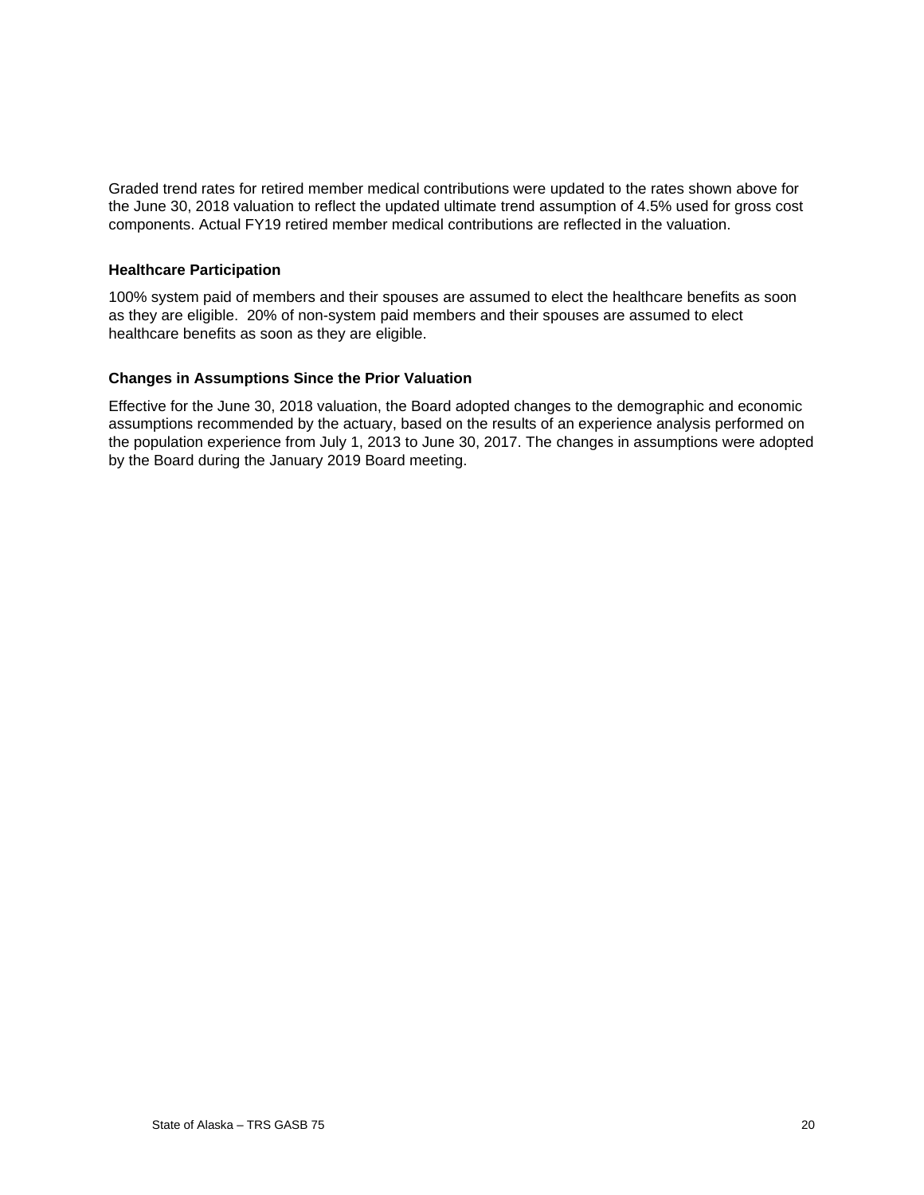Graded trend rates for retired member medical contributions were updated to the rates shown above for the June 30, 2018 valuation to reflect the updated ultimate trend assumption of 4.5% used for gross cost components. Actual FY19 retired member medical contributions are reflected in the valuation.

### Healthcare Participation

100% system paid of members and their spouses are assumed to elect the healthcare benefits as soon as they are eligible. 20% of non-system paid members and their spouses are assumed to elect healthcare benefits as soon as they are eligible.

### Changes in Assumptions Since the Prior Valuation

Effective for the June 30, 2018 valuation, the Board adopted changes to the demographic and economic assumptions recommended by the actuary, based on the results of an experience analysis performed on the population experience from July 1, 2013 to June 30, 2017. The changes in assumptions were adopted by the Board during the January 2019 Board meeting.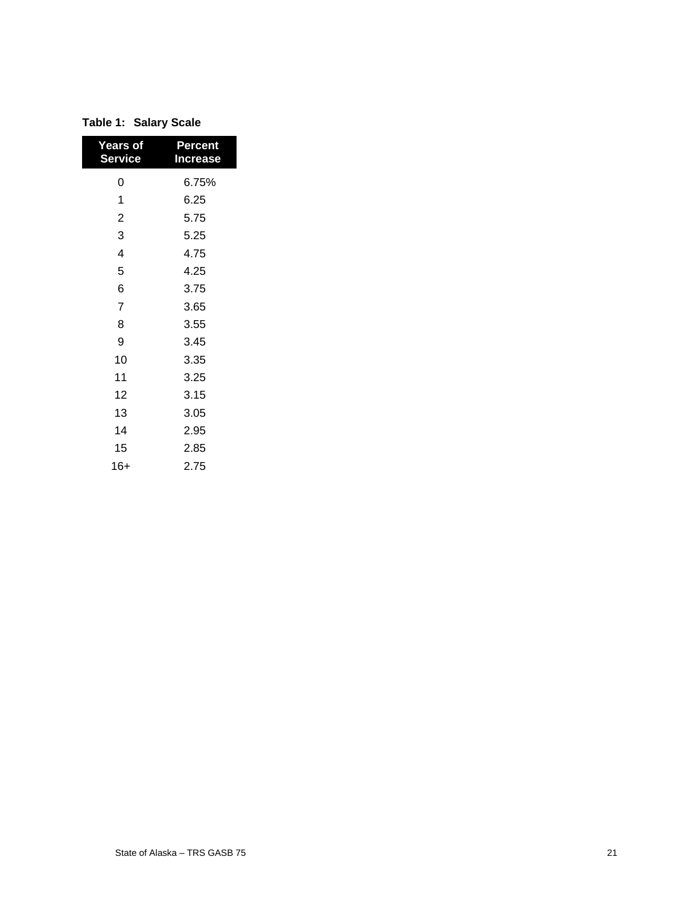**Table 1: Salary Scale**

| Years of Service | Percent Increase |
| --- | --- |
| 0 | 6.75% |
| 1 | 6.25 |
| 2 | 5.75 |
| 3 | 5.25 |
| 4 | 4.75 |
| 5 | 4.25 |
| 6 | 3.75 |
| 7 | 3.65 |
| 8 | 3.55 |
| 9 | 3.45 |
| 10 | 3.35 |
| 11 | 3.25 |
| 12 | 3.15 |
| 13 | 3.05 |
| 14 | 2.95 |
| 15 | 2.85 |
| 16+ | 2.75 |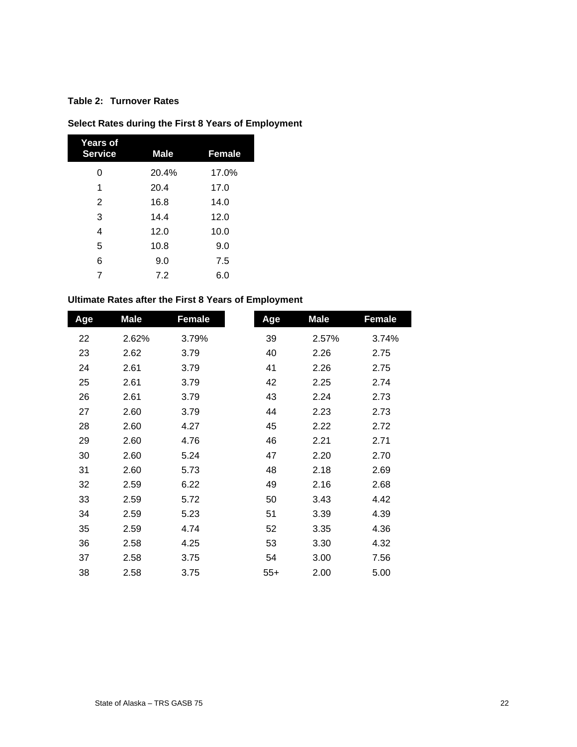**Table 2: Turnover Rates**

**Select Rates during the First 8 Years of Employment**

| Years of Service | Male | Female |
|---|---|---|
| 0 | 20.4% | 17.0% |
| 1 | 20.4 | 17.0 |
| 2 | 16.8 | 14.0 |
| 3 | 14.4 | 12.0 |
| 4 | 12.0 | 10.0 |
| 5 | 10.8 | 9.0 |
| 6 | 9.0 | 7.5 |
| 7 | 7.2 | 6.0 |

**Ultimate Rates after the First 8 Years of Employment**

| Age | Male | Female | Age | Male | Female |
|---|---|---|---|---|---|
| 22 | 2.62% | 3.79% | 39 | 2.57% | 3.74% |
| 23 | 2.62 | 3.79 | 40 | 2.26 | 2.75 |
| 24 | 2.61 | 3.79 | 41 | 2.26 | 2.75 |
| 25 | 2.61 | 3.79 | 42 | 2.25 | 2.74 |
| 26 | 2.61 | 3.79 | 43 | 2.24 | 2.73 |
| 27 | 2.60 | 3.79 | 44 | 2.23 | 2.73 |
| 28 | 2.60 | 4.27 | 45 | 2.22 | 2.72 |
| 29 | 2.60 | 4.76 | 46 | 2.21 | 2.71 |
| 30 | 2.60 | 5.24 | 47 | 2.20 | 2.70 |
| 31 | 2.60 | 5.73 | 48 | 2.18 | 2.69 |
| 32 | 2.59 | 6.22 | 49 | 2.16 | 2.68 |
| 33 | 2.59 | 5.72 | 50 | 3.43 | 4.42 |
| 34 | 2.59 | 5.23 | 51 | 3.39 | 4.39 |
| 35 | 2.59 | 4.74 | 52 | 3.35 | 4.36 |
| 36 | 2.58 | 4.25 | 53 | 3.30 | 4.32 |
| 37 | 2.58 | 3.75 | 54 | 3.00 | 7.56 |
| 38 | 2.58 | 3.75 | 55+ | 2.00 | 5.00 |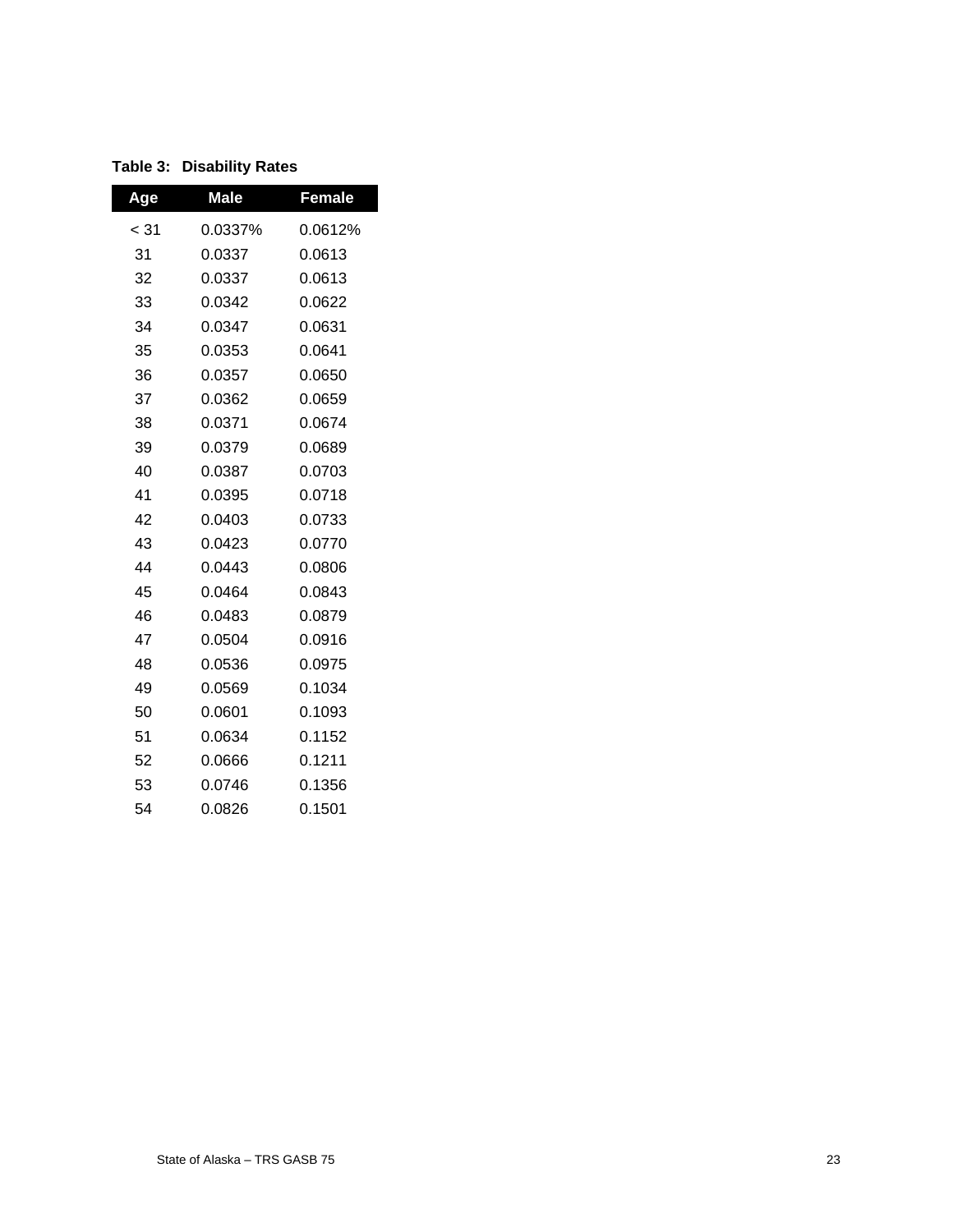**Table 3: Disability Rates**

| Age | Male | Female |
|---|---|---|
| < 31 | 0.0337% | 0.0612% |
| 31 | 0.0337 | 0.0613 |
| 32 | 0.0337 | 0.0613 |
| 33 | 0.0342 | 0.0622 |
| 34 | 0.0347 | 0.0631 |
| 35 | 0.0353 | 0.0641 |
| 36 | 0.0357 | 0.0650 |
| 37 | 0.0362 | 0.0659 |
| 38 | 0.0371 | 0.0674 |
| 39 | 0.0379 | 0.0689 |
| 40 | 0.0387 | 0.0703 |
| 41 | 0.0395 | 0.0718 |
| 42 | 0.0403 | 0.0733 |
| 43 | 0.0423 | 0.0770 |
| 44 | 0.0443 | 0.0806 |
| 45 | 0.0464 | 0.0843 |
| 46 | 0.0483 | 0.0879 |
| 47 | 0.0504 | 0.0916 |
| 48 | 0.0536 | 0.0975 |
| 49 | 0.0569 | 0.1034 |
| 50 | 0.0601 | 0.1093 |
| 51 | 0.0634 | 0.1152 |
| 52 | 0.0666 | 0.1211 |
| 53 | 0.0746 | 0.1356 |
| 54 | 0.0826 | 0.1501 |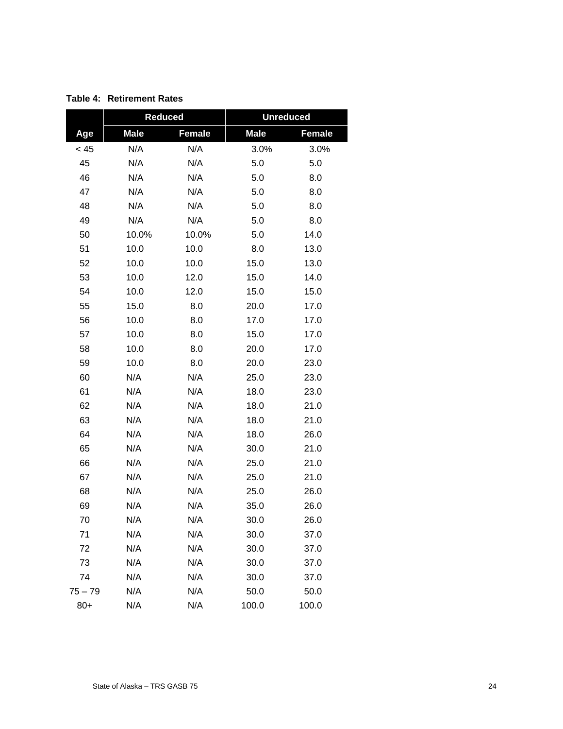**Table 4: Retirement Rates**

| | Reduced | | Unreduced | |
|---|---|---|---|---|
| Age | Male | Female | Male | Female |
| < 45 | N/A | N/A | 3.0% | 3.0% |
| 45 | N/A | N/A | 5.0 | 5.0 |
| 46 | N/A | N/A | 5.0 | 8.0 |
| 47 | N/A | N/A | 5.0 | 8.0 |
| 48 | N/A | N/A | 5.0 | 8.0 |
| 49 | N/A | N/A | 5.0 | 8.0 |
| 50 | 10.0% | 10.0% | 5.0 | 14.0 |
| 51 | 10.0 | 10.0 | 8.0 | 13.0 |
| 52 | 10.0 | 10.0 | 15.0 | 13.0 |
| 53 | 10.0 | 12.0 | 15.0 | 14.0 |
| 54 | 10.0 | 12.0 | 15.0 | 15.0 |
| 55 | 15.0 | 8.0 | 20.0 | 17.0 |
| 56 | 10.0 | 8.0 | 17.0 | 17.0 |
| 57 | 10.0 | 8.0 | 15.0 | 17.0 |
| 58 | 10.0 | 8.0 | 20.0 | 17.0 |
| 59 | 10.0 | 8.0 | 20.0 | 23.0 |
| 60 | N/A | N/A | 25.0 | 23.0 |
| 61 | N/A | N/A | 18.0 | 23.0 |
| 62 | N/A | N/A | 18.0 | 21.0 |
| 63 | N/A | N/A | 18.0 | 21.0 |
| 64 | N/A | N/A | 18.0 | 26.0 |
| 65 | N/A | N/A | 30.0 | 21.0 |
| 66 | N/A | N/A | 25.0 | 21.0 |
| 67 | N/A | N/A | 25.0 | 21.0 |
| 68 | N/A | N/A | 25.0 | 26.0 |
| 69 | N/A | N/A | 35.0 | 26.0 |
| 70 | N/A | N/A | 30.0 | 26.0 |
| 71 | N/A | N/A | 30.0 | 37.0 |
| 72 | N/A | N/A | 30.0 | 37.0 |
| 73 | N/A | N/A | 30.0 | 37.0 |
| 74 | N/A | N/A | 30.0 | 37.0 |
| 75 – 79 | N/A | N/A | 50.0 | 50.0 |
| 80+ | N/A | N/A | 100.0 | 100.0 |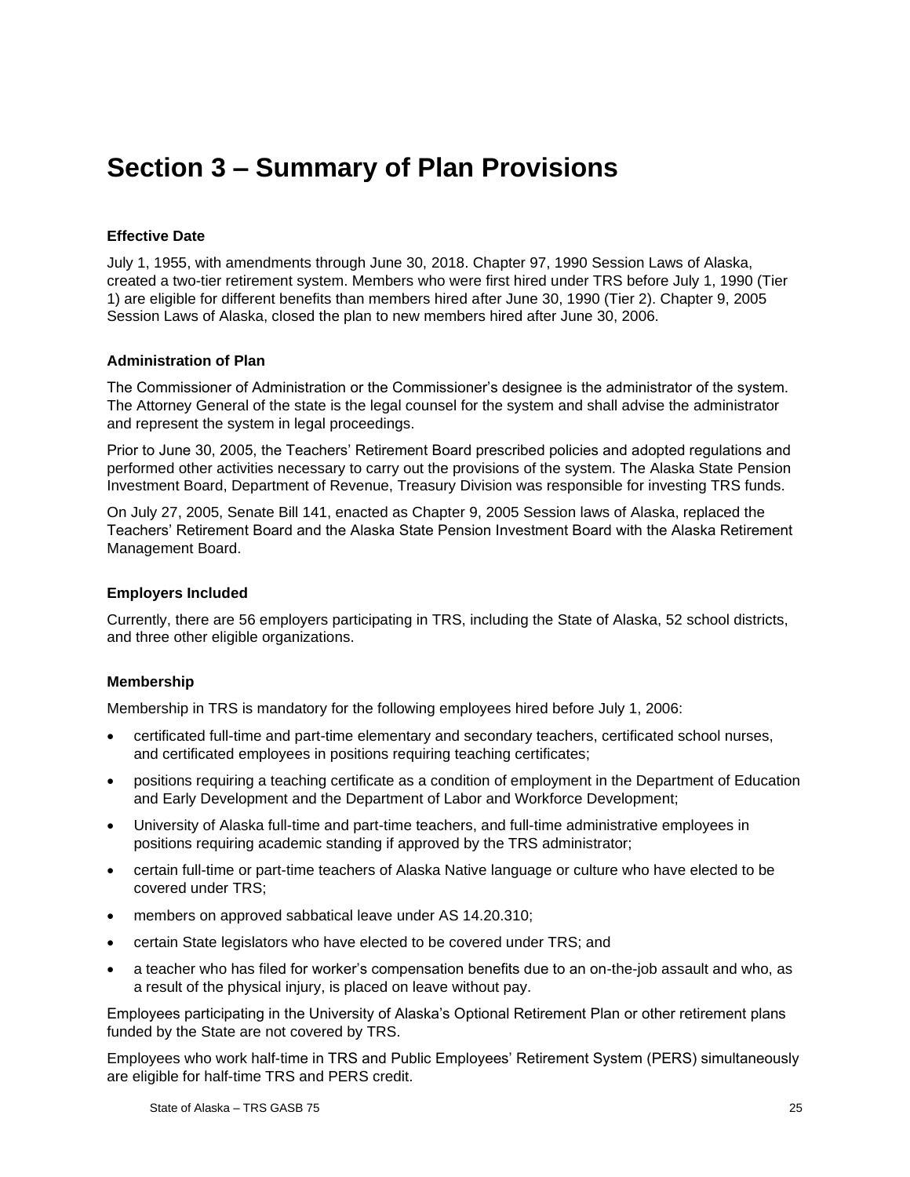# Section 3 – Summary of Plan Provisions

### Effective Date

July 1, 1955, with amendments through June 30, 2018. Chapter 97, 1990 Session Laws of Alaska, created a two-tier retirement system. Members who were first hired under TRS before July 1, 1990 (Tier 1) are eligible for different benefits than members hired after June 30, 1990 (Tier 2). Chapter 9, 2005 Session Laws of Alaska, closed the plan to new members hired after June 30, 2006.

### Administration of Plan

The Commissioner of Administration or the Commissioner's designee is the administrator of the system. The Attorney General of the state is the legal counsel for the system and shall advise the administrator and represent the system in legal proceedings.

Prior to June 30, 2005, the Teachers' Retirement Board prescribed policies and adopted regulations and performed other activities necessary to carry out the provisions of the system. The Alaska State Pension Investment Board, Department of Revenue, Treasury Division was responsible for investing TRS funds.

On July 27, 2005, Senate Bill 141, enacted as Chapter 9, 2005 Session laws of Alaska, replaced the Teachers' Retirement Board and the Alaska State Pension Investment Board with the Alaska Retirement Management Board.

### Employers Included

Currently, there are 56 employers participating in TRS, including the State of Alaska, 52 school districts, and three other eligible organizations.

### Membership

Membership in TRS is mandatory for the following employees hired before July 1, 2006:

- certificated full-time and part-time elementary and secondary teachers, certificated school nurses, and certificated employees in positions requiring teaching certificates;
- positions requiring a teaching certificate as a condition of employment in the Department of Education and Early Development and the Department of Labor and Workforce Development;
- University of Alaska full-time and part-time teachers, and full-time administrative employees in positions requiring academic standing if approved by the TRS administrator;
- certain full-time or part-time teachers of Alaska Native language or culture who have elected to be covered under TRS;
- members on approved sabbatical leave under AS 14.20.310;
- certain State legislators who have elected to be covered under TRS; and
- a teacher who has filed for worker's compensation benefits due to an on-the-job assault and who, as a result of the physical injury, is placed on leave without pay.

Employees participating in the University of Alaska's Optional Retirement Plan or other retirement plans funded by the State are not covered by TRS.

Employees who work half-time in TRS and Public Employees' Retirement System (PERS) simultaneously are eligible for half-time TRS and PERS credit.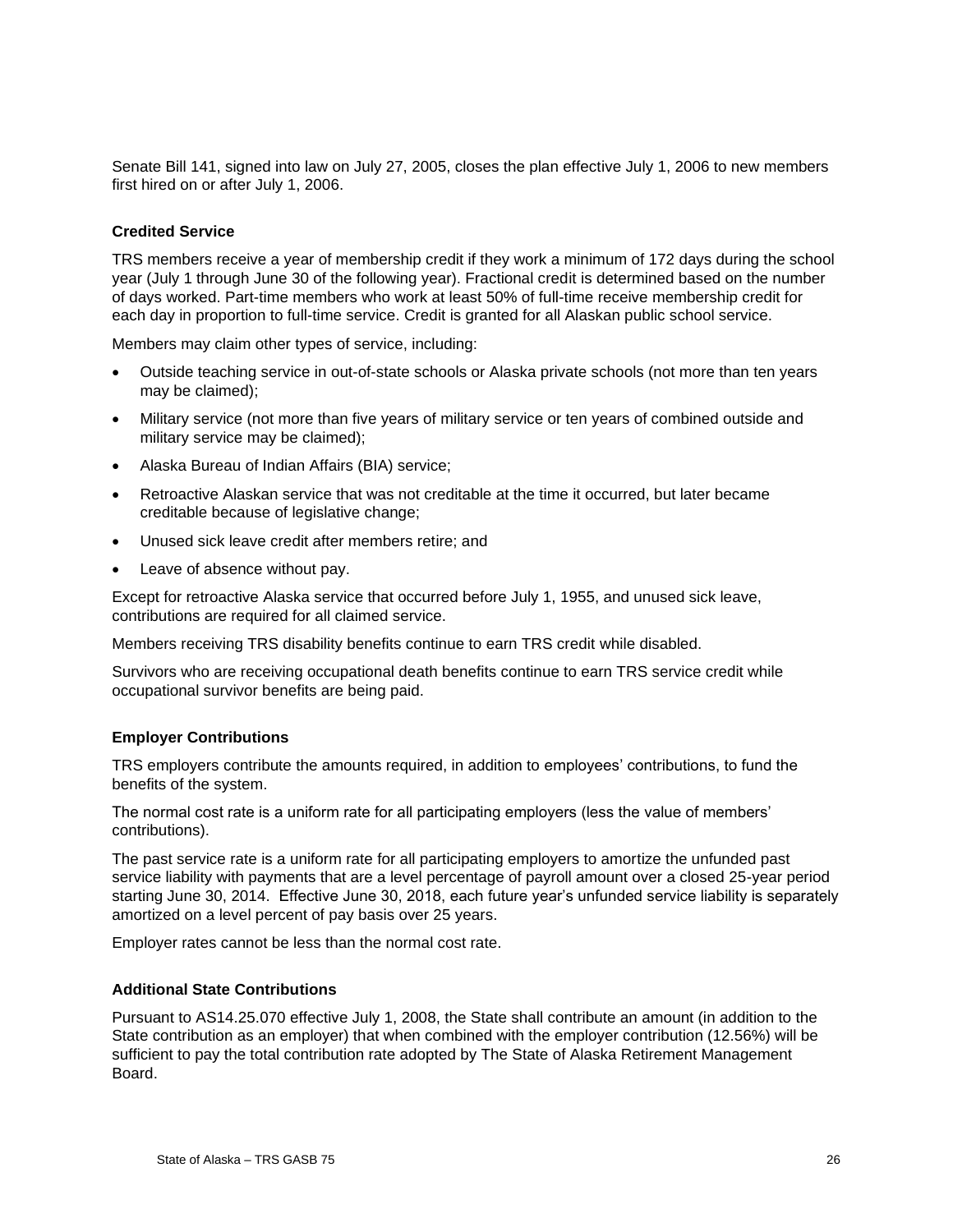Senate Bill 141, signed into law on July 27, 2005, closes the plan effective July 1, 2006 to new members first hired on or after July 1, 2006.

### Credited Service

TRS members receive a year of membership credit if they work a minimum of 172 days during the school year (July 1 through June 30 of the following year). Fractional credit is determined based on the number of days worked. Part-time members who work at least 50% of full-time receive membership credit for each day in proportion to full-time service. Credit is granted for all Alaskan public school service.

Members may claim other types of service, including:

- Outside teaching service in out-of-state schools or Alaska private schools (not more than ten years may be claimed);
- Military service (not more than five years of military service or ten years of combined outside and military service may be claimed);
- Alaska Bureau of Indian Affairs (BIA) service;
- Retroactive Alaskan service that was not creditable at the time it occurred, but later became creditable because of legislative change;
- Unused sick leave credit after members retire; and
- Leave of absence without pay.

Except for retroactive Alaska service that occurred before July 1, 1955, and unused sick leave, contributions are required for all claimed service.

Members receiving TRS disability benefits continue to earn TRS credit while disabled.

Survivors who are receiving occupational death benefits continue to earn TRS service credit while occupational survivor benefits are being paid.

### Employer Contributions

TRS employers contribute the amounts required, in addition to employees' contributions, to fund the benefits of the system.

The normal cost rate is a uniform rate for all participating employers (less the value of members' contributions).

The past service rate is a uniform rate for all participating employers to amortize the unfunded past service liability with payments that are a level percentage of payroll amount over a closed 25-year period starting June 30, 2014. Effective June 30, 2018, each future year's unfunded service liability is separately amortized on a level percent of pay basis over 25 years.

Employer rates cannot be less than the normal cost rate.

### Additional State Contributions

Pursuant to AS14.25.070 effective July 1, 2008, the State shall contribute an amount (in addition to the State contribution as an employer) that when combined with the employer contribution (12.56%) will be sufficient to pay the total contribution rate adopted by The State of Alaska Retirement Management Board.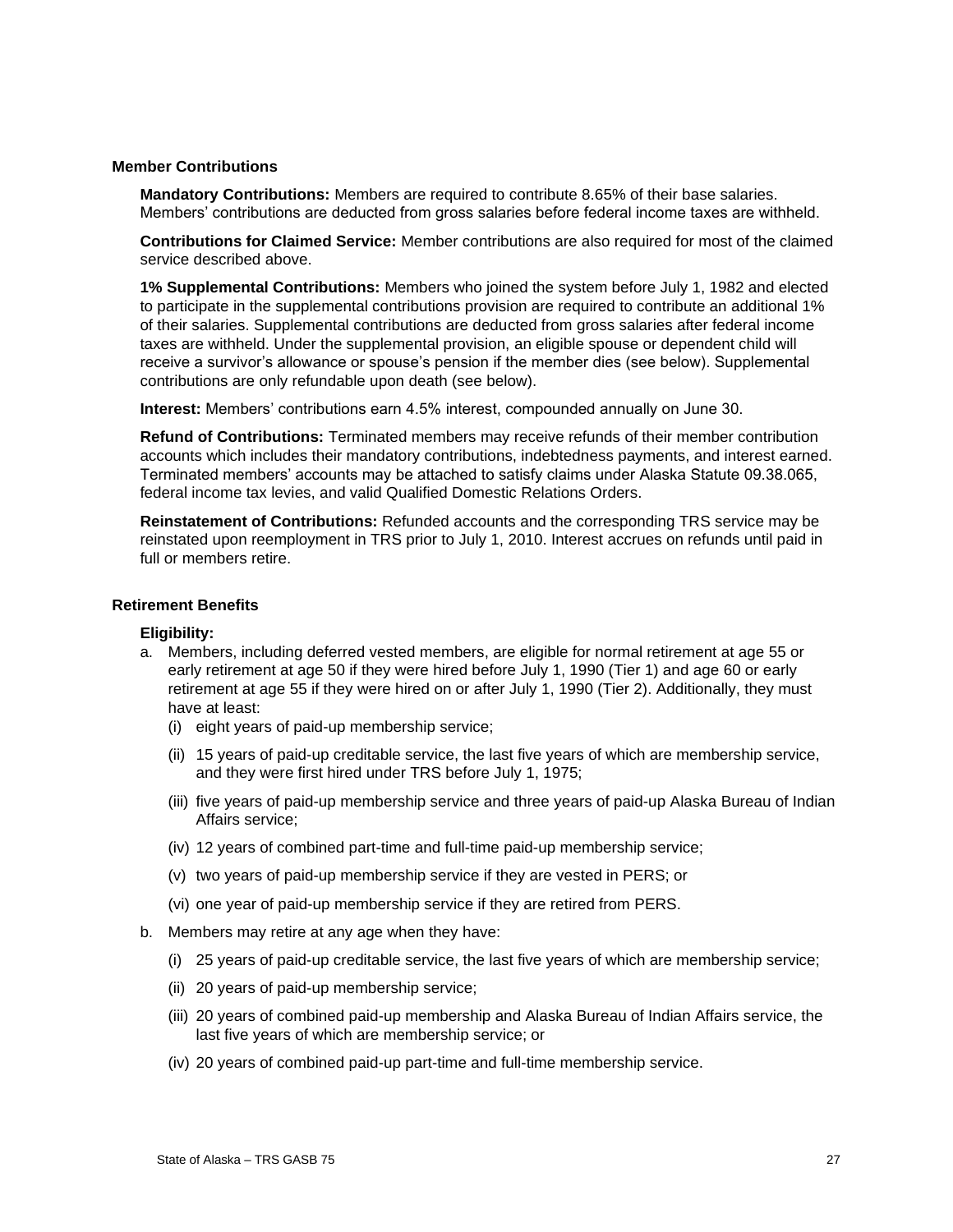### Member Contributions

**Mandatory Contributions:** Members are required to contribute 8.65% of their base salaries. Members' contributions are deducted from gross salaries before federal income taxes are withheld.

**Contributions for Claimed Service:** Member contributions are also required for most of the claimed service described above.

**1% Supplemental Contributions:** Members who joined the system before July 1, 1982 and elected to participate in the supplemental contributions provision are required to contribute an additional 1% of their salaries. Supplemental contributions are deducted from gross salaries after federal income taxes are withheld. Under the supplemental provision, an eligible spouse or dependent child will receive a survivor's allowance or spouse's pension if the member dies (see below). Supplemental contributions are only refundable upon death (see below).

**Interest:** Members' contributions earn 4.5% interest, compounded annually on June 30.

**Refund of Contributions:** Terminated members may receive refunds of their member contribution accounts which includes their mandatory contributions, indebtedness payments, and interest earned. Terminated members' accounts may be attached to satisfy claims under Alaska Statute 09.38.065, federal income tax levies, and valid Qualified Domestic Relations Orders.

**Reinstatement of Contributions:** Refunded accounts and the corresponding TRS service may be reinstated upon reemployment in TRS prior to July 1, 2010. Interest accrues on refunds until paid in full or members retire.

### Retirement Benefits

**Eligibility:**

a. Members, including deferred vested members, are eligible for normal retirement at age 55 or early retirement at age 50 if they were hired before July 1, 1990 (Tier 1) and age 60 or early retirement at age 55 if they were hired on or after July 1, 1990 (Tier 2). Additionally, they must have at least:
   - (i) eight years of paid-up membership service;
   - (ii) 15 years of paid-up creditable service, the last five years of which are membership service, and they were first hired under TRS before July 1, 1975;
   - (iii) five years of paid-up membership service and three years of paid-up Alaska Bureau of Indian Affairs service;
   - (iv) 12 years of combined part-time and full-time paid-up membership service;
   - (v) two years of paid-up membership service if they are vested in PERS; or
   - (vi) one year of paid-up membership service if they are retired from PERS.

b. Members may retire at any age when they have:
   - (i) 25 years of paid-up creditable service, the last five years of which are membership service;
   - (ii) 20 years of paid-up membership service;
   - (iii) 20 years of combined paid-up membership and Alaska Bureau of Indian Affairs service, the last five years of which are membership service; or
   - (iv) 20 years of combined paid-up part-time and full-time membership service.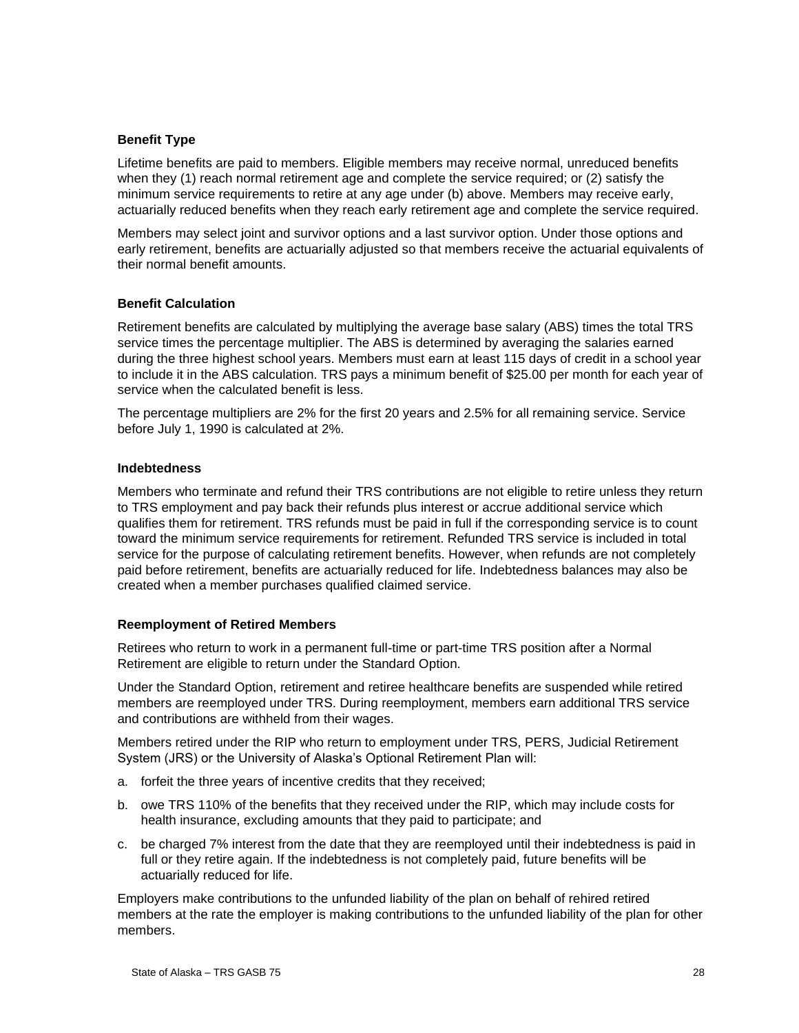**Benefit Type**

Lifetime benefits are paid to members. Eligible members may receive normal, unreduced benefits when they (1) reach normal retirement age and complete the service required; or (2) satisfy the minimum service requirements to retire at any age under (b) above. Members may receive early, actuarially reduced benefits when they reach early retirement age and complete the service required.

Members may select joint and survivor options and a last survivor option. Under those options and early retirement, benefits are actuarially adjusted so that members receive the actuarial equivalents of their normal benefit amounts.

**Benefit Calculation**

Retirement benefits are calculated by multiplying the average base salary (ABS) times the total TRS service times the percentage multiplier. The ABS is determined by averaging the salaries earned during the three highest school years. Members must earn at least 115 days of credit in a school year to include it in the ABS calculation. TRS pays a minimum benefit of $25.00 per month for each year of service when the calculated benefit is less.

The percentage multipliers are 2% for the first 20 years and 2.5% for all remaining service. Service before July 1, 1990 is calculated at 2%.

**Indebtedness**

Members who terminate and refund their TRS contributions are not eligible to retire unless they return to TRS employment and pay back their refunds plus interest or accrue additional service which qualifies them for retirement. TRS refunds must be paid in full if the corresponding service is to count toward the minimum service requirements for retirement. Refunded TRS service is included in total service for the purpose of calculating retirement benefits. However, when refunds are not completely paid before retirement, benefits are actuarially reduced for life. Indebtedness balances may also be created when a member purchases qualified claimed service.

**Reemployment of Retired Members**

Retirees who return to work in a permanent full-time or part-time TRS position after a Normal Retirement are eligible to return under the Standard Option.

Under the Standard Option, retirement and retiree healthcare benefits are suspended while retired members are reemployed under TRS. During reemployment, members earn additional TRS service and contributions are withheld from their wages.

Members retired under the RIP who return to employment under TRS, PERS, Judicial Retirement System (JRS) or the University of Alaska's Optional Retirement Plan will:

a. forfeit the three years of incentive credits that they received;
b. owe TRS 110% of the benefits that they received under the RIP, which may include costs for health insurance, excluding amounts that they paid to participate; and
c. be charged 7% interest from the date that they are reemployed until their indebtedness is paid in full or they retire again. If the indebtedness is not completely paid, future benefits will be actuarially reduced for life.

Employers make contributions to the unfunded liability of the plan on behalf of rehired retired members at the rate the employer is making contributions to the unfunded liability of the plan for other members.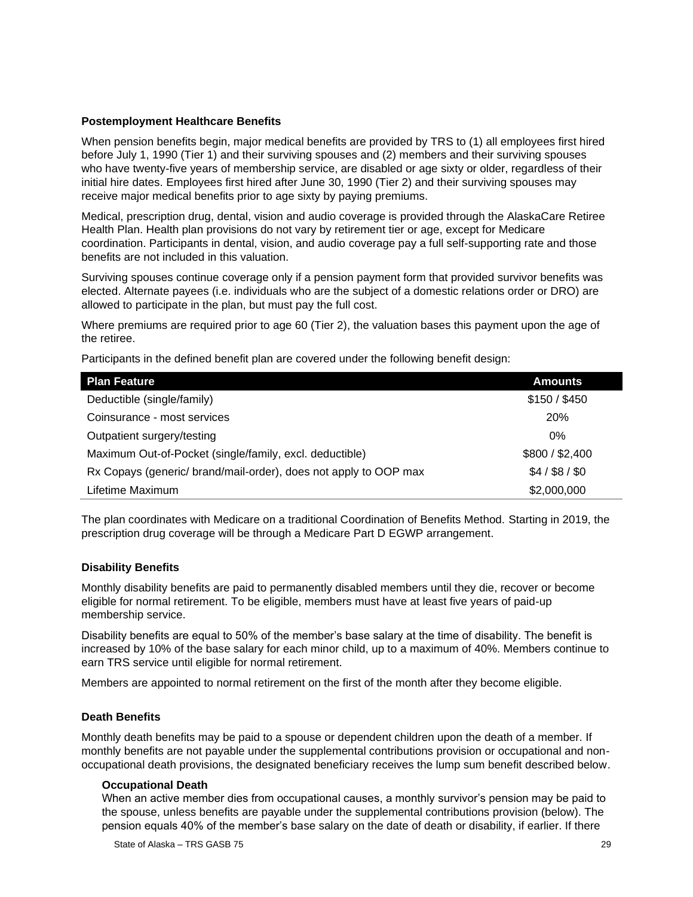### Postemployment Healthcare Benefits

When pension benefits begin, major medical benefits are provided by TRS to (1) all employees first hired before July 1, 1990 (Tier 1) and their surviving spouses and (2) members and their surviving spouses who have twenty-five years of membership service, are disabled or age sixty or older, regardless of their initial hire dates. Employees first hired after June 30, 1990 (Tier 2) and their surviving spouses may receive major medical benefits prior to age sixty by paying premiums.

Medical, prescription drug, dental, vision and audio coverage is provided through the AlaskaCare Retiree Health Plan. Health plan provisions do not vary by retirement tier or age, except for Medicare coordination. Participants in dental, vision, and audio coverage pay a full self-supporting rate and those benefits are not included in this valuation.

Surviving spouses continue coverage only if a pension payment form that provided survivor benefits was elected. Alternate payees (i.e. individuals who are the subject of a domestic relations order or DRO) are allowed to participate in the plan, but must pay the full cost.

Where premiums are required prior to age 60 (Tier 2), the valuation bases this payment upon the age of the retiree.

Participants in the defined benefit plan are covered under the following benefit design:

| Plan Feature | Amounts |
|---|---|
| Deductible (single/family) | \$150 / \$450 |
| Coinsurance - most services | 20% |
| Outpatient surgery/testing | 0% |
| Maximum Out-of-Pocket (single/family, excl. deductible) | \$800 / \$2,400 |
| Rx Copays (generic/ brand/mail-order), does not apply to OOP max | \$4 / \$8 / \$0 |
| Lifetime Maximum | \$2,000,000 |

The plan coordinates with Medicare on a traditional Coordination of Benefits Method. Starting in 2019, the prescription drug coverage will be through a Medicare Part D EGWP arrangement.

### Disability Benefits

Monthly disability benefits are paid to permanently disabled members until they die, recover or become eligible for normal retirement. To be eligible, members must have at least five years of paid-up membership service.

Disability benefits are equal to 50% of the member's base salary at the time of disability. The benefit is increased by 10% of the base salary for each minor child, up to a maximum of 40%. Members continue to earn TRS service until eligible for normal retirement.

Members are appointed to normal retirement on the first of the month after they become eligible.

### Death Benefits

Monthly death benefits may be paid to a spouse or dependent children upon the death of a member. If monthly benefits are not payable under the supplemental contributions provision or occupational and non-occupational death provisions, the designated beneficiary receives the lump sum benefit described below.

#### Occupational Death

When an active member dies from occupational causes, a monthly survivor's pension may be paid to the spouse, unless benefits are payable under the supplemental contributions provision (below). The pension equals 40% of the member's base salary on the date of death or disability, if earlier. If there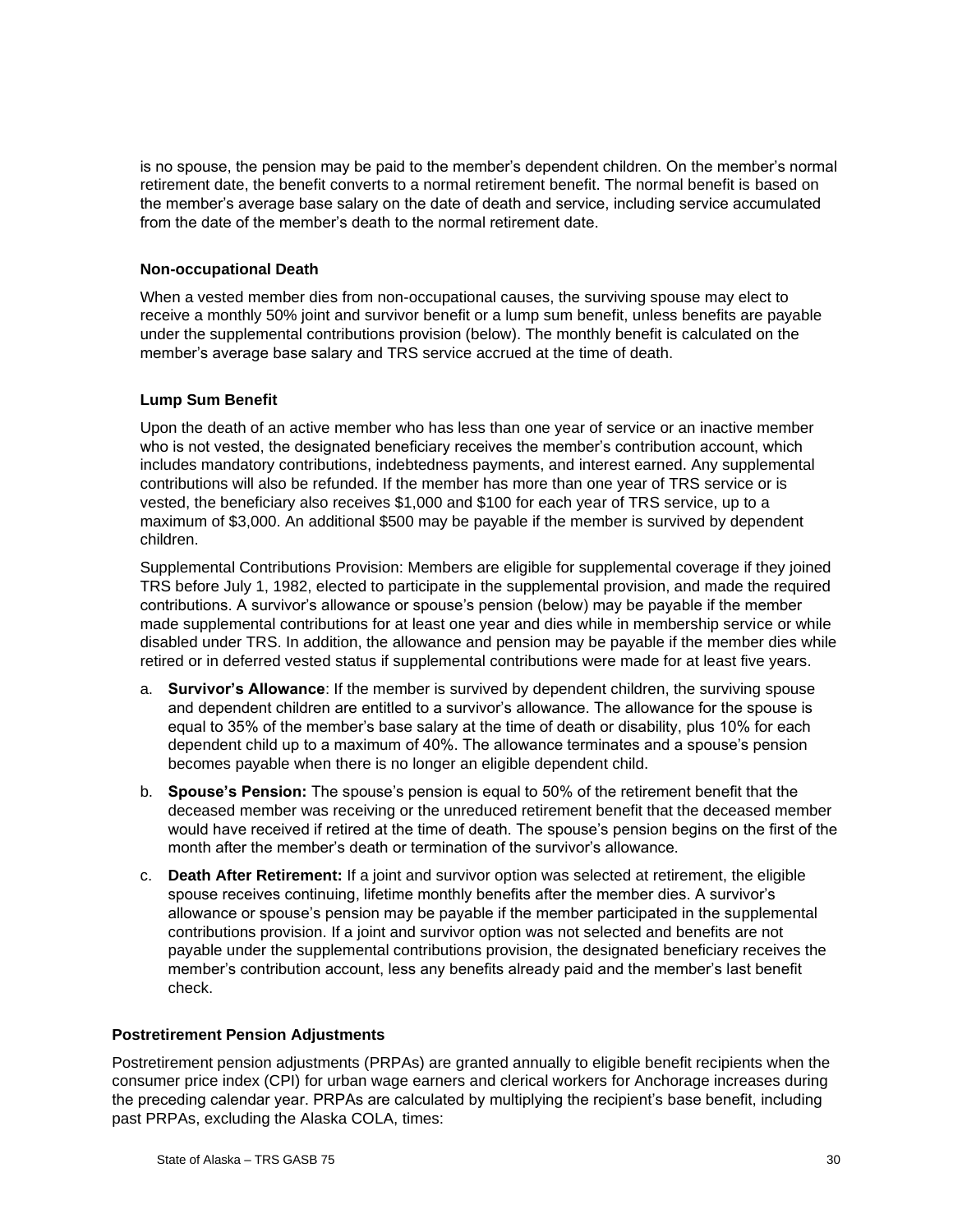is no spouse, the pension may be paid to the member's dependent children. On the member's normal retirement date, the benefit converts to a normal retirement benefit. The normal benefit is based on the member's average base salary on the date of death and service, including service accumulated from the date of the member's death to the normal retirement date.

#### Non-occupational Death

When a vested member dies from non-occupational causes, the surviving spouse may elect to receive a monthly 50% joint and survivor benefit or a lump sum benefit, unless benefits are payable under the supplemental contributions provision (below). The monthly benefit is calculated on the member's average base salary and TRS service accrued at the time of death.

#### Lump Sum Benefit

Upon the death of an active member who has less than one year of service or an inactive member who is not vested, the designated beneficiary receives the member's contribution account, which includes mandatory contributions, indebtedness payments, and interest earned. Any supplemental contributions will also be refunded. If the member has more than one year of TRS service or is vested, the beneficiary also receives $1,000 and $100 for each year of TRS service, up to a maximum of $3,000. An additional $500 may be payable if the member is survived by dependent children.

Supplemental Contributions Provision: Members are eligible for supplemental coverage if they joined TRS before July 1, 1982, elected to participate in the supplemental provision, and made the required contributions. A survivor's allowance or spouse's pension (below) may be payable if the member made supplemental contributions for at least one year and dies while in membership service or while disabled under TRS. In addition, the allowance and pension may be payable if the member dies while retired or in deferred vested status if supplemental contributions were made for at least five years.

a. **Survivor's Allowance**: If the member is survived by dependent children, the surviving spouse and dependent children are entitled to a survivor's allowance. The allowance for the spouse is equal to 35% of the member's base salary at the time of death or disability, plus 10% for each dependent child up to a maximum of 40%. The allowance terminates and a spouse's pension becomes payable when there is no longer an eligible dependent child.

b. **Spouse's Pension:** The spouse's pension is equal to 50% of the retirement benefit that the deceased member was receiving or the unreduced retirement benefit that the deceased member would have received if retired at the time of death. The spouse's pension begins on the first of the month after the member's death or termination of the survivor's allowance.

c. **Death After Retirement:** If a joint and survivor option was selected at retirement, the eligible spouse receives continuing, lifetime monthly benefits after the member dies. A survivor's allowance or spouse's pension may be payable if the member participated in the supplemental contributions provision. If a joint and survivor option was not selected and benefits are not payable under the supplemental contributions provision, the designated beneficiary receives the member's contribution account, less any benefits already paid and the member's last benefit check.

### Postretirement Pension Adjustments

Postretirement pension adjustments (PRPAs) are granted annually to eligible benefit recipients when the consumer price index (CPI) for urban wage earners and clerical workers for Anchorage increases during the preceding calendar year. PRPAs are calculated by multiplying the recipient's base benefit, including past PRPAs, excluding the Alaska COLA, times: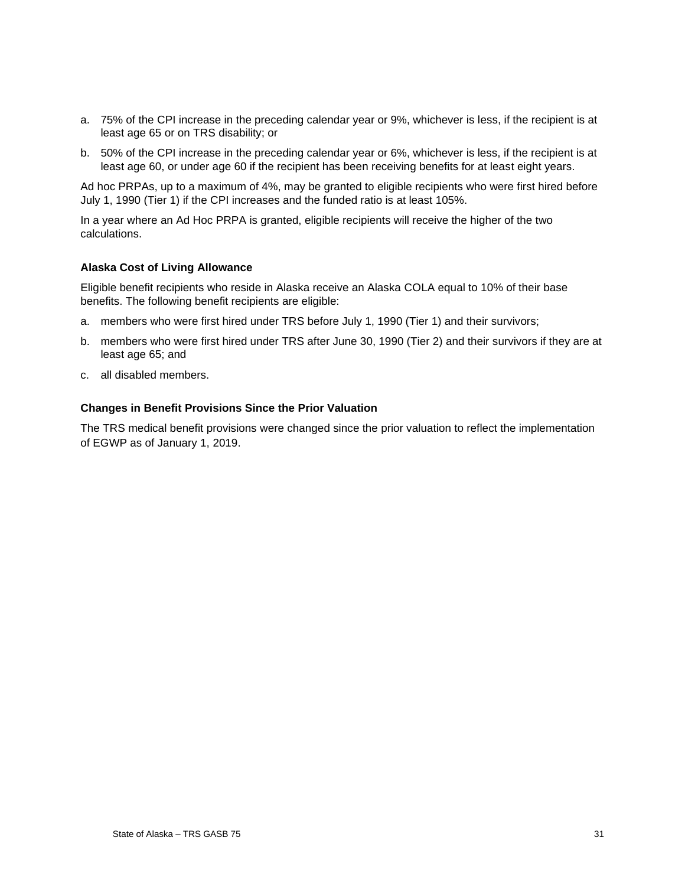a. 75% of the CPI increase in the preceding calendar year or 9%, whichever is less, if the recipient is at least age 65 or on TRS disability; or

b. 50% of the CPI increase in the preceding calendar year or 6%, whichever is less, if the recipient is at least age 60, or under age 60 if the recipient has been receiving benefits for at least eight years.

Ad hoc PRPAs, up to a maximum of 4%, may be granted to eligible recipients who were first hired before July 1, 1990 (Tier 1) if the CPI increases and the funded ratio is at least 105%.

In a year where an Ad Hoc PRPA is granted, eligible recipients will receive the higher of the two calculations.

### Alaska Cost of Living Allowance

Eligible benefit recipients who reside in Alaska receive an Alaska COLA equal to 10% of their base benefits. The following benefit recipients are eligible:

a. members who were first hired under TRS before July 1, 1990 (Tier 1) and their survivors;

b. members who were first hired under TRS after June 30, 1990 (Tier 2) and their survivors if they are at least age 65; and

c. all disabled members.

### Changes in Benefit Provisions Since the Prior Valuation

The TRS medical benefit provisions were changed since the prior valuation to reflect the implementation of EGWP as of January 1, 2019.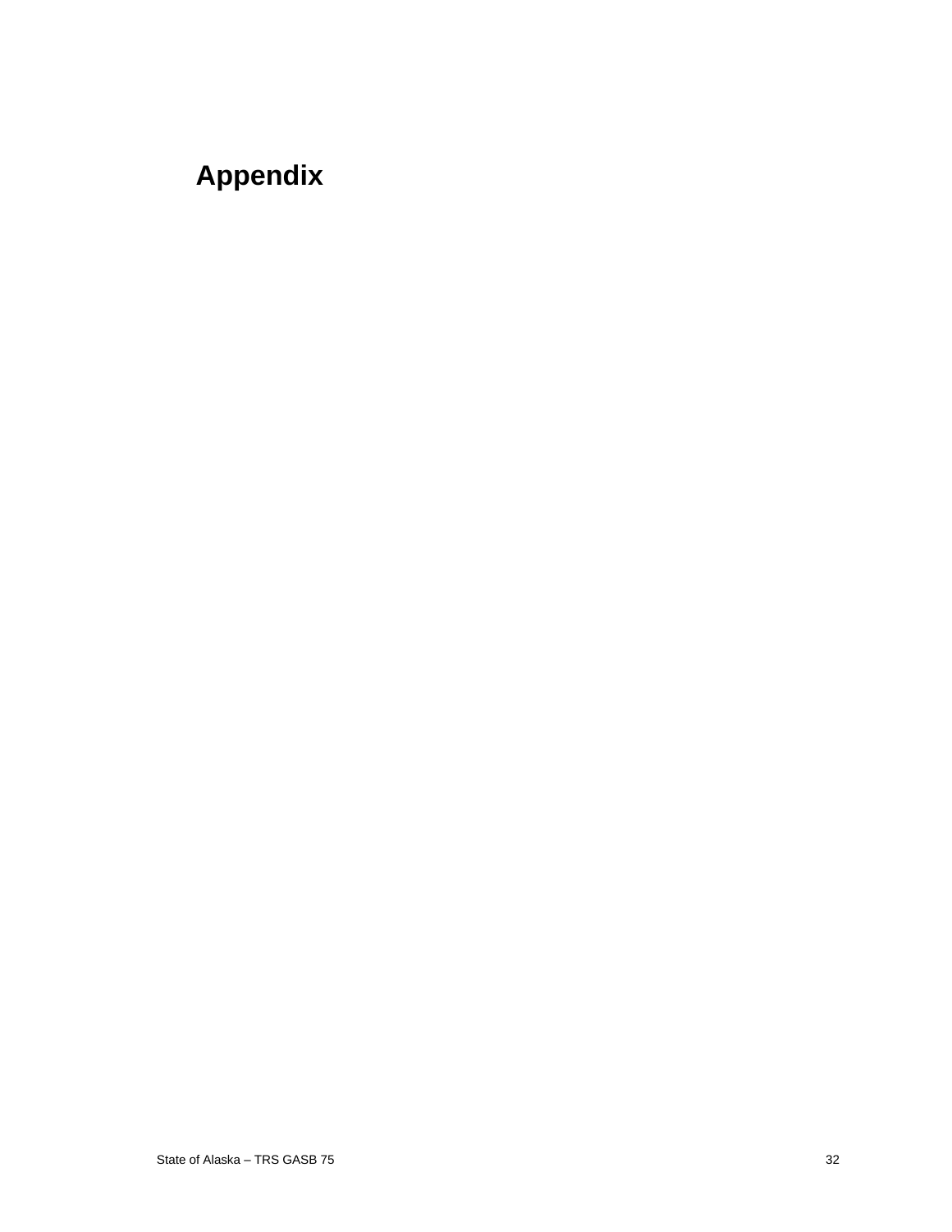# Appendix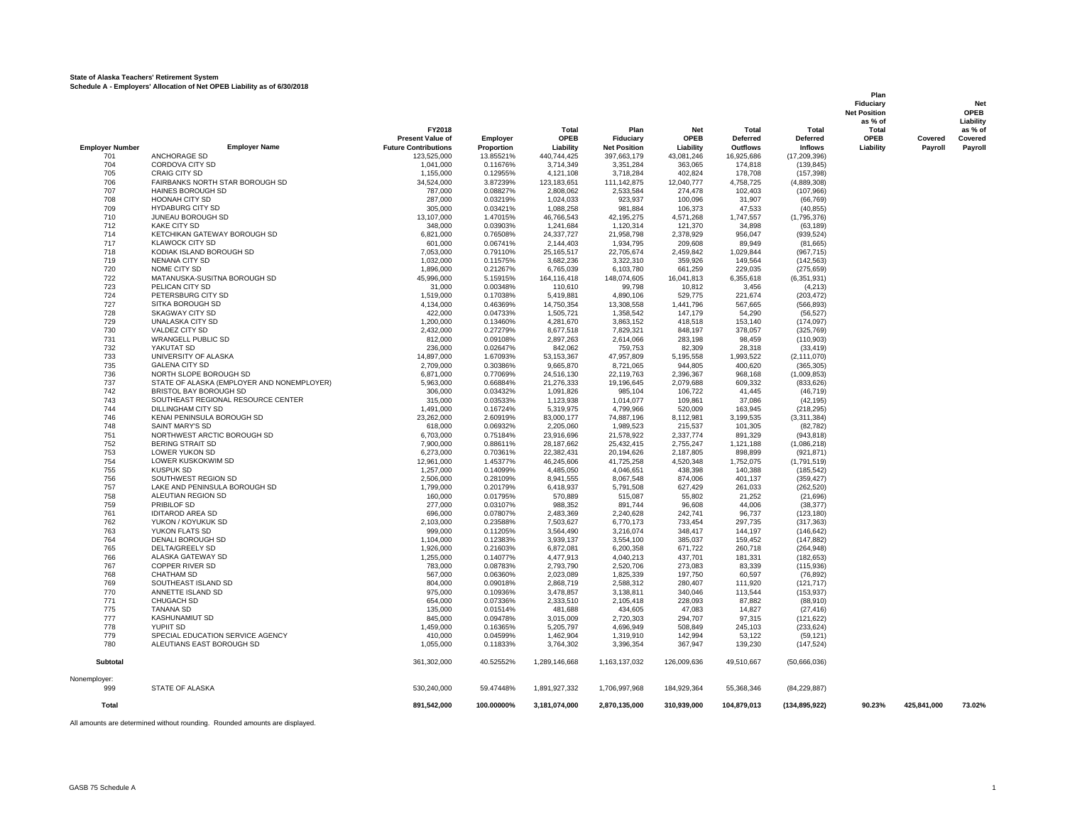**State of Alaska Teachers' Retirement System**
**Schedule A - Employers' Allocation of Net OPEB Liability as of 6/30/2018**

| Employer Number | Employer Name | FY2018 Present Value of Future Contributions | Employer Proportion | Total OPEB Liability | Plan Fiduciary Net Position | Net OPEB Liability | Total Deferred Outflows | Total Deferred Inflows | Plan Fiduciary Net Position as % of Total OPEB Liability | Covered Payroll | Net OPEB Liability as % of Covered Payroll |
|---|---|---|---|---|---|---|---|---|---|---|---|
| 701 | ANCHORAGE SD | 123,525,000 | 13.85521% | 440,744,425 | 397,663,179 | 43,081,246 | 16,925,686 | (17,209,396) | | | |
| 704 | CORDOVA CITY SD | 1,041,000 | 0.11676% | 3,714,349 | 3,351,284 | 363,065 | 174,818 | (139,845) | | | |
| 705 | CRAIG CITY SD | 1,155,000 | 0.12955% | 4,121,108 | 3,718,284 | 402,824 | 178,708 | (157,398) | | | |
| 706 | FAIRBANKS NORTH STAR BOROUGH SD | 34,524,000 | 3.87239% | 123,183,651 | 111,142,875 | 12,040,777 | 4,758,725 | (4,889,308) | | | |
| 707 | HAINES BOROUGH SD | 787,000 | 0.08827% | 2,808,062 | 2,533,584 | 274,478 | 102,403 | (107,966) | | | |
| 708 | HOONAH CITY SD | 287,000 | 0.03219% | 1,024,033 | 923,937 | 100,096 | 31,907 | (66,769) | | | |
| 709 | HYDABURG CITY SD | 305,000 | 0.03421% | 1,088,258 | 981,884 | 106,373 | 47,533 | (40,855) | | | |
| 710 | JUNEAU BOROUGH SD | 13,107,000 | 1.47015% | 46,766,543 | 42,195,275 | 4,571,268 | 1,747,557 | (1,795,376) | | | |
| 712 | KAKE CITY SD | 348,000 | 0.03903% | 1,241,684 | 1,120,314 | 121,370 | 34,898 | (63,189) | | | |
| 714 | KETCHIKAN GATEWAY BOROUGH SD | 6,821,000 | 0.76508% | 24,337,727 | 21,958,798 | 2,378,929 | 956,047 | (939,524) | | | |
| 717 | KLAWOCK CITY SD | 601,000 | 0.06741% | 2,144,403 | 1,934,795 | 209,608 | 89,949 | (81,665) | | | |
| 718 | KODIAK ISLAND BOROUGH SD | 7,053,000 | 0.79110% | 25,165,517 | 22,705,674 | 2,459,842 | 1,029,844 | (967,715) | | | |
| 719 | NENANA CITY SD | 1,032,000 | 0.11575% | 3,682,236 | 3,322,310 | 359,926 | 149,564 | (142,563) | | | |
| 720 | NOME CITY SD | 1,896,000 | 0.21267% | 6,765,039 | 6,103,780 | 661,259 | 229,035 | (275,659) | | | |
| 722 | MATANUSKA-SUSITNA BOROUGH SD | 45,996,000 | 5.15915% | 164,116,418 | 148,074,605 | 16,041,813 | 6,355,618 | (6,351,931) | | | |
| 723 | PELICAN CITY SD | 31,000 | 0.00348% | 110,610 | 99,798 | 10,812 | 3,456 | (4,213) | | | |
| 724 | PETERSBURG CITY SD | 1,519,000 | 0.17038% | 5,419,881 | 4,890,106 | 529,775 | 221,674 | (203,472) | | | |
| 727 | SITKA BOROUGH SD | 4,134,000 | 0.46369% | 14,750,354 | 13,308,558 | 1,441,796 | 567,665 | (566,893) | | | |
| 728 | SKAGWAY CITY SD | 422,000 | 0.04733% | 1,505,721 | 1,358,542 | 147,179 | 54,290 | (56,527) | | | |
| 729 | UNALASKA CITY SD | 1,200,000 | 0.13460% | 4,281,670 | 3,863,152 | 418,518 | 153,140 | (174,097) | | | |
| 730 | VALDEZ CITY SD | 2,432,000 | 0.27279% | 8,677,518 | 7,829,321 | 848,197 | 378,057 | (325,769) | | | |
| 731 | WRANGELL PUBLIC SD | 812,000 | 0.09108% | 2,897,263 | 2,614,066 | 283,198 | 98,459 | (110,903) | | | |
| 732 | YAKUTAT SD | 236,000 | 0.02647% | 842,062 | 759,753 | 82,309 | 28,318 | (33,419) | | | |
| 733 | UNIVERSITY OF ALASKA | 14,897,000 | 1.67093% | 53,153,367 | 47,957,809 | 5,195,558 | 1,993,522 | (2,111,070) | | | |
| 735 | GALENA CITY SD | 2,709,000 | 0.30386% | 9,665,870 | 8,721,065 | 944,805 | 400,620 | (365,305) | | | |
| 736 | NORTH SLOPE BOROUGH SD | 6,871,000 | 0.77069% | 24,516,130 | 22,119,763 | 2,396,367 | 968,168 | (1,009,853) | | | |
| 737 | STATE OF ALASKA (EMPLOYER AND NONEMPLOYER) | 5,963,000 | 0.66884% | 21,276,333 | 19,196,645 | 2,079,688 | 609,332 | (833,626) | | | |
| 742 | BRISTOL BAY BOROUGH SD | 306,000 | 0.03432% | 1,091,826 | 985,104 | 106,722 | 41,445 | (46,719) | | | |
| 743 | SOUTHEAST REGIONAL RESOURCE CENTER | 315,000 | 0.03533% | 1,123,938 | 1,014,077 | 109,861 | 37,086 | (42,195) | | | |
| 744 | DILLINGHAM CITY SD | 1,491,000 | 0.16724% | 5,319,975 | 4,799,966 | 520,009 | 163,945 | (218,295) | | | |
| 746 | KENAI PENINSULA BOROUGH SD | 23,262,000 | 2.60919% | 83,000,177 | 74,887,196 | 8,112,981 | 3,199,535 | (3,311,384) | | | |
| 748 | SAINT MARY'S SD | 618,000 | 0.06932% | 2,205,060 | 1,989,523 | 215,537 | 101,305 | (82,782) | | | |
| 751 | NORTHWEST ARCTIC BOROUGH SD | 6,703,000 | 0.75184% | 23,916,696 | 21,578,922 | 2,337,774 | 891,329 | (943,818) | | | |
| 752 | BERING STRAIT SD | 7,900,000 | 0.88611% | 28,187,662 | 25,432,415 | 2,755,247 | 1,121,188 | (1,086,218) | | | |
| 753 | LOWER YUKON SD | 6,273,000 | 0.70361% | 22,382,431 | 20,194,626 | 2,187,805 | 898,899 | (921,871) | | | |
| 754 | LOWER KUSKOKWIM SD | 12,961,000 | 1.45377% | 46,245,606 | 41,725,258 | 4,520,348 | 1,752,075 | (1,791,519) | | | |
| 755 | KUSPUK SD | 1,257,000 | 0.14099% | 4,485,050 | 4,046,651 | 438,398 | 140,388 | (185,542) | | | |
| 756 | SOUTHWEST REGION SD | 2,506,000 | 0.28109% | 8,941,555 | 8,067,548 | 874,006 | 401,137 | (359,427) | | | |
| 757 | LAKE AND PENINSULA BOROUGH SD | 1,799,000 | 0.20179% | 6,418,937 | 5,791,508 | 627,429 | 261,033 | (262,520) | | | |
| 758 | ALEUTIAN REGION SD | 160,000 | 0.01795% | 570,889 | 515,087 | 55,802 | 21,252 | (21,696) | | | |
| 759 | PRIBILOF SD | 277,000 | 0.03107% | 988,352 | 891,744 | 96,608 | 44,006 | (38,377) | | | |
| 761 | IDITAROD AREA SD | 696,000 | 0.07807% | 2,483,369 | 2,240,628 | 242,741 | 96,737 | (123,180) | | | |
| 762 | YUKON / KOYUKUK SD | 2,103,000 | 0.23588% | 7,503,627 | 6,770,173 | 733,454 | 297,735 | (317,363) | | | |
| 763 | YUKON FLATS SD | 999,000 | 0.11205% | 3,564,490 | 3,216,074 | 348,417 | 144,197 | (146,642) | | | |
| 764 | DENALI BOROUGH SD | 1,104,000 | 0.12383% | 3,939,137 | 3,554,100 | 385,037 | 159,452 | (147,882) | | | |
| 765 | DELTA/GREELY SD | 1,926,000 | 0.21603% | 6,872,081 | 6,200,358 | 671,722 | 260,718 | (264,948) | | | |
| 766 | ALASKA GATEWAY SD | 1,255,000 | 0.14077% | 4,477,913 | 4,040,213 | 437,701 | 181,331 | (182,653) | | | |
| 767 | COPPER RIVER SD | 783,000 | 0.08783% | 2,793,790 | 2,520,706 | 273,083 | 83,339 | (115,936) | | | |
| 768 | CHATHAM SD | 567,000 | 0.06360% | 2,023,089 | 1,825,339 | 197,750 | 60,597 | (76,892) | | | |
| 769 | SOUTHEAST ISLAND SD | 804,000 | 0.09018% | 2,868,719 | 2,588,312 | 280,407 | 111,920 | (121,717) | | | |
| 770 | ANNETTE ISLAND SD | 975,000 | 0.10936% | 3,478,857 | 3,138,811 | 340,046 | 113,544 | (153,937) | | | |
| 771 | CHUGACH SD | 654,000 | 0.07336% | 2,333,510 | 2,105,418 | 228,093 | 87,882 | (88,910) | | | |
| 775 | TANANA SD | 135,000 | 0.01514% | 481,688 | 434,605 | 47,083 | 14,827 | (27,416) | | | |
| 777 | KASHUNAMIUT SD | 845,000 | 0.09478% | 3,015,009 | 2,720,303 | 294,707 | 97,315 | (121,622) | | | |
| 778 | YUPIIT SD | 1,459,000 | 0.16365% | 5,205,797 | 4,696,949 | 508,849 | 245,103 | (233,624) | | | |
| 779 | SPECIAL EDUCATION SERVICE AGENCY | 410,000 | 0.04599% | 1,462,904 | 1,319,910 | 142,994 | 53,122 | (59,121) | | | |
| 780 | ALEUTIANS EAST BOROUGH SD | 1,055,000 | 0.11833% | 3,764,302 | 3,396,354 | 367,947 | 139,230 | (147,524) | | | |
| **Subtotal** | | 361,302,000 | 40.52552% | 1,289,146,668 | 1,163,137,032 | 126,009,636 | 49,510,667 | (50,666,036) | | | |
| Nonemployer: | | | | | | | | | | | |
| 999 | STATE OF ALASKA | 530,240,000 | 59.47448% | 1,891,927,332 | 1,706,997,968 | 184,929,364 | 55,368,346 | (84,229,887) | | | |
| **Total** | | 891,542,000 | 100.00000% | 3,181,074,000 | 2,870,135,000 | 310,939,000 | 104,879,013 | (134,895,922) | 90.23% | 425,841,000 | 73.02% |

All amounts are determined without rounding. Rounded amounts are displayed.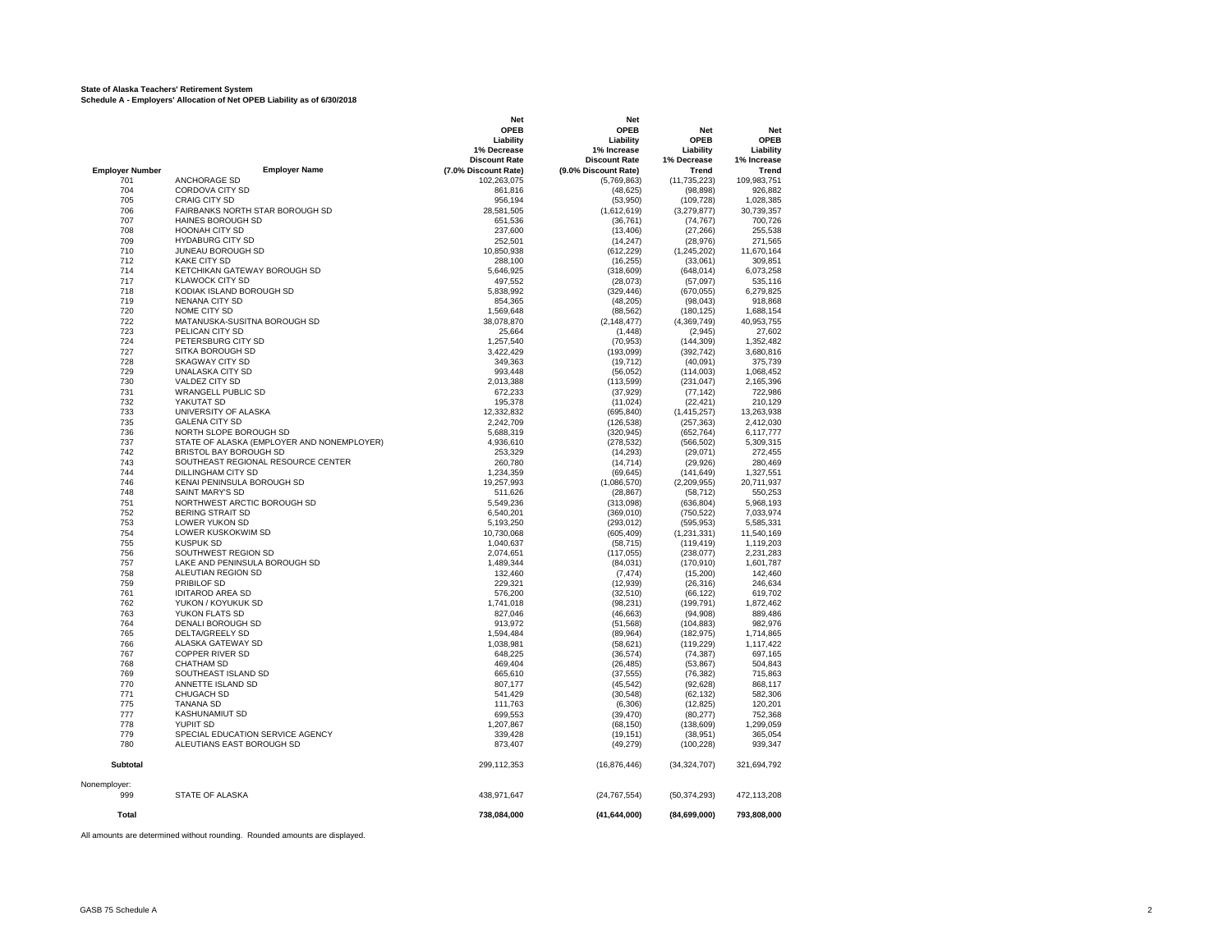**State of Alaska Teachers' Retirement System**
**Schedule A - Employers' Allocation of Net OPEB Liability as of 6/30/2018**

| Employer Number | Employer Name | Net OPEB Liability 1% Decrease Discount Rate (7.0% Discount Rate) | Net OPEB Liability 1% Increase Discount Rate (9.0% Discount Rate) | Net OPEB Liability 1% Decrease Trend | Net OPEB Liability 1% Increase Trend |
|---|---|---|---|---|---|
| 701 | ANCHORAGE SD | 102,263,075 | (5,769,863) | (11,735,223) | 109,983,751 |
| 704 | CORDOVA CITY SD | 861,816 | (48,625) | (98,898) | 926,882 |
| 705 | CRAIG CITY SD | 956,194 | (53,950) | (109,728) | 1,028,385 |
| 706 | FAIRBANKS NORTH STAR BOROUGH SD | 28,581,505 | (1,612,619) | (3,279,877) | 30,739,357 |
| 707 | HAINES BOROUGH SD | 651,536 | (36,761) | (74,767) | 700,726 |
| 708 | HOONAH CITY SD | 237,600 | (13,406) | (27,266) | 255,538 |
| 709 | HYDABURG CITY SD | 252,501 | (14,247) | (28,976) | 271,565 |
| 710 | JUNEAU BOROUGH SD | 10,850,938 | (612,229) | (1,245,202) | 11,670,164 |
| 712 | KAKE CITY SD | 288,100 | (16,255) | (33,061) | 309,851 |
| 714 | KETCHIKAN GATEWAY BOROUGH SD | 5,646,925 | (318,609) | (648,014) | 6,073,258 |
| 717 | KLAWOCK CITY SD | 497,552 | (28,073) | (57,097) | 535,116 |
| 718 | KODIAK ISLAND BOROUGH SD | 5,838,992 | (329,446) | (670,055) | 6,279,825 |
| 719 | NENANA CITY SD | 854,365 | (48,205) | (98,043) | 918,868 |
| 720 | NOME CITY SD | 1,569,648 | (88,562) | (180,125) | 1,688,154 |
| 722 | MATANUSKA-SUSITNA BOROUGH SD | 38,078,870 | (2,148,477) | (4,369,749) | 40,953,755 |
| 723 | PELICAN CITY SD | 25,664 | (1,448) | (2,945) | 27,602 |
| 724 | PETERSBURG CITY SD | 1,257,540 | (70,953) | (144,309) | 1,352,482 |
| 727 | SITKA BOROUGH SD | 3,422,429 | (193,099) | (392,742) | 3,680,816 |
| 728 | SKAGWAY CITY SD | 349,363 | (19,712) | (40,091) | 375,739 |
| 729 | UNALASKA CITY SD | 993,448 | (56,052) | (114,003) | 1,068,452 |
| 730 | VALDEZ CITY SD | 2,013,388 | (113,599) | (231,047) | 2,165,396 |
| 731 | WRANGELL PUBLIC SD | 672,233 | (37,929) | (77,142) | 722,986 |
| 732 | YAKUTAT SD | 195,378 | (11,024) | (22,421) | 210,129 |
| 733 | UNIVERSITY OF ALASKA | 12,332,832 | (695,840) | (1,415,257) | 13,263,938 |
| 735 | GALENA CITY SD | 2,242,709 | (126,538) | (257,363) | 2,412,030 |
| 736 | NORTH SLOPE BOROUGH SD | 5,688,319 | (320,945) | (652,764) | 6,117,777 |
| 737 | STATE OF ALASKA (EMPLOYER AND NONEMPLOYER) | 4,936,610 | (278,532) | (566,502) | 5,309,315 |
| 742 | BRISTOL BAY BOROUGH SD | 253,329 | (14,293) | (29,071) | 272,455 |
| 743 | SOUTHEAST REGIONAL RESOURCE CENTER | 260,780 | (14,714) | (29,926) | 280,469 |
| 744 | DILLINGHAM CITY SD | 1,234,359 | (69,645) | (141,649) | 1,327,551 |
| 746 | KENAI PENINSULA BOROUGH SD | 19,257,993 | (1,086,570) | (2,209,955) | 20,711,937 |
| 748 | SAINT MARY'S SD | 511,626 | (28,867) | (58,712) | 550,253 |
| 751 | NORTHWEST ARCTIC BOROUGH SD | 5,549,236 | (313,098) | (636,804) | 5,968,193 |
| 752 | BERING STRAIT SD | 6,540,201 | (369,010) | (750,522) | 7,033,974 |
| 753 | LOWER YUKON SD | 5,193,250 | (293,012) | (595,953) | 5,585,331 |
| 754 | LOWER KUSKOKWIM SD | 10,730,068 | (605,409) | (1,231,331) | 11,540,169 |
| 755 | KUSPUK SD | 1,040,637 | (58,715) | (119,419) | 1,119,203 |
| 756 | SOUTHWEST REGION SD | 2,074,651 | (117,055) | (238,077) | 2,231,283 |
| 757 | LAKE AND PENINSULA BOROUGH SD | 1,489,344 | (84,031) | (170,910) | 1,601,787 |
| 758 | ALEUTIAN REGION SD | 132,460 | (7,474) | (15,200) | 142,460 |
| 759 | PRIBILOF SD | 229,321 | (12,939) | (26,316) | 246,634 |
| 761 | IDITAROD AREA SD | 576,200 | (32,510) | (66,122) | 619,702 |
| 762 | YUKON / KOYUKUK SD | 1,741,018 | (98,231) | (199,791) | 1,872,462 |
| 763 | YUKON FLATS SD | 827,046 | (46,663) | (94,908) | 889,486 |
| 764 | DENALI BOROUGH SD | 913,972 | (51,568) | (104,883) | 982,976 |
| 765 | DELTA/GREELY SD | 1,594,484 | (89,964) | (182,975) | 1,714,865 |
| 766 | ALASKA GATEWAY SD | 1,038,981 | (58,621) | (119,229) | 1,117,422 |
| 767 | COPPER RIVER SD | 648,225 | (36,574) | (74,387) | 697,165 |
| 768 | CHATHAM SD | 469,404 | (26,485) | (53,867) | 504,843 |
| 769 | SOUTHEAST ISLAND SD | 665,610 | (37,555) | (76,382) | 715,863 |
| 770 | ANNETTE ISLAND SD | 807,177 | (45,542) | (92,628) | 868,117 |
| 771 | CHUGACH SD | 541,429 | (30,548) | (62,132) | 582,306 |
| 775 | TANANA SD | 111,763 | (6,306) | (12,825) | 120,201 |
| 777 | KASHUNAMIUT SD | 699,553 | (39,470) | (80,277) | 752,368 |
| 778 | YUPIIT SD | 1,207,867 | (68,150) | (138,609) | 1,299,059 |
| 779 | SPECIAL EDUCATION SERVICE AGENCY | 339,428 | (19,151) | (38,951) | 365,054 |
| 780 | ALEUTIANS EAST BOROUGH SD | 873,407 | (49,279) | (100,228) | 939,347 |
| **Subtotal** | | 299,112,353 | (16,876,446) | (34,324,707) | 321,694,792 |
| Nonemployer: | | | | | |
| 999 | STATE OF ALASKA | 438,971,647 | (24,767,554) | (50,374,293) | 472,113,208 |
| **Total** | | **738,084,000** | **(41,644,000)** | **(84,699,000)** | **793,808,000** |

All amounts are determined without rounding. Rounded amounts are displayed.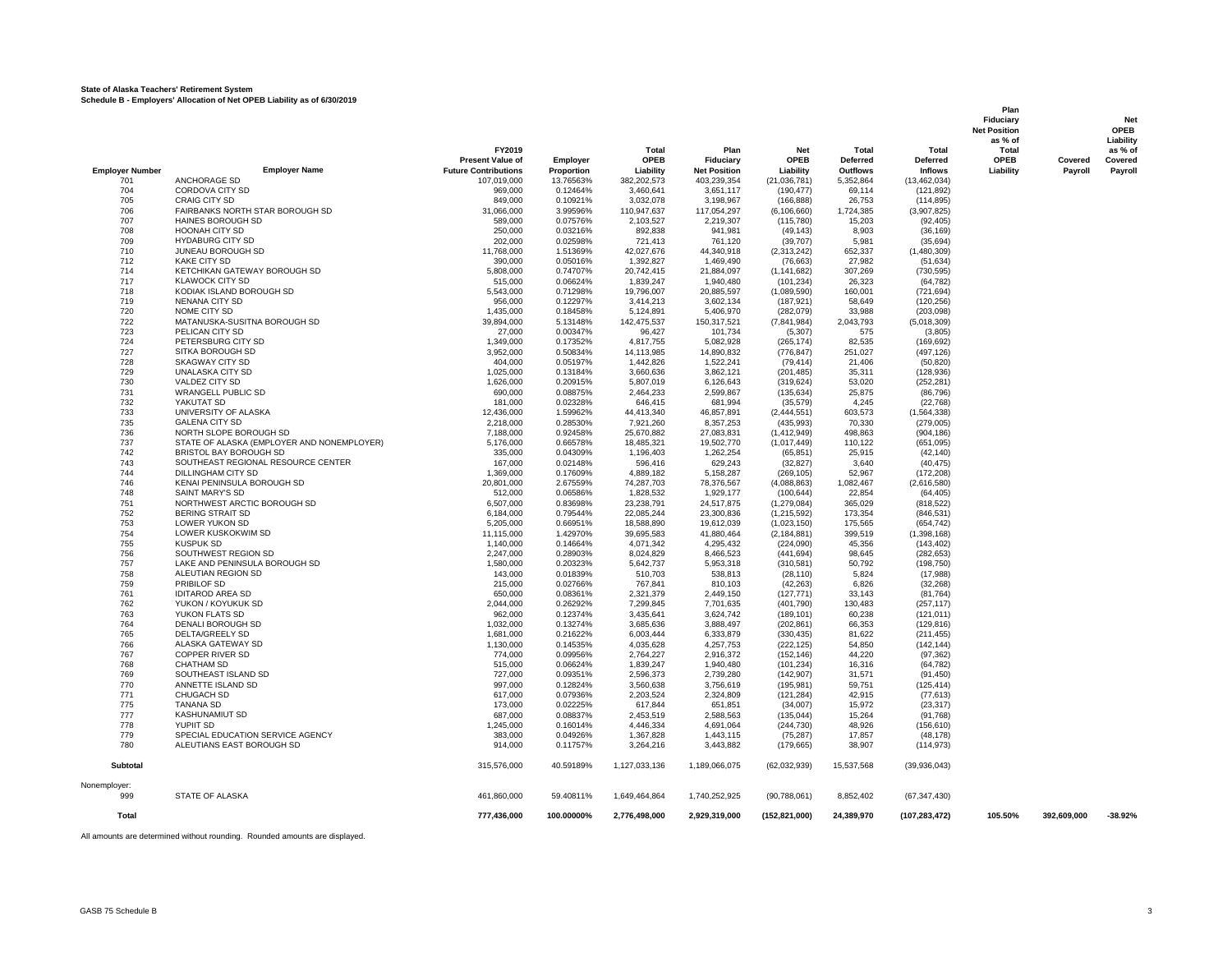**State of Alaska Teachers' Retirement System**
**Schedule B - Employers' Allocation of Net OPEB Liability as of 6/30/2019**

| Employer Number | Employer Name | FY2019 Present Value of Future Contributions | Employer Proportion | Total OPEB Liability | Plan Fiduciary Net Position | Net OPEB Liability | Total Deferred Outflows | Total Deferred Inflows | Plan Fiduciary Net Position as % of Total OPEB Liability | Covered Payroll | Net OPEB Liability as % of Covered Payroll |
|---|---|---|---|---|---|---|---|---|---|---|---|
| 701 | ANCHORAGE SD | 107,019,000 | 13.76563% | 382,202,573 | 403,239,354 | (21,036,781) | 5,352,864 | (13,462,034) | | | |
| 704 | CORDOVA CITY SD | 969,000 | 0.12464% | 3,460,641 | 3,651,117 | (190,477) | 69,114 | (121,892) | | | |
| 705 | CRAIG CITY SD | 849,000 | 0.10921% | 3,032,078 | 3,198,967 | (166,888) | 26,753 | (114,895) | | | |
| 706 | FAIRBANKS NORTH STAR BOROUGH SD | 31,066,000 | 3.99596% | 110,947,637 | 117,054,297 | (6,106,660) | 1,724,385 | (3,907,825) | | | |
| 707 | HAINES BOROUGH SD | 589,000 | 0.07576% | 2,103,527 | 2,219,307 | (115,780) | 15,203 | (92,405) | | | |
| 708 | HOONAH CITY SD | 250,000 | 0.03216% | 892,838 | 941,981 | (49,143) | 8,903 | (36,169) | | | |
| 709 | HYDABURG CITY SD | 202,000 | 0.02598% | 721,413 | 761,120 | (39,707) | 5,981 | (35,694) | | | |
| 710 | JUNEAU BOROUGH SD | 11,768,000 | 1.51369% | 42,027,676 | 44,340,918 | (2,313,242) | 652,337 | (1,480,309) | | | |
| 712 | KAKE CITY SD | 390,000 | 0.05016% | 1,392,827 | 1,469,490 | (76,663) | 27,982 | (51,634) | | | |
| 714 | KETCHIKAN GATEWAY BOROUGH SD | 5,808,000 | 0.74707% | 20,742,415 | 21,884,097 | (1,141,682) | 307,269 | (730,595) | | | |
| 717 | KLAWOCK CITY SD | 515,000 | 0.06624% | 1,839,247 | 1,940,480 | (101,234) | 26,323 | (64,782) | | | |
| 718 | KODIAK ISLAND BOROUGH SD | 5,543,000 | 0.71298% | 19,796,007 | 20,885,597 | (1,089,590) | 160,001 | (721,694) | | | |
| 719 | NENANA CITY SD | 956,000 | 0.12297% | 3,414,213 | 3,602,134 | (187,921) | 58,649 | (120,256) | | | |
| 720 | NOME CITY SD | 1,435,000 | 0.18458% | 5,124,891 | 5,406,970 | (282,079) | 33,988 | (203,098) | | | |
| 722 | MATANUSKA-SUSITNA BOROUGH SD | 39,894,000 | 5.13148% | 142,475,537 | 150,317,521 | (7,841,984) | 2,043,793 | (5,018,309) | | | |
| 723 | PELICAN CITY SD | 27,000 | 0.00347% | 96,427 | 101,734 | (5,307) | 575 | (3,805) | | | |
| 724 | PETERSBURG CITY SD | 1,349,000 | 0.17352% | 4,817,755 | 5,082,928 | (265,174) | 82,535 | (169,692) | | | |
| 727 | SITKA BOROUGH SD | 3,952,000 | 0.50834% | 14,113,985 | 14,890,832 | (776,847) | 251,027 | (497,126) | | | |
| 728 | SKAGWAY CITY SD | 404,000 | 0.05197% | 1,442,826 | 1,522,241 | (79,414) | 21,406 | (50,820) | | | |
| 729 | UNALASKA CITY SD | 1,025,000 | 0.13184% | 3,660,636 | 3,862,121 | (201,485) | 35,311 | (128,936) | | | |
| 730 | VALDEZ CITY SD | 1,626,000 | 0.20915% | 5,807,019 | 6,126,643 | (319,624) | 53,020 | (252,281) | | | |
| 731 | WRANGELL PUBLIC SD | 690,000 | 0.08875% | 2,464,233 | 2,599,867 | (135,634) | 25,875 | (86,796) | | | |
| 732 | YAKUTAT SD | 181,000 | 0.02328% | 646,415 | 681,994 | (35,579) | 4,245 | (22,768) | | | |
| 733 | UNIVERSITY OF ALASKA | 12,436,000 | 1.59962% | 44,413,340 | 46,857,891 | (2,444,551) | 603,573 | (1,564,338) | | | |
| 735 | GALENA CITY SD | 2,218,000 | 0.28530% | 7,921,260 | 8,357,253 | (435,993) | 70,330 | (279,005) | | | |
| 736 | NORTH SLOPE BOROUGH SD | 7,188,000 | 0.92458% | 25,670,882 | 27,083,831 | (1,412,949) | 498,863 | (904,186) | | | |
| 737 | STATE OF ALASKA (EMPLOYER AND NONEMPLOYER) | 5,176,000 | 0.66578% | 18,485,321 | 19,502,770 | (1,017,449) | 110,122 | (651,095) | | | |
| 742 | BRISTOL BAY BOROUGH SD | 335,000 | 0.04309% | 1,196,403 | 1,262,254 | (65,851) | 25,915 | (42,140) | | | |
| 743 | SOUTHEAST REGIONAL RESOURCE CENTER | 167,000 | 0.02148% | 596,416 | 629,243 | (32,827) | 3,640 | (40,475) | | | |
| 744 | DILLINGHAM CITY SD | 1,369,000 | 0.17609% | 4,889,182 | 5,158,287 | (269,105) | 52,967 | (172,208) | | | |
| 746 | KENAI PENINSULA BOROUGH SD | 20,801,000 | 2.67559% | 74,287,703 | 78,376,567 | (4,088,863) | 1,082,467 | (2,616,580) | | | |
| 748 | SAINT MARY'S SD | 512,000 | 0.06586% | 1,828,532 | 1,929,177 | (100,644) | 22,854 | (64,405) | | | |
| 751 | NORTHWEST ARCTIC BOROUGH SD | 6,507,000 | 0.83698% | 23,238,791 | 24,517,875 | (1,279,084) | 365,029 | (818,522) | | | |
| 752 | BERING STRAIT SD | 6,184,000 | 0.79544% | 22,085,244 | 23,300,836 | (1,215,592) | 173,354 | (846,531) | | | |
| 753 | LOWER YUKON SD | 5,205,000 | 0.66951% | 18,588,890 | 19,612,039 | (1,023,150) | 175,565 | (654,742) | | | |
| 754 | LOWER KUSKOKWIM SD | 11,115,000 | 1.42970% | 39,695,583 | 41,880,464 | (2,184,881) | 399,519 | (1,398,168) | | | |
| 755 | KUSPUK SD | 1,140,000 | 0.14664% | 4,071,342 | 4,295,432 | (224,090) | 45,356 | (143,402) | | | |
| 756 | SOUTHWEST REGION SD | 2,247,000 | 0.28903% | 8,024,829 | 8,466,523 | (441,694) | 98,645 | (282,653) | | | |
| 757 | LAKE AND PENINSULA BOROUGH SD | 1,580,000 | 0.20323% | 5,642,737 | 5,953,318 | (310,581) | 50,792 | (198,750) | | | |
| 758 | ALEUTIAN REGION SD | 143,000 | 0.01839% | 510,703 | 538,813 | (28,110) | 5,824 | (17,988) | | | |
| 759 | PRIBILOF SD | 215,000 | 0.02766% | 767,841 | 810,103 | (42,263) | 6,826 | (32,268) | | | |
| 761 | IDITAROD AREA SD | 650,000 | 0.08361% | 2,321,379 | 2,449,150 | (127,771) | 33,143 | (81,764) | | | |
| 762 | YUKON / KOYUKUK SD | 2,044,000 | 0.26292% | 7,299,845 | 7,701,635 | (401,790) | 130,483 | (257,117) | | | |
| 763 | YUKON FLATS SD | 962,000 | 0.12374% | 3,435,641 | 3,624,742 | (189,101) | 60,238 | (121,011) | | | |
| 764 | DENALI BOROUGH SD | 1,032,000 | 0.13274% | 3,685,636 | 3,888,497 | (202,861) | 66,353 | (129,816) | | | |
| 765 | DELTA/GREELY SD | 1,681,000 | 0.21622% | 6,003,444 | 6,333,879 | (330,435) | 81,622 | (211,455) | | | |
| 766 | ALASKA GATEWAY SD | 1,130,000 | 0.14535% | 4,035,628 | 4,257,753 | (222,125) | 54,850 | (142,144) | | | |
| 767 | COPPER RIVER SD | 774,000 | 0.09956% | 2,764,227 | 2,916,372 | (152,146) | 44,220 | (97,362) | | | |
| 768 | CHATHAM SD | 515,000 | 0.06624% | 1,839,247 | 1,940,480 | (101,234) | 16,316 | (64,782) | | | |
| 769 | SOUTHEAST ISLAND SD | 727,000 | 0.09351% | 2,596,373 | 2,739,280 | (142,907) | 31,571 | (91,450) | | | |
| 770 | ANNETTE ISLAND SD | 997,000 | 0.12824% | 3,560,638 | 3,756,619 | (195,981) | 59,751 | (125,414) | | | |
| 771 | CHUGACH SD | 617,000 | 0.07936% | 2,203,524 | 2,324,809 | (121,284) | 42,915 | (77,613) | | | |
| 775 | TANANA SD | 173,000 | 0.02225% | 617,844 | 651,851 | (34,007) | 15,972 | (23,317) | | | |
| 777 | KASHUNAMIUT SD | 687,000 | 0.08837% | 2,453,519 | 2,588,563 | (135,044) | 15,264 | (91,768) | | | |
| 778 | YUPIIT SD | 1,245,000 | 0.16014% | 4,446,334 | 4,691,064 | (244,730) | 48,926 | (156,610) | | | |
| 779 | SPECIAL EDUCATION SERVICE AGENCY | 383,000 | 0.04926% | 1,367,828 | 1,443,115 | (75,287) | 17,857 | (48,178) | | | |
| 780 | ALEUTIANS EAST BOROUGH SD | 914,000 | 0.11757% | 3,264,216 | 3,443,882 | (179,665) | 38,907 | (114,973) | | | |
| **Subtotal** | | 315,576,000 | 40.59189% | 1,127,033,136 | 1,189,066,075 | (62,032,939) | 15,537,568 | (39,936,043) | | | |
| Nonemployer: | | | | | | | | | | | |
| 999 | STATE OF ALASKA | 461,860,000 | 59.40811% | 1,649,464,864 | 1,740,252,925 | (90,788,061) | 8,852,402 | (67,347,430) | | | |
| **Total** | | 777,436,000 | 100.00000% | 2,776,498,000 | 2,929,319,000 | (152,821,000) | 24,389,970 | (107,283,472) | 105.50% | 392,609,000 | -38.92% |

All amounts are determined without rounding. Rounded amounts are displayed.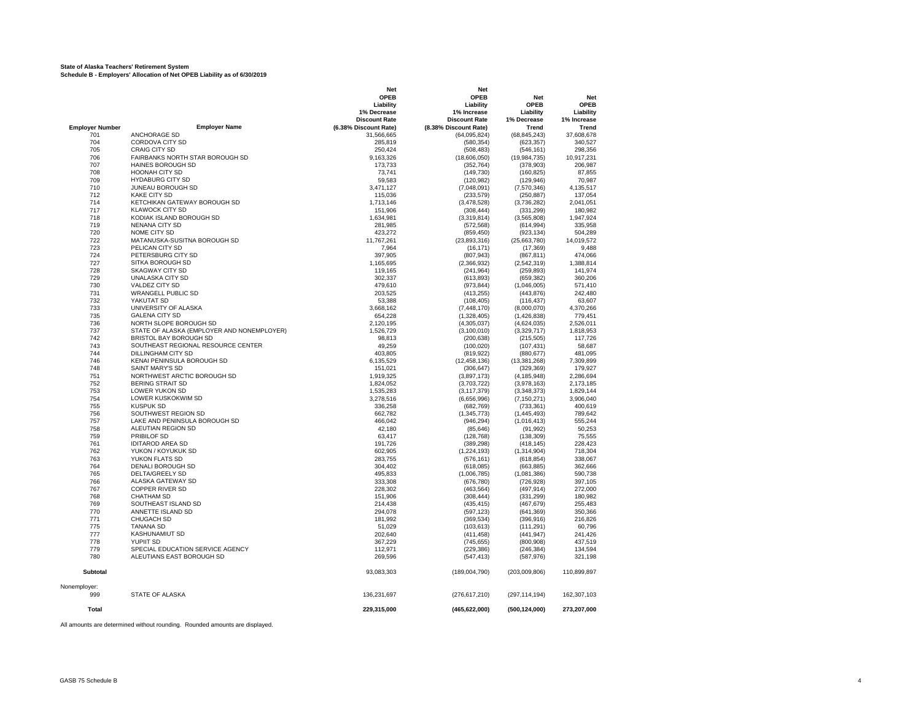**State of Alaska Teachers' Retirement System**
**Schedule B - Employers' Allocation of Net OPEB Liability as of 6/30/2019**

| Employer Number | Employer Name | Net OPEB Liability 1% Decrease Discount Rate (6.38% Discount Rate) | Net OPEB Liability 1% Increase Discount Rate (8.38% Discount Rate) | Net OPEB Liability 1% Decrease Trend | Net OPEB Liability 1% Increase Trend |
|---|---|---|---|---|---|
| 701 | ANCHORAGE SD | 31,566,665 | (64,095,824) | (68,845,243) | 37,608,678 |
| 704 | CORDOVA CITY SD | 285,819 | (580,354) | (623,357) | 340,527 |
| 705 | CRAIG CITY SD | 250,424 | (508,483) | (546,161) | 298,356 |
| 706 | FAIRBANKS NORTH STAR BOROUGH SD | 9,163,326 | (18,606,050) | (19,984,735) | 10,917,231 |
| 707 | HAINES BOROUGH SD | 173,733 | (352,764) | (378,903) | 206,987 |
| 708 | HOONAH CITY SD | 73,741 | (149,730) | (160,825) | 87,855 |
| 709 | HYDABURG CITY SD | 59,583 | (120,982) | (129,946) | 70,987 |
| 710 | JUNEAU BOROUGH SD | 3,471,127 | (7,048,091) | (7,570,346) | 4,135,517 |
| 712 | KAKE CITY SD | 115,036 | (233,579) | (250,887) | 137,054 |
| 714 | KETCHIKAN GATEWAY BOROUGH SD | 1,713,146 | (3,478,528) | (3,736,282) | 2,041,051 |
| 717 | KLAWOCK CITY SD | 151,906 | (308,444) | (331,299) | 180,982 |
| 718 | KODIAK ISLAND BOROUGH SD | 1,634,981 | (3,319,814) | (3,565,808) | 1,947,924 |
| 719 | NENANA CITY SD | 281,985 | (572,568) | (614,994) | 335,958 |
| 720 | NOME CITY SD | 423,272 | (859,450) | (923,134) | 504,289 |
| 722 | MATANUSKA-SUSITNA BOROUGH SD | 11,767,261 | (23,893,316) | (25,663,780) | 14,019,572 |
| 723 | PELICAN CITY SD | 7,964 | (16,171) | (17,369) | 9,488 |
| 724 | PETERSBURG CITY SD | 397,905 | (807,943) | (867,811) | 474,066 |
| 727 | SITKA BOROUGH SD | 1,165,695 | (2,366,932) | (2,542,319) | 1,388,814 |
| 728 | SKAGWAY CITY SD | 119,165 | (241,964) | (259,893) | 141,974 |
| 729 | UNALASKA CITY SD | 302,337 | (613,893) | (659,382) | 360,206 |
| 730 | VALDEZ CITY SD | 479,610 | (973,844) | (1,046,005) | 571,410 |
| 731 | WRANGELL PUBLIC SD | 203,525 | (413,255) | (443,876) | 242,480 |
| 732 | YAKUTAT SD | 53,388 | (108,405) | (116,437) | 63,607 |
| 733 | UNIVERSITY OF ALASKA | 3,668,162 | (7,448,170) | (8,000,070) | 4,370,266 |
| 735 | GALENA CITY SD | 654,228 | (1,328,405) | (1,426,838) | 779,451 |
| 736 | NORTH SLOPE BOROUGH SD | 2,120,195 | (4,305,037) | (4,624,035) | 2,526,011 |
| 737 | STATE OF ALASKA (EMPLOYER AND NONEMPLOYER) | 1,526,729 | (3,100,010) | (3,329,717) | 1,818,953 |
| 742 | BRISTOL BAY BOROUGH SD | 98,813 | (200,638) | (215,505) | 117,726 |
| 743 | SOUTHEAST REGIONAL RESOURCE CENTER | 49,259 | (100,020) | (107,431) | 58,687 |
| 744 | DILLINGHAM CITY SD | 403,805 | (819,922) | (880,677) | 481,095 |
| 746 | KENAI PENINSULA BOROUGH SD | 6,135,529 | (12,458,136) | (13,381,268) | 7,309,899 |
| 748 | SAINT MARY'S SD | 151,021 | (306,647) | (329,369) | 179,927 |
| 751 | NORTHWEST ARCTIC BOROUGH SD | 1,919,325 | (3,897,173) | (4,185,948) | 2,286,694 |
| 752 | BERING STRAIT SD | 1,824,052 | (3,703,722) | (3,978,163) | 2,173,185 |
| 753 | LOWER YUKON SD | 1,535,283 | (3,117,379) | (3,348,373) | 1,829,144 |
| 754 | LOWER KUSKOKWIM SD | 3,278,516 | (6,656,996) | (7,150,271) | 3,906,040 |
| 755 | KUSPUK SD | 336,258 | (682,769) | (733,361) | 400,619 |
| 756 | SOUTHWEST REGION SD | 662,782 | (1,345,773) | (1,445,493) | 789,642 |
| 757 | LAKE AND PENINSULA BOROUGH SD | 466,042 | (946,294) | (1,016,413) | 555,244 |
| 758 | ALEUTIAN REGION SD | 42,180 | (85,646) | (91,992) | 50,253 |
| 759 | PRIBILOF SD | 63,417 | (128,768) | (138,309) | 75,555 |
| 761 | IDITAROD AREA SD | 191,726 | (389,298) | (418,145) | 228,423 |
| 762 | YUKON / KOYUKUK SD | 602,905 | (1,224,193) | (1,314,904) | 718,304 |
| 763 | YUKON FLATS SD | 283,755 | (576,161) | (618,854) | 338,067 |
| 764 | DENALI BOROUGH SD | 304,402 | (618,085) | (663,885) | 362,666 |
| 765 | DELTA/GREELY SD | 495,833 | (1,006,785) | (1,081,386) | 590,738 |
| 766 | ALASKA GATEWAY SD | 333,308 | (676,780) | (726,928) | 397,105 |
| 767 | COPPER RIVER SD | 228,302 | (463,564) | (497,914) | 272,000 |
| 768 | CHATHAM SD | 151,906 | (308,444) | (331,299) | 180,982 |
| 769 | SOUTHEAST ISLAND SD | 214,438 | (435,415) | (467,679) | 255,483 |
| 770 | ANNETTE ISLAND SD | 294,078 | (597,123) | (641,369) | 350,366 |
| 771 | CHUGACH SD | 181,992 | (369,534) | (396,916) | 216,826 |
| 775 | TANANA SD | 51,029 | (103,613) | (111,291) | 60,796 |
| 777 | KASHUNAMIUT SD | 202,640 | (411,458) | (441,947) | 241,426 |
| 778 | YUPIIT SD | 367,229 | (745,655) | (800,908) | 437,519 |
| 779 | SPECIAL EDUCATION SERVICE AGENCY | 112,971 | (229,386) | (246,384) | 134,594 |
| 780 | ALEUTIANS EAST BOROUGH SD | 269,596 | (547,413) | (587,976) | 321,198 |
| **Subtotal** | | 93,083,303 | (189,004,790) | (203,009,806) | 110,899,897 |
| Nonemployer: | | | | | |
| 999 | STATE OF ALASKA | 136,231,697 | (276,617,210) | (297,114,194) | 162,307,103 |
| **Total** | | **229,315,000** | **(465,622,000)** | **(500,124,000)** | **273,207,000** |

All amounts are determined without rounding. Rounded amounts are displayed.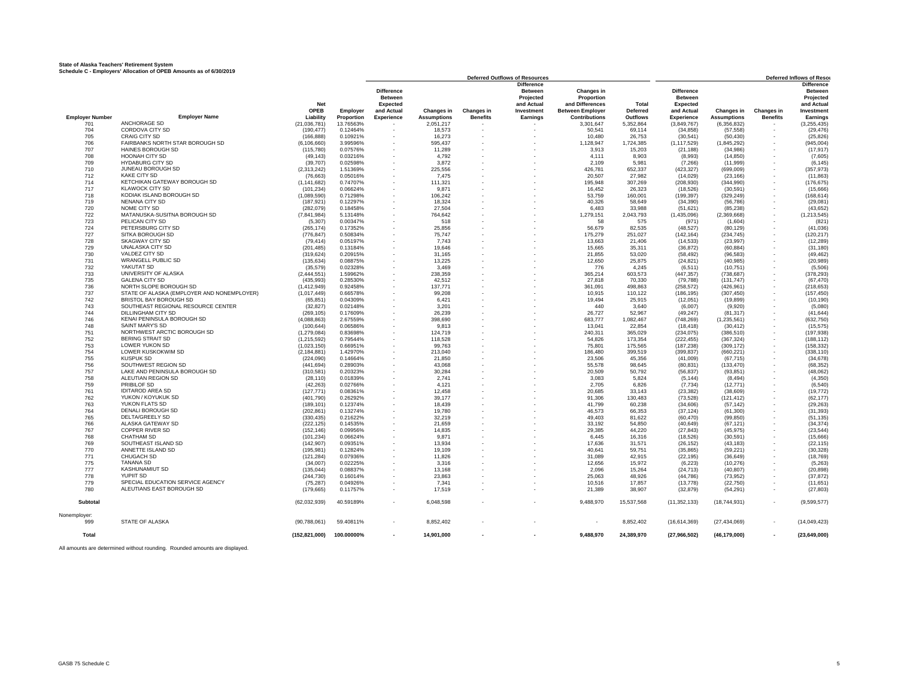**State of Alaska Teachers' Retirement System**
**Schedule C - Employers' Allocation of OPEB Amounts as of 6/30/2019**

| | | | | Deferred Outflows of Resources | | | | | | Deferred Inflows of Resources | | | |
|---|---|---|---|---|---|---|---|---|---|---|---|---|---|
| Employer Number | Employer Name | Net OPEB Liability | Employer Proportion | Difference Between Expected and Actual Experience | Changes in Assumptions | Changes in Benefits | Difference Between Projected and Actual Investment Earnings | Changes in Proportion and Differences Between Employer Contributions | Total Deferred Outflows | Difference Between Expected and Actual Experience | Changes in Assumptions | Changes in Benefits | Difference Between Projected and Actual Investment Earnings |
| 701 | ANCHORAGE SD | (21,036,781) | 13.76563% | - | 2,051,217 | - | - | 3,301,647 | 5,352,864 | (3,849,767) | (6,356,832) | - | (3,255,435) |
| 704 | CORDOVA CITY SD | (190,477) | 0.12464% | - | 18,573 | - | - | 50,541 | 69,114 | (34,858) | (57,558) | - | (29,476) |
| 705 | CRAIG CITY SD | (166,888) | 0.10921% | - | 16,273 | - | - | 10,480 | 26,753 | (30,541) | (50,430) | - | (25,826) |
| 706 | FAIRBANKS NORTH STAR BOROUGH SD | (6,106,660) | 3.99596% | - | 595,437 | - | - | 1,128,947 | 1,724,385 | (1,117,529) | (1,845,292) | - | (945,004) |
| 707 | HAINES BOROUGH SD | (115,780) | 0.07576% | - | 11,289 | - | - | 3,913 | 15,203 | (21,188) | (34,986) | - | (17,917) |
| 708 | HOONAH CITY SD | (49,143) | 0.03216% | - | 4,792 | - | - | 4,111 | 8,903 | (8,993) | (14,850) | - | (7,605) |
| 709 | HYDABURG CITY SD | (39,707) | 0.02598% | - | 3,872 | - | - | 2,109 | 5,981 | (7,266) | (11,999) | - | (6,145) |
| 710 | JUNEAU BOROUGH SD | (2,313,242) | 1.51369% | - | 225,556 | - | - | 426,781 | 652,337 | (423,327) | (699,009) | - | (357,973) |
| 712 | KAKE CITY SD | (76,663) | 0.05016% | - | 7,475 | - | - | 20,507 | 27,982 | (14,029) | (23,166) | - | (11,863) |
| 714 | KETCHIKAN GATEWAY BOROUGH SD | (1,141,682) | 0.74707% | - | 111,321 | - | - | 195,948 | 307,269 | (208,930) | (344,990) | - | (176,675) |
| 717 | KLAWOCK CITY SD | (101,234) | 0.06624% | - | 9,871 | - | - | 16,452 | 26,323 | (18,526) | (30,591) | - | (15,666) |
| 718 | KODIAK ISLAND BOROUGH SD | (1,089,590) | 0.71298% | - | 106,242 | - | - | 53,759 | 160,001 | (199,397) | (329,249) | - | (168,614) |
| 719 | NENANA CITY SD | (187,921) | 0.12297% | - | 18,324 | - | - | 40,326 | 58,649 | (34,390) | (56,786) | - | (29,081) |
| 720 | NOME CITY SD | (282,079) | 0.18458% | - | 27,504 | - | - | 6,483 | 33,988 | (51,621) | (85,238) | - | (43,652) |
| 722 | MATANUSKA-SUSITNA BOROUGH SD | (7,841,984) | 5.13148% | - | 764,642 | - | - | 1,279,151 | 2,043,793 | (1,435,096) | (2,369,668) | - | (1,213,545) |
| 723 | PELICAN CITY SD | (5,307) | 0.00347% | - | 518 | - | - | 58 | 575 | (971) | (1,604) | - | (821) |
| 724 | PETERSBURG CITY SD | (265,174) | 0.17352% | - | 25,856 | - | - | 56,679 | 82,535 | (48,527) | (80,129) | - | (41,036) |
| 727 | SITKA BOROUGH SD | (776,847) | 0.50834% | - | 75,747 | - | - | 175,279 | 251,027 | (142,164) | (234,745) | - | (120,217) |
| 728 | SKAGWAY CITY SD | (79,414) | 0.05197% | - | 7,743 | - | - | 13,663 | 21,406 | (14,533) | (23,997) | - | (12,289) |
| 729 | UNALASKA CITY SD | (201,485) | 0.13184% | - | 19,646 | - | - | 15,665 | 35,311 | (36,872) | (60,884) | - | (31,180) |
| 730 | VALDEZ CITY SD | (319,624) | 0.20915% | - | 31,165 | - | - | 21,855 | 53,020 | (58,492) | (96,583) | - | (49,462) |
| 731 | WRANGELL PUBLIC SD | (135,634) | 0.08875% | - | 13,225 | - | - | 12,650 | 25,875 | (24,821) | (40,985) | - | (20,989) |
| 732 | YAKUTAT SD | (35,579) | 0.02328% | - | 3,469 | - | - | 776 | 4,245 | (6,511) | (10,751) | - | (5,506) |
| 733 | UNIVERSITY OF ALASKA | (2,444,551) | 1.59962% | - | 238,359 | - | - | 365,214 | 603,573 | (447,357) | (738,687) | - | (378,293) |
| 735 | GALENA CITY SD | (435,993) | 0.28530% | - | 42,512 | - | - | 27,818 | 70,330 | (79,788) | (131,747) | - | (67,470) |
| 736 | NORTH SLOPE BOROUGH SD | (1,412,949) | 0.92458% | - | 137,771 | - | - | 361,091 | 498,863 | (258,572) | (426,961) | - | (218,653) |
| 737 | STATE OF ALASKA (EMPLOYER AND NONEMPLOYER) | (1,017,449) | 0.66578% | - | 99,208 | - | - | 10,915 | 110,122 | (186,195) | (307,450) | - | (157,450) |
| 742 | BRISTOL BAY BOROUGH SD | (65,851) | 0.04309% | - | 6,421 | - | - | 19,494 | 25,915 | (12,051) | (19,899) | - | (10,190) |
| 743 | SOUTHEAST REGIONAL RESOURCE CENTER | (32,827) | 0.02148% | - | 3,201 | - | - | 440 | 3,640 | (6,007) | (9,920) | - | (5,080) |
| 744 | DILLINGHAM CITY SD | (269,105) | 0.17609% | - | 26,239 | - | - | 26,727 | 52,967 | (49,247) | (81,317) | - | (41,644) |
| 746 | KENAI PENINSULA BOROUGH SD | (4,088,863) | 2.67559% | - | 398,690 | - | - | 683,777 | 1,082,467 | (748,269) | (1,235,561) | - | (632,750) |
| 748 | SAINT MARY'S SD | (100,644) | 0.06586% | - | 9,813 | - | - | 13,041 | 22,854 | (18,418) | (30,412) | - | (15,575) |
| 751 | NORTHWEST ARCTIC BOROUGH SD | (1,279,084) | 0.83698% | - | 124,719 | - | - | 240,311 | 365,029 | (234,075) | (386,510) | - | (197,938) |
| 752 | BERING STRAIT SD | (1,215,592) | 0.79544% | - | 118,528 | - | - | 54,826 | 173,354 | (222,455) | (367,324) | - | (188,112) |
| 753 | LOWER YUKON SD | (1,023,150) | 0.66951% | - | 99,763 | - | - | 75,801 | 175,565 | (187,238) | (309,172) | - | (158,332) |
| 754 | LOWER KUSKOKWIM SD | (2,184,881) | 1.42970% | - | 213,040 | - | - | 186,480 | 399,519 | (399,837) | (660,221) | - | (338,110) |
| 755 | KUSPUK SD | (224,090) | 0.14664% | - | 21,850 | - | - | 23,506 | 45,356 | (41,009) | (67,715) | - | (34,678) |
| 756 | SOUTHWEST REGION SD | (441,694) | 0.28903% | - | 43,068 | - | - | 55,578 | 98,645 | (80,831) | (133,470) | - | (68,352) |
| 757 | LAKE AND PENINSULA BOROUGH SD | (310,581) | 0.20323% | - | 30,284 | - | - | 20,509 | 50,792 | (56,837) | (93,851) | - | (48,062) |
| 758 | ALEUTIAN REGION SD | (28,110) | 0.01839% | - | 2,741 | - | - | 3,083 | 5,824 | (5,144) | (8,494) | - | (4,350) |
| 759 | PRIBILOF SD | (42,263) | 0.02766% | - | 4,121 | - | - | 2,705 | 6,826 | (7,734) | (12,771) | - | (6,540) |
| 761 | IDITAROD AREA SD | (127,771) | 0.08361% | - | 12,458 | - | - | 20,685 | 33,143 | (23,382) | (38,609) | - | (19,772) |
| 762 | YUKON / KOYUKUK SD | (401,790) | 0.26292% | - | 39,177 | - | - | 91,306 | 130,483 | (73,528) | (121,412) | - | (62,177) |
| 763 | YUKON FLATS SD | (189,101) | 0.12374% | - | 18,439 | - | - | 41,799 | 60,238 | (34,606) | (57,142) | - | (29,263) |
| 764 | DENALI BOROUGH SD | (202,861) | 0.13274% | - | 19,780 | - | - | 46,573 | 66,353 | (37,124) | (61,300) | - | (31,393) |
| 765 | DELTA/GREELY SD | (330,435) | 0.21622% | - | 32,219 | - | - | 49,403 | 81,622 | (60,470) | (99,850) | - | (51,135) |
| 766 | ALASKA GATEWAY SD | (222,125) | 0.14535% | - | 21,659 | - | - | 33,192 | 54,850 | (40,649) | (67,121) | - | (34,374) |
| 767 | COPPER RIVER SD | (152,146) | 0.09956% | - | 14,835 | - | - | 29,385 | 44,220 | (27,843) | (45,975) | - | (23,544) |
| 768 | CHATHAM SD | (101,234) | 0.06624% | - | 9,871 | - | - | 6,445 | 16,316 | (18,526) | (30,591) | - | (15,666) |
| 769 | SOUTHEAST ISLAND SD | (142,907) | 0.09351% | - | 13,934 | - | - | 17,636 | 31,571 | (26,152) | (43,183) | - | (22,115) |
| 770 | ANNETTE ISLAND SD | (195,981) | 0.12824% | - | 19,109 | - | - | 40,641 | 59,751 | (35,865) | (59,221) | - | (30,328) |
| 771 | CHUGACH SD | (121,284) | 0.07936% | - | 11,826 | - | - | 31,089 | 42,915 | (22,195) | (36,649) | - | (18,769) |
| 775 | TANANA SD | (34,007) | 0.02225% | - | 3,316 | - | - | 12,656 | 15,972 | (6,223) | (10,276) | - | (5,263) |
| 777 | KASHUNAMIUT SD | (135,044) | 0.08837% | - | 13,168 | - | - | 2,096 | 15,264 | (24,713) | (40,807) | - | (20,898) |
| 778 | YUPIIT SD | (244,730) | 0.16014% | - | 23,863 | - | - | 25,063 | 48,926 | (44,786) | (73,952) | - | (37,872) |
| 779 | SPECIAL EDUCATION SERVICE AGENCY | (75,287) | 0.04926% | - | 7,341 | - | - | 10,516 | 17,857 | (13,778) | (22,750) | - | (11,651) |
| 780 | ALEUTIANS EAST BOROUGH SD | (179,665) | 0.11757% | - | 17,519 | - | - | 21,389 | 38,907 | (32,879) | (54,291) | - | (27,803) |
| **Subtotal** | | (62,032,939) | 40.59189% | - | 6,048,598 | - | - | 9,488,970 | 15,537,568 | (11,352,133) | (18,744,931) | - | (9,599,577) |
| Nonemployer: | | | | | | | | | | | | | |
| 999 | STATE OF ALASKA | (90,788,061) | 59.40811% | - | 8,852,402 | - | - | - | 8,852,402 | (16,614,369) | (27,434,069) | - | (14,049,423) |
| **Total** | | **(152,821,000)** | **100.00000%** | **-** | **14,901,000** | **-** | **-** | **9,488,970** | **24,389,970** | **(27,966,502)** | **(46,179,000)** | **-** | **(23,649,000)** |

All amounts are determined without rounding. Rounded amounts are displayed.

GASB 75 Schedule C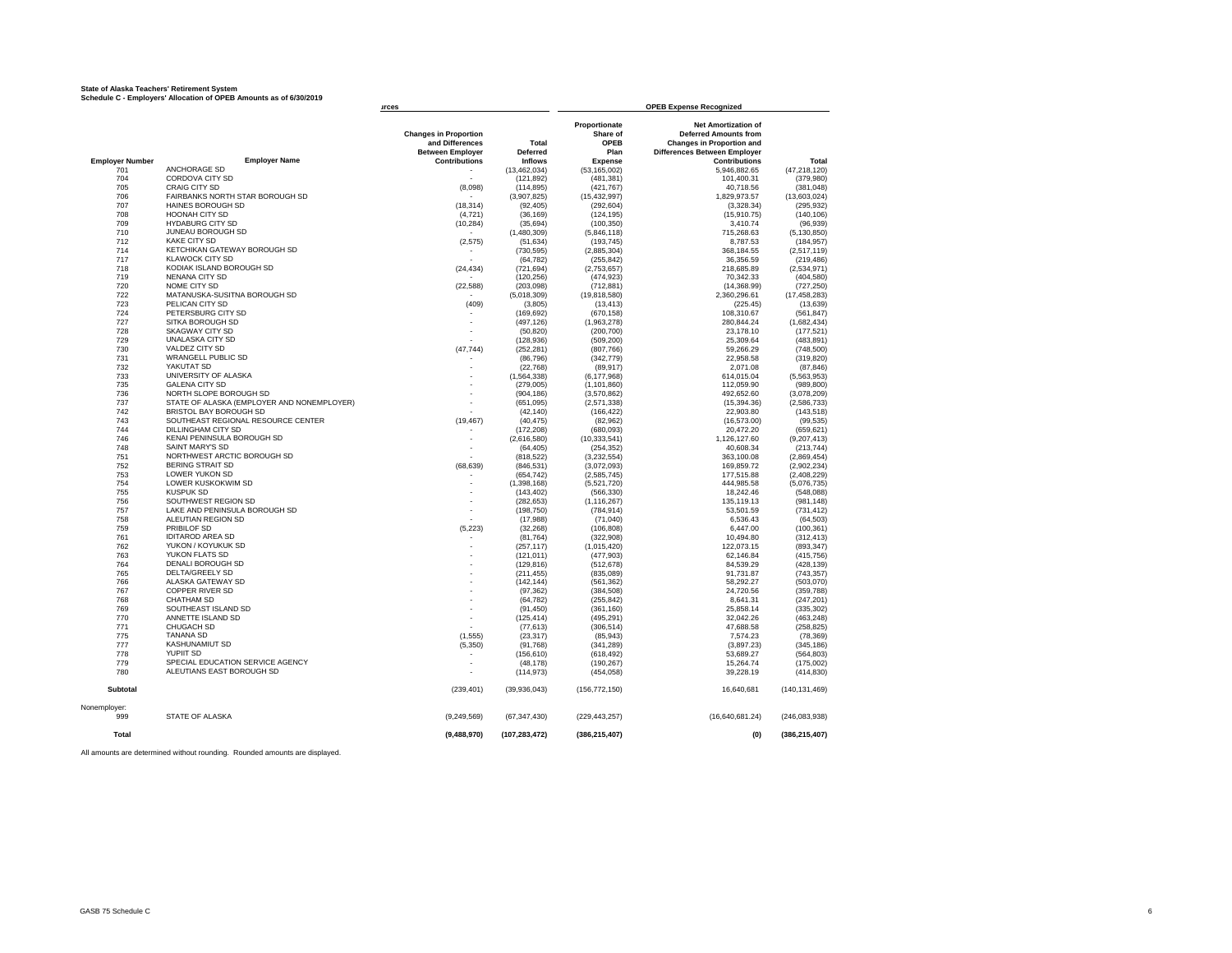**State of Alaska Teachers' Retirement System**
**Schedule C - Employers' Allocation of OPEB Amounts as of 6/30/2019**

| Employer Number | Employer Name | Changes in Proportion and Differences Between Employer Contributions | Total Deferred Inflows | Proportionate Share of OPEB Plan Expense | Net Amortization of Deferred Amounts from Changes in Proportion and Differences Between Employer Contributions | Total |
|---|---|---|---|---|---|---|
| | | urces | | OPEB Expense Recognized | | |
| 701 | ANCHORAGE SD | - | (13,462,034) | (53,165,002) | 5,946,882.65 | (47,218,120) |
| 704 | CORDOVA CITY SD | - | (121,892) | (481,381) | 101,400.31 | (379,980) |
| 705 | CRAIG CITY SD | (8,098) | (114,895) | (421,767) | 40,718.56 | (381,048) |
| 706 | FAIRBANKS NORTH STAR BOROUGH SD | - | (3,907,825) | (15,432,997) | 1,829,973.57 | (13,603,024) |
| 707 | HAINES BOROUGH SD | (18,314) | (92,405) | (292,604) | (3,328.34) | (295,932) |
| 708 | HOONAH CITY SD | (4,721) | (36,169) | (124,195) | (15,910.75) | (140,106) |
| 709 | HYDABURG CITY SD | (10,284) | (35,694) | (100,350) | 3,410.74 | (96,939) |
| 710 | JUNEAU BOROUGH SD | - | (1,480,309) | (5,846,118) | 715,268.63 | (5,130,850) |
| 712 | KAKE CITY SD | (2,575) | (51,634) | (193,745) | 8,787.53 | (184,957) |
| 714 | KETCHIKAN GATEWAY BOROUGH SD | - | (730,595) | (2,885,304) | 368,184.55 | (2,517,119) |
| 717 | KLAWOCK CITY SD | - | (64,782) | (255,842) | 36,356.59 | (219,486) |
| 718 | KODIAK ISLAND BOROUGH SD | (24,434) | (721,694) | (2,753,657) | 218,685.89 | (2,534,971) |
| 719 | NENANA CITY SD | - | (120,256) | (474,923) | 70,342.33 | (404,580) |
| 720 | NOME CITY SD | (22,588) | (203,098) | (712,881) | (14,368.99) | (727,250) |
| 722 | MATANUSKA-SUSITNA BOROUGH SD | - | (5,018,309) | (19,818,580) | 2,360,296.61 | (17,458,283) |
| 723 | PELICAN CITY SD | (409) | (3,805) | (13,413) | (225.45) | (13,639) |
| 724 | PETERSBURG CITY SD | - | (169,692) | (670,158) | 108,310.67 | (561,847) |
| 727 | SITKA BOROUGH SD | - | (497,126) | (1,963,278) | 280,844.24 | (1,682,434) |
| 728 | SKAGWAY CITY SD | - | (50,820) | (200,700) | 23,178.10 | (177,521) |
| 729 | UNALASKA CITY SD | - | (128,936) | (509,200) | 25,309.64 | (483,891) |
| 730 | VALDEZ CITY SD | (47,744) | (252,281) | (807,766) | 59,266.29 | (748,500) |
| 731 | WRANGELL PUBLIC SD | - | (86,796) | (342,779) | 22,958.58 | (319,820) |
| 732 | YAKUTAT SD | - | (22,768) | (89,917) | 2,071.08 | (87,846) |
| 733 | UNIVERSITY OF ALASKA | - | (1,564,338) | (6,177,968) | 614,015.04 | (5,563,953) |
| 735 | GALENA CITY SD | - | (279,005) | (1,101,860) | 112,059.90 | (989,800) |
| 736 | NORTH SLOPE BOROUGH SD | - | (904,186) | (3,570,862) | 492,652.60 | (3,078,209) |
| 737 | STATE OF ALASKA (EMPLOYER AND NONEMPLOYER) | - | (651,095) | (2,571,338) | (15,394.36) | (2,586,733) |
| 742 | BRISTOL BAY BOROUGH SD | - | (42,140) | (166,422) | 22,903.80 | (143,518) |
| 743 | SOUTHEAST REGIONAL RESOURCE CENTER | (19,467) | (40,475) | (82,962) | (16,573.00) | (99,535) |
| 744 | DILLINGHAM CITY SD | - | (172,208) | (680,093) | 20,472.20 | (659,621) |
| 746 | KENAI PENINSULA BOROUGH SD | - | (2,616,580) | (10,333,541) | 1,126,127.60 | (9,207,413) |
| 748 | SAINT MARY'S SD | - | (64,405) | (254,352) | 40,608.34 | (213,744) |
| 751 | NORTHWEST ARCTIC BOROUGH SD | - | (818,522) | (3,232,554) | 363,100.08 | (2,869,454) |
| 752 | BERING STRAIT SD | (68,639) | (846,531) | (3,072,093) | 169,859.72 | (2,902,234) |
| 753 | LOWER YUKON SD | - | (654,742) | (2,585,745) | 177,515.88 | (2,408,229) |
| 754 | LOWER KUSKOKWIM SD | - | (1,398,168) | (5,521,720) | 444,985.58 | (5,076,735) |
| 755 | KUSPUK SD | - | (143,402) | (566,330) | 18,242.46 | (548,088) |
| 756 | SOUTHWEST REGION SD | - | (282,653) | (1,116,267) | 135,119.13 | (981,148) |
| 757 | LAKE AND PENINSULA BOROUGH SD | - | (198,750) | (784,914) | 53,501.59 | (731,412) |
| 758 | ALEUTIAN REGION SD | - | (17,988) | (71,040) | 6,536.43 | (64,503) |
| 759 | PRIBILOF SD | (5,223) | (32,268) | (106,808) | 6,447.00 | (100,361) |
| 761 | IDITAROD AREA SD | - | (81,764) | (322,908) | 10,494.80 | (312,413) |
| 762 | YUKON / KOYUKUK SD | - | (257,117) | (1,015,420) | 122,073.15 | (893,347) |
| 763 | YUKON FLATS SD | - | (121,011) | (477,903) | 62,146.84 | (415,756) |
| 764 | DENALI BOROUGH SD | - | (129,816) | (512,678) | 84,539.29 | (428,139) |
| 765 | DELTA/GREELY SD | - | (211,455) | (835,089) | 91,731.87 | (743,357) |
| 766 | ALASKA GATEWAY SD | - | (142,144) | (561,362) | 58,292.27 | (503,070) |
| 767 | COPPER RIVER SD | - | (97,362) | (384,508) | 24,720.56 | (359,788) |
| 768 | CHATHAM SD | - | (64,782) | (255,842) | 8,641.31 | (247,201) |
| 769 | SOUTHEAST ISLAND SD | - | (91,450) | (361,160) | 25,858.14 | (335,302) |
| 770 | ANNETTE ISLAND SD | - | (125,414) | (495,291) | 32,042.26 | (463,248) |
| 771 | CHUGACH SD | - | (77,613) | (306,514) | 47,688.58 | (258,825) |
| 775 | TANANA SD | (1,555) | (23,317) | (85,943) | 7,574.23 | (78,369) |
| 777 | KASHUNAMIUT SD | (5,350) | (91,768) | (341,289) | (3,897.23) | (345,186) |
| 778 | YUPIIT SD | - | (156,610) | (618,492) | 53,689.27 | (564,803) |
| 779 | SPECIAL EDUCATION SERVICE AGENCY | - | (48,178) | (190,267) | 15,264.74 | (175,002) |
| 780 | ALEUTIANS EAST BOROUGH SD | - | (114,973) | (454,058) | 39,228.19 | (414,830) |
| **Subtotal** | | (239,401) | (39,936,043) | (156,772,150) | 16,640,681 | (140,131,469) |
| Nonemployer: | | | | | | |
| 999 | STATE OF ALASKA | (9,249,569) | (67,347,430) | (229,443,257) | (16,640,681.24) | (246,083,938) |
| **Total** | | **(9,488,970)** | **(107,283,472)** | **(386,215,407)** | **(0)** | **(386,215,407)** |

All amounts are determined without rounding. Rounded amounts are displayed.

GASB 75 Schedule C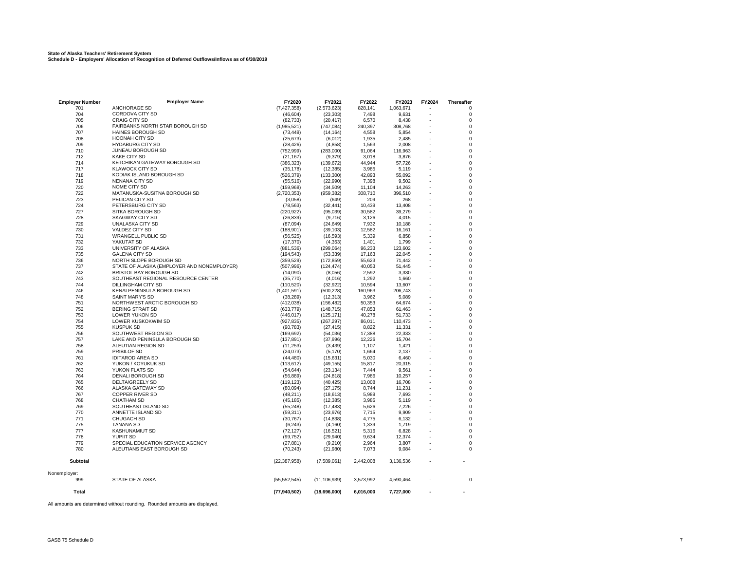**State of Alaska Teachers' Retirement System**
**Schedule D - Employers' Allocation of Recognition of Deferred Outflows/Inflows as of 6/30/2019**

| Employer Number | Employer Name | FY2020 | FY2021 | FY2022 | FY2023 | FY2024 | Thereafter |
|---|---|---|---|---|---|---|---|
| 701 | ANCHORAGE SD | (7,427,358) | (2,573,623) | 828,141 | 1,063,671 | - | 0 |
| 704 | CORDOVA CITY SD | (46,604) | (23,303) | 7,498 | 9,631 | - | 0 |
| 705 | CRAIG CITY SD | (82,733) | (20,417) | 6,570 | 8,438 | - | 0 |
| 706 | FAIRBANKS NORTH STAR BOROUGH SD | (1,985,521) | (747,084) | 240,397 | 308,768 | - | 0 |
| 707 | HAINES BOROUGH SD | (73,449) | (14,164) | 4,558 | 5,854 | - | 0 |
| 708 | HOONAH CITY SD | (25,673) | (6,012) | 1,935 | 2,485 | - | 0 |
| 709 | HYDABURG CITY SD | (28,426) | (4,858) | 1,563 | 2,008 | - | 0 |
| 710 | JUNEAU BOROUGH SD | (752,999) | (283,000) | 91,064 | 116,963 | - | 0 |
| 712 | KAKE CITY SD | (21,167) | (9,379) | 3,018 | 3,876 | - | 0 |
| 714 | KETCHIKAN GATEWAY BOROUGH SD | (386,323) | (139,672) | 44,944 | 57,726 | - | 0 |
| 717 | KLAWOCK CITY SD | (35,178) | (12,385) | 3,985 | 5,119 | - | 0 |
| 718 | KODIAK ISLAND BOROUGH SD | (526,379) | (133,300) | 42,893 | 55,092 | - | 0 |
| 719 | NENANA CITY SD | (55,516) | (22,990) | 7,398 | 9,502 | - | 0 |
| 720 | NOME CITY SD | (159,968) | (34,509) | 11,104 | 14,263 | - | 0 |
| 722 | MATANUSKA-SUSITNA BOROUGH SD | (2,720,353) | (959,382) | 308,710 | 396,510 | - | 0 |
| 723 | PELICAN CITY SD | (3,058) | (649) | 209 | 268 | - | 0 |
| 724 | PETERSBURG CITY SD | (78,563) | (32,441) | 10,439 | 13,408 | - | 0 |
| 727 | SITKA BOROUGH SD | (220,922) | (95,039) | 30,582 | 39,279 | - | 0 |
| 728 | SKAGWAY CITY SD | (26,839) | (9,716) | 3,126 | 4,015 | - | 0 |
| 729 | UNALASKA CITY SD | (87,094) | (24,649) | 7,932 | 10,188 | - | 0 |
| 730 | VALDEZ CITY SD | (188,901) | (39,103) | 12,582 | 16,161 | - | 0 |
| 731 | WRANGELL PUBLIC SD | (56,525) | (16,593) | 5,339 | 6,858 | - | 0 |
| 732 | YAKUTAT SD | (17,370) | (4,353) | 1,401 | 1,799 | - | 0 |
| 733 | UNIVERSITY OF ALASKA | (881,536) | (299,064) | 96,233 | 123,602 | - | 0 |
| 735 | GALENA CITY SD | (194,543) | (53,339) | 17,163 | 22,045 | - | 0 |
| 736 | NORTH SLOPE BOROUGH SD | (359,529) | (172,859) | 55,623 | 71,442 | - | 0 |
| 737 | STATE OF ALASKA (EMPLOYER AND NONEMPLOYER) | (507,996) | (124,474) | 40,053 | 51,445 | - | 0 |
| 742 | BRISTOL BAY BOROUGH SD | (14,090) | (8,056) | 2,592 | 3,330 | - | 0 |
| 743 | SOUTHEAST REGIONAL RESOURCE CENTER | (35,770) | (4,016) | 1,292 | 1,660 | - | 0 |
| 744 | DILLINGHAM CITY SD | (110,520) | (32,922) | 10,594 | 13,607 | - | 0 |
| 746 | KENAI PENINSULA BOROUGH SD | (1,401,591) | (500,228) | 160,963 | 206,743 | - | 0 |
| 748 | SAINT MARY'S SD | (38,289) | (12,313) | 3,962 | 5,089 | - | 0 |
| 751 | NORTHWEST ARCTIC BOROUGH SD | (412,038) | (156,482) | 50,353 | 64,674 | - | 0 |
| 752 | BERING STRAIT SD | (633,779) | (148,715) | 47,853 | 61,463 | - | 0 |
| 753 | LOWER YUKON SD | (446,017) | (125,171) | 40,278 | 51,733 | - | 0 |
| 754 | LOWER KUSKOKWIM SD | (927,835) | (267,297) | 86,011 | 110,473 | - | 0 |
| 755 | KUSPUK SD | (90,783) | (27,415) | 8,822 | 11,331 | - | 0 |
| 756 | SOUTHWEST REGION SD | (169,692) | (54,036) | 17,388 | 22,333 | - | 0 |
| 757 | LAKE AND PENINSULA BOROUGH SD | (137,891) | (37,996) | 12,226 | 15,704 | - | 0 |
| 758 | ALEUTIAN REGION SD | (11,253) | (3,439) | 1,107 | 1,421 | - | 0 |
| 759 | PRIBILOF SD | (24,073) | (5,170) | 1,664 | 2,137 | - | 0 |
| 761 | IDITAROD AREA SD | (44,480) | (15,631) | 5,030 | 6,460 | - | 0 |
| 762 | YUKON / KOYUKUK SD | (113,612) | (49,155) | 15,817 | 20,315 | - | 0 |
| 763 | YUKON FLATS SD | (54,644) | (23,134) | 7,444 | 9,561 | - | 0 |
| 764 | DENALI BOROUGH SD | (56,889) | (24,818) | 7,986 | 10,257 | - | 0 |
| 765 | DELTA/GREELY SD | (119,123) | (40,425) | 13,008 | 16,708 | - | 0 |
| 766 | ALASKA GATEWAY SD | (80,094) | (27,175) | 8,744 | 11,231 | - | 0 |
| 767 | COPPER RIVER SD | (48,211) | (18,613) | 5,989 | 7,693 | - | 0 |
| 768 | CHATHAM SD | (45,185) | (12,385) | 3,985 | 5,119 | - | 0 |
| 769 | SOUTHEAST ISLAND SD | (55,248) | (17,483) | 5,626 | 7,226 | - | 0 |
| 770 | ANNETTE ISLAND SD | (59,311) | (23,976) | 7,715 | 9,909 | - | 0 |
| 771 | CHUGACH SD | (30,767) | (14,838) | 4,775 | 6,132 | - | 0 |
| 775 | TANANA SD | (6,243) | (4,160) | 1,339 | 1,719 | - | 0 |
| 777 | KASHUNAMIUT SD | (72,127) | (16,521) | 5,316 | 6,828 | - | 0 |
| 778 | YUPIIT SD | (99,752) | (29,940) | 9,634 | 12,374 | - | 0 |
| 779 | SPECIAL EDUCATION SERVICE AGENCY | (27,881) | (9,210) | 2,964 | 3,807 | - | 0 |
| 780 | ALEUTIANS EAST BOROUGH SD | (70,243) | (21,980) | 7,073 | 9,084 | - | 0 |
| **Subtotal** | | (22,387,958) | (7,589,061) | 2,442,008 | 3,136,536 | - | - |
| Nonemployer: | | | | | | | |
| 999 | STATE OF ALASKA | (55,552,545) | (11,106,939) | 3,573,992 | 4,590,464 | - | 0 |
| **Total** | | **(77,940,502)** | **(18,696,000)** | **6,016,000** | **7,727,000** | **-** | **-** |

All amounts are determined without rounding. Rounded amounts are displayed.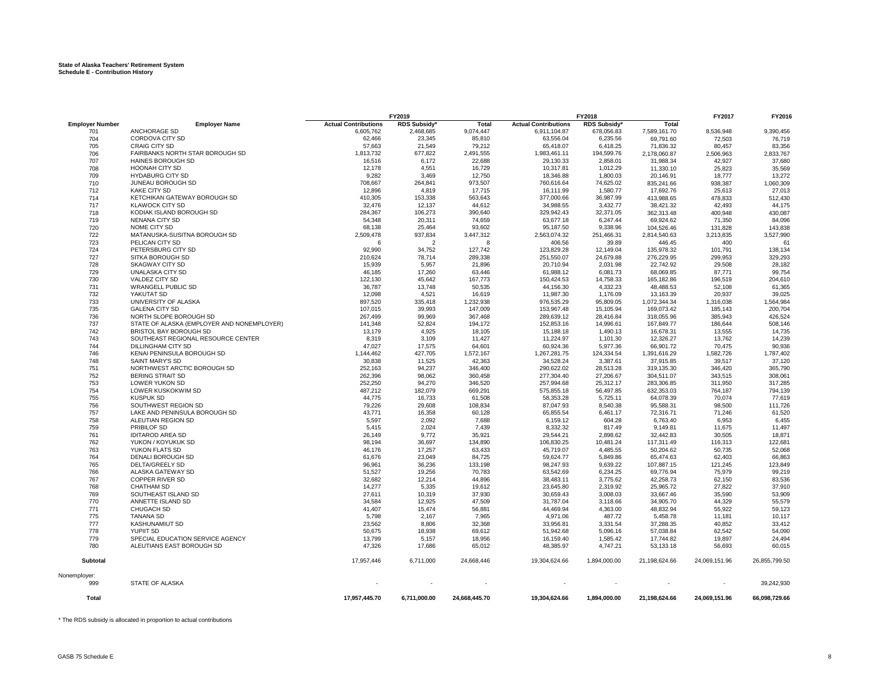**State of Alaska Teachers' Retirement System**
**Schedule E - Contribution History**

| | | FY2019 | | | FY2018 | | | FY2017 | FY2016 |
|---|---|---|---|---|---|---|---|---|---|
| **Employer Number** | **Employer Name** | **Actual Contributions** | **RDS Subsidy*** | **Total** | **Actual Contributions** | **RDS Subsidy*** | **Total** | | |
| 701 | ANCHORAGE SD | 6,605,762 | 2,468,685 | 9,074,447 | 6,911,104.87 | 678,056.83 | 7,589,161.70 | 8,536,948 | 9,390,456 |
| 704 | CORDOVA CITY SD | 62,466 | 23,345 | 85,810 | 63,556.04 | 6,235.56 | 69,791.60 | 72,503 | 76,719 |
| 705 | CRAIG CITY SD | 57,663 | 21,549 | 79,212 | 65,418.07 | 6,418.25 | 71,836.32 | 80,457 | 83,356 |
| 706 | FAIRBANKS NORTH STAR BOROUGH SD | 1,813,732 | 677,822 | 2,491,555 | 1,983,461.11 | 194,599.76 | 2,178,060.87 | 2,506,963 | 2,833,767 |
| 707 | HAINES BOROUGH SD | 16,516 | 6,172 | 22,688 | 29,130.33 | 2,858.01 | 31,988.34 | 42,927 | 37,680 |
| 708 | HOONAH CITY SD | 12,178 | 4,551 | 16,729 | 10,317.81 | 1,012.29 | 11,330.10 | 25,823 | 35,569 |
| 709 | HYDABURG CITY SD | 9,282 | 3,469 | 12,750 | 18,346.88 | 1,800.03 | 20,146.91 | 18,777 | 13,272 |
| 710 | JUNEAU BOROUGH SD | 708,667 | 264,841 | 973,507 | 760,616.64 | 74,625.02 | 835,241.66 | 938,387 | 1,060,309 |
| 712 | KAKE CITY SD | 12,896 | 4,819 | 17,715 | 16,111.99 | 1,580.77 | 17,692.76 | 25,613 | 27,013 |
| 714 | KETCHIKAN GATEWAY BOROUGH SD | 410,305 | 153,338 | 563,643 | 377,000.66 | 36,987.99 | 413,988.65 | 478,833 | 512,430 |
| 717 | KLAWOCK CITY SD | 32,476 | 12,137 | 44,612 | 34,988.55 | 3,432.77 | 38,421.32 | 42,493 | 44,175 |
| 718 | KODIAK ISLAND BOROUGH SD | 284,367 | 106,273 | 390,640 | 329,942.43 | 32,371.05 | 362,313.48 | 400,948 | 430,087 |
| 719 | NENANA CITY SD | 54,348 | 20,311 | 74,659 | 63,677.18 | 6,247.44 | 69,924.62 | 71,350 | 84,096 |
| 720 | NOME CITY SD | 68,138 | 25,464 | 93,602 | 95,187.50 | 9,338.96 | 104,526.46 | 131,828 | 143,838 |
| 722 | MATANUSKA-SUSITNA BOROUGH SD | 2,509,478 | 937,834 | 3,447,312 | 2,563,074.32 | 251,466.31 | 2,814,540.63 | 3,213,835 | 3,527,990 |
| 723 | PELICAN CITY SD | 6 | 2 | 8 | 406.56 | 39.89 | 446.45 | 400 | 61 |
| 724 | PETERSBURG CITY SD | 92,990 | 34,752 | 127,742 | 123,829.28 | 12,149.04 | 135,978.32 | 101,791 | 138,134 |
| 727 | SITKA BOROUGH SD | 210,624 | 78,714 | 289,338 | 251,550.07 | 24,679.88 | 276,229.95 | 299,953 | 329,293 |
| 728 | SKAGWAY CITY SD | 15,939 | 5,957 | 21,896 | 20,710.94 | 2,031.98 | 22,742.92 | 29,508 | 28,182 |
| 729 | UNALASKA CITY SD | 46,185 | 17,260 | 63,446 | 61,988.12 | 6,081.73 | 68,069.85 | 87,771 | 99,754 |
| 730 | VALDEZ CITY SD | 122,130 | 45,642 | 167,773 | 150,424.53 | 14,758.33 | 165,182.86 | 196,519 | 204,610 |
| 731 | WRANGELL PUBLIC SD | 36,787 | 13,748 | 50,535 | 44,156.30 | 4,332.23 | 48,488.53 | 52,108 | 61,365 |
| 732 | YAKUTAT SD | 12,098 | 4,521 | 16,619 | 11,987.30 | 1,176.09 | 13,163.39 | 20,937 | 39,025 |
| 733 | UNIVERSITY OF ALASKA | 897,520 | 335,418 | 1,232,938 | 976,535.29 | 95,809.05 | 1,072,344.34 | 1,316,038 | 1,564,984 |
| 735 | GALENA CITY SD | 107,015 | 39,993 | 147,009 | 153,967.48 | 15,105.94 | 169,073.42 | 185,143 | 200,704 |
| 736 | NORTH SLOPE BOROUGH SD | 267,499 | 99,969 | 367,468 | 289,639.12 | 28,416.84 | 318,055.96 | 385,943 | 426,524 |
| 737 | STATE OF ALASKA (EMPLOYER AND NONEMPLOYER) | 141,348 | 52,824 | 194,172 | 152,853.16 | 14,996.61 | 167,849.77 | 186,644 | 508,146 |
| 742 | BRISTOL BAY BOROUGH SD | 13,179 | 4,925 | 18,105 | 15,188.18 | 1,490.13 | 16,678.31 | 13,555 | 14,735 |
| 743 | SOUTHEAST REGIONAL RESOURCE CENTER | 8,319 | 3,109 | 11,427 | 11,224.97 | 1,101.30 | 12,326.27 | 13,762 | 14,239 |
| 744 | DILLINGHAM CITY SD | 47,027 | 17,575 | 64,601 | 60,924.36 | 5,977.36 | 66,901.72 | 70,475 | 90,936 |
| 746 | KENAI PENINSULA BOROUGH SD | 1,144,462 | 427,705 | 1,572,167 | 1,267,281.75 | 124,334.54 | 1,391,616.29 | 1,582,726 | 1,787,402 |
| 748 | SAINT MARY'S SD | 30,838 | 11,525 | 42,363 | 34,528.24 | 3,387.61 | 37,915.85 | 39,517 | 37,120 |
| 751 | NORTHWEST ARCTIC BOROUGH SD | 252,163 | 94,237 | 346,400 | 290,622.02 | 28,513.28 | 319,135.30 | 346,420 | 365,790 |
| 752 | BERING STRAIT SD | 262,396 | 98,062 | 360,458 | 277,304.40 | 27,206.67 | 304,511.07 | 343,515 | 308,061 |
| 753 | LOWER YUKON SD | 252,250 | 94,270 | 346,520 | 257,994.68 | 25,312.17 | 283,306.85 | 311,950 | 317,285 |
| 754 | LOWER KUSKOKWIM SD | 487,212 | 182,079 | 669,291 | 575,855.18 | 56,497.85 | 632,353.03 | 764,187 | 794,139 |
| 755 | KUSPUK SD | 44,775 | 16,733 | 61,508 | 58,353.28 | 5,725.11 | 64,078.39 | 70,074 | 77,619 |
| 756 | SOUTHWEST REGION SD | 79,226 | 29,608 | 108,834 | 87,047.93 | 8,540.38 | 95,588.31 | 98,500 | 111,726 |
| 757 | LAKE AND PENINSULA BOROUGH SD | 43,771 | 16,358 | 60,128 | 65,855.54 | 6,461.17 | 72,316.71 | 71,246 | 61,520 |
| 758 | ALEUTIAN REGION SD | 5,597 | 2,092 | 7,688 | 6,159.12 | 604.28 | 6,763.40 | 6,953 | 6,455 |
| 759 | PRIBILOF SD | 5,415 | 2,024 | 7,439 | 8,332.32 | 817.49 | 9,149.81 | 11,675 | 11,497 |
| 761 | IDITAROD AREA SD | 26,149 | 9,772 | 35,921 | 29,544.21 | 2,898.62 | 32,442.83 | 30,505 | 18,871 |
| 762 | YUKON / KOYUKUK SD | 98,194 | 36,697 | 134,890 | 106,830.25 | 10,481.24 | 117,311.49 | 116,313 | 122,681 |
| 763 | YUKON FLATS SD | 46,176 | 17,257 | 63,433 | 45,719.07 | 4,485.55 | 50,204.62 | 50,735 | 52,068 |
| 764 | DENALI BOROUGH SD | 61,676 | 23,049 | 84,725 | 59,624.77 | 5,849.86 | 65,474.63 | 62,403 | 66,863 |
| 765 | DELTA/GREELY SD | 96,961 | 36,236 | 133,198 | 98,247.93 | 9,639.22 | 107,887.15 | 121,245 | 123,849 |
| 766 | ALASKA GATEWAY SD | 51,527 | 19,256 | 70,783 | 63,542.69 | 6,234.25 | 69,776.94 | 75,979 | 99,219 |
| 767 | COPPER RIVER SD | 32,682 | 12,214 | 44,896 | 38,483.11 | 3,775.62 | 42,258.73 | 62,150 | 83,536 |
| 768 | CHATHAM SD | 14,277 | 5,335 | 19,612 | 23,645.80 | 2,319.92 | 25,965.72 | 27,822 | 37,910 |
| 769 | SOUTHEAST ISLAND SD | 27,611 | 10,319 | 37,930 | 30,659.43 | 3,008.03 | 33,667.46 | 35,590 | 53,909 |
| 770 | ANNETTE ISLAND SD | 34,584 | 12,925 | 47,509 | 31,787.04 | 3,118.66 | 34,905.70 | 44,329 | 55,579 |
| 771 | CHUGACH SD | 41,407 | 15,474 | 56,881 | 44,469.94 | 4,363.00 | 48,832.94 | 55,922 | 59,123 |
| 775 | TANANA SD | 5,798 | 2,167 | 7,965 | 4,971.06 | 487.72 | 5,458.78 | 11,181 | 10,117 |
| 777 | KASHUNAMIUT SD | 23,562 | 8,806 | 32,368 | 33,956.81 | 3,331.54 | 37,288.35 | 40,852 | 33,412 |
| 778 | YUPIIT SD | 50,675 | 18,938 | 69,612 | 51,942.68 | 5,096.16 | 57,038.84 | 62,542 | 54,090 |
| 779 | SPECIAL EDUCATION SERVICE AGENCY | 13,799 | 5,157 | 18,956 | 16,159.40 | 1,585.42 | 17,744.82 | 19,897 | 24,494 |
| 780 | ALEUTIANS EAST BOROUGH SD | 47,326 | 17,686 | 65,012 | 48,385.97 | 4,747.21 | 53,133.18 | 56,693 | 60,015 |
| **Subtotal** | | 17,957,446 | 6,711,000 | 24,668,446 | 19,304,624.66 | 1,894,000.00 | 21,198,624.66 | 24,069,151.96 | 26,855,799.50 |
| Nonemployer: | | | | | | | | | |
| 999 | STATE OF ALASKA | - | - | - | - | - | - | - | 39,242,930 |
| **Total** | | **17,957,445.70** | **6,711,000.00** | **24,668,445.70** | **19,304,624.66** | **1,894,000.00** | **21,198,624.66** | **24,069,151.96** | **66,098,729.66** |

\* The RDS subsidy is allocated in proportion to actual contributions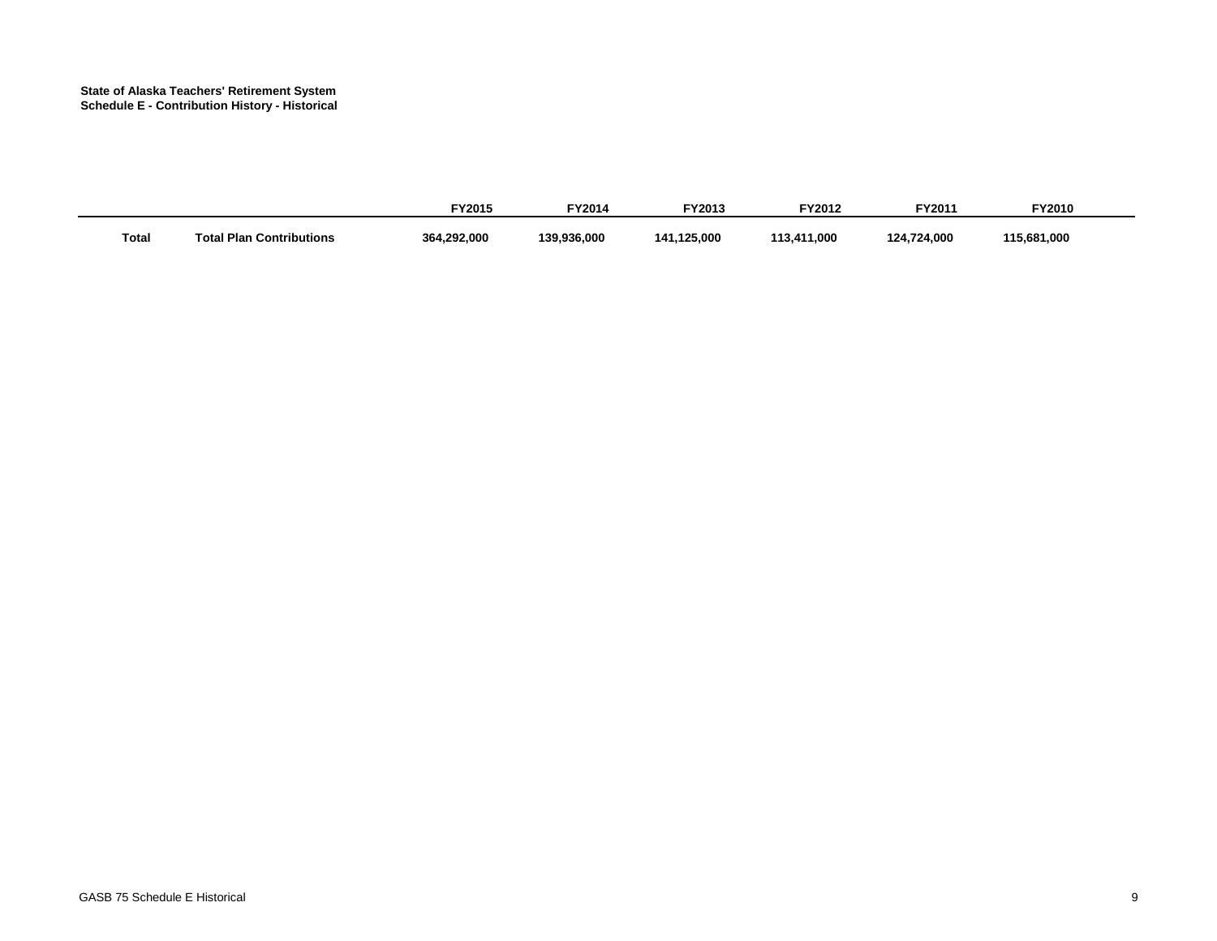**State of Alaska Teachers' Retirement System**
**Schedule E - Contribution History - Historical**

| | | FY2015 | FY2014 | FY2013 | FY2012 | FY2011 | FY2010 |
|---|---|---|---|---|---|---|---|
| **Total** | **Total Plan Contributions** | **364,292,000** | **139,936,000** | **141,125,000** | **113,411,000** | **124,724,000** | **115,681,000** |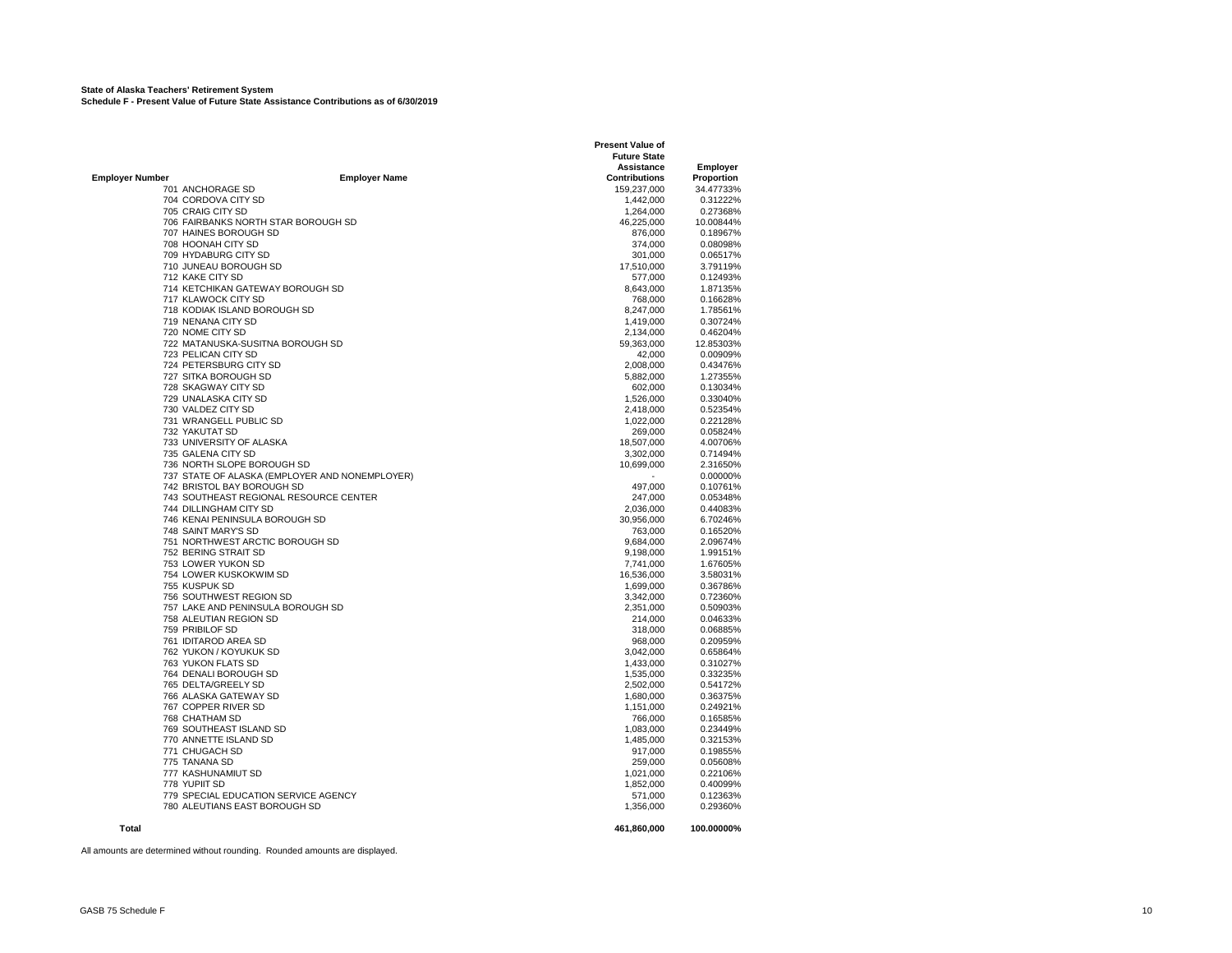**State of Alaska Teachers' Retirement System**
**Schedule F - Present Value of Future State Assistance Contributions as of 6/30/2019**

| Employer Number | Employer Name | Present Value of Future State Assistance Contributions | Employer Proportion |
|---|---|---|---|
| 701 | ANCHORAGE SD | 159,237,000 | 34.47733% |
| 704 | CORDOVA CITY SD | 1,442,000 | 0.31222% |
| 705 | CRAIG CITY SD | 1,264,000 | 0.27368% |
| 706 | FAIRBANKS NORTH STAR BOROUGH SD | 46,225,000 | 10.00844% |
| 707 | HAINES BOROUGH SD | 876,000 | 0.18967% |
| 708 | HOONAH CITY SD | 374,000 | 0.08098% |
| 709 | HYDABURG CITY SD | 301,000 | 0.06517% |
| 710 | JUNEAU BOROUGH SD | 17,510,000 | 3.79119% |
| 712 | KAKE CITY SD | 577,000 | 0.12493% |
| 714 | KETCHIKAN GATEWAY BOROUGH SD | 8,643,000 | 1.87135% |
| 717 | KLAWOCK CITY SD | 768,000 | 0.16628% |
| 718 | KODIAK ISLAND BOROUGH SD | 8,247,000 | 1.78561% |
| 719 | NENANA CITY SD | 1,419,000 | 0.30724% |
| 720 | NOME CITY SD | 2,134,000 | 0.46204% |
| 722 | MATANUSKA-SUSITNA BOROUGH SD | 59,363,000 | 12.85303% |
| 723 | PELICAN CITY SD | 42,000 | 0.00909% |
| 724 | PETERSBURG CITY SD | 2,008,000 | 0.43476% |
| 727 | SITKA BOROUGH SD | 5,882,000 | 1.27355% |
| 728 | SKAGWAY CITY SD | 602,000 | 0.13034% |
| 729 | UNALASKA CITY SD | 1,526,000 | 0.33040% |
| 730 | VALDEZ CITY SD | 2,418,000 | 0.52354% |
| 731 | WRANGELL PUBLIC SD | 1,022,000 | 0.22128% |
| 732 | YAKUTAT SD | 269,000 | 0.05824% |
| 733 | UNIVERSITY OF ALASKA | 18,507,000 | 4.00706% |
| 735 | GALENA CITY SD | 3,302,000 | 0.71494% |
| 736 | NORTH SLOPE BOROUGH SD | 10,699,000 | 2.31650% |
| 737 | STATE OF ALASKA (EMPLOYER AND NONEMPLOYER) | - | 0.00000% |
| 742 | BRISTOL BAY BOROUGH SD | 497,000 | 0.10761% |
| 743 | SOUTHEAST REGIONAL RESOURCE CENTER | 247,000 | 0.05348% |
| 744 | DILLINGHAM CITY SD | 2,036,000 | 0.44083% |
| 746 | KENAI PENINSULA BOROUGH SD | 30,956,000 | 6.70246% |
| 748 | SAINT MARY'S SD | 763,000 | 0.16520% |
| 751 | NORTHWEST ARCTIC BOROUGH SD | 9,684,000 | 2.09674% |
| 752 | BERING STRAIT SD | 9,198,000 | 1.99151% |
| 753 | LOWER YUKON SD | 7,741,000 | 1.67605% |
| 754 | LOWER KUSKOKWIM SD | 16,536,000 | 3.58031% |
| 755 | KUSPUK SD | 1,699,000 | 0.36786% |
| 756 | SOUTHWEST REGION SD | 3,342,000 | 0.72360% |
| 757 | LAKE AND PENINSULA BOROUGH SD | 2,351,000 | 0.50903% |
| 758 | ALEUTIAN REGION SD | 214,000 | 0.04633% |
| 759 | PRIBILOF SD | 318,000 | 0.06885% |
| 761 | IDITAROD AREA SD | 968,000 | 0.20959% |
| 762 | YUKON / KOYUKUK SD | 3,042,000 | 0.65864% |
| 763 | YUKON FLATS SD | 1,433,000 | 0.31027% |
| 764 | DENALI BOROUGH SD | 1,535,000 | 0.33235% |
| 765 | DELTA/GREELY SD | 2,502,000 | 0.54172% |
| 766 | ALASKA GATEWAY SD | 1,680,000 | 0.36375% |
| 767 | COPPER RIVER SD | 1,151,000 | 0.24921% |
| 768 | CHATHAM SD | 766,000 | 0.16585% |
| 769 | SOUTHEAST ISLAND SD | 1,083,000 | 0.23449% |
| 770 | ANNETTE ISLAND SD | 1,485,000 | 0.32153% |
| 771 | CHUGACH SD | 917,000 | 0.19855% |
| 775 | TANANA SD | 259,000 | 0.05608% |
| 777 | KASHUNAMIUT SD | 1,021,000 | 0.22106% |
| 778 | YUPIIT SD | 1,852,000 | 0.40099% |
| 779 | SPECIAL EDUCATION SERVICE AGENCY | 571,000 | 0.12363% |
| 780 | ALEUTIANS EAST BOROUGH SD | 1,356,000 | 0.29360% |
| **Total** | | **461,860,000** | **100.00000%** |

All amounts are determined without rounding. Rounded amounts are displayed.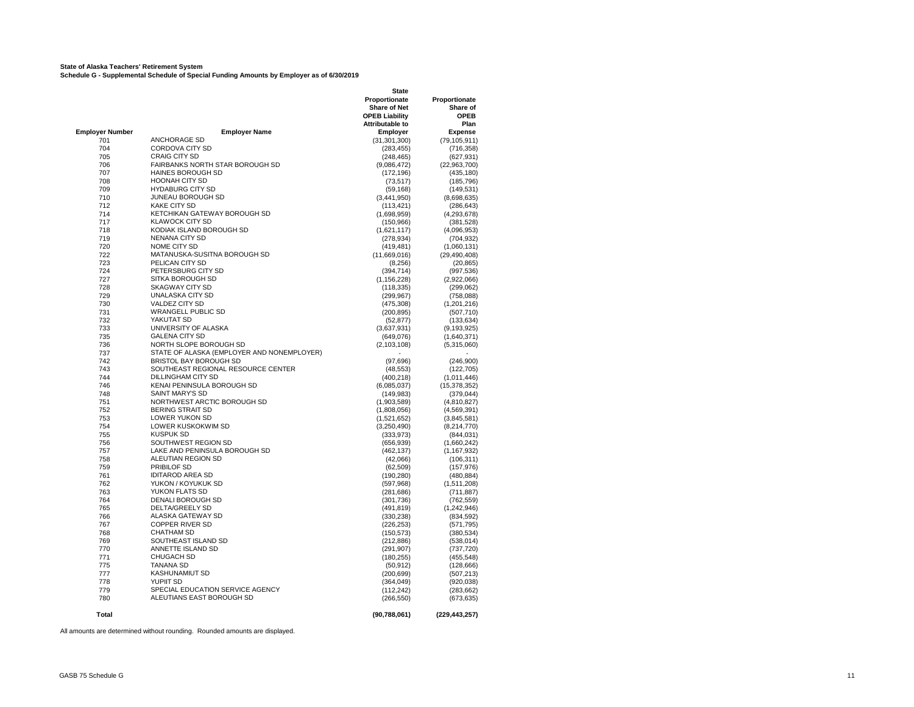**State of Alaska Teachers' Retirement System**
**Schedule G - Supplemental Schedule of Special Funding Amounts by Employer as of 6/30/2019**

| Employer Number | Employer Name | State Proportionate Share of Net OPEB Liability Attributable to Employer | Proportionate Share of OPEB Plan Expense |
|---|---|---|---|
| 701 | ANCHORAGE SD | (31,301,300) | (79,105,911) |
| 704 | CORDOVA CITY SD | (283,455) | (716,358) |
| 705 | CRAIG CITY SD | (248,465) | (627,931) |
| 706 | FAIRBANKS NORTH STAR BOROUGH SD | (9,086,472) | (22,963,700) |
| 707 | HAINES BOROUGH SD | (172,196) | (435,180) |
| 708 | HOONAH CITY SD | (73,517) | (185,796) |
| 709 | HYDABURG CITY SD | (59,168) | (149,531) |
| 710 | JUNEAU BOROUGH SD | (3,441,950) | (8,698,635) |
| 712 | KAKE CITY SD | (113,421) | (286,643) |
| 714 | KETCHIKAN GATEWAY BOROUGH SD | (1,698,959) | (4,293,678) |
| 717 | KLAWOCK CITY SD | (150,966) | (381,528) |
| 718 | KODIAK ISLAND BOROUGH SD | (1,621,117) | (4,096,953) |
| 719 | NENANA CITY SD | (278,934) | (704,932) |
| 720 | NOME CITY SD | (419,481) | (1,060,131) |
| 722 | MATANUSKA-SUSITNA BOROUGH SD | (11,669,016) | (29,490,408) |
| 723 | PELICAN CITY SD | (8,256) | (20,865) |
| 724 | PETERSBURG CITY SD | (394,714) | (997,536) |
| 727 | SITKA BOROUGH SD | (1,156,228) | (2,922,066) |
| 728 | SKAGWAY CITY SD | (118,335) | (299,062) |
| 729 | UNALASKA CITY SD | (299,967) | (758,088) |
| 730 | VALDEZ CITY SD | (475,308) | (1,201,216) |
| 731 | WRANGELL PUBLIC SD | (200,895) | (507,710) |
| 732 | YAKUTAT SD | (52,877) | (133,634) |
| 733 | UNIVERSITY OF ALASKA | (3,637,931) | (9,193,925) |
| 735 | GALENA CITY SD | (649,076) | (1,640,371) |
| 736 | NORTH SLOPE BOROUGH SD | (2,103,108) | (5,315,060) |
| 737 | STATE OF ALASKA (EMPLOYER AND NONEMPLOYER) | - | - |
| 742 | BRISTOL BAY BOROUGH SD | (97,696) | (246,900) |
| 743 | SOUTHEAST REGIONAL RESOURCE CENTER | (48,553) | (122,705) |
| 744 | DILLINGHAM CITY SD | (400,218) | (1,011,446) |
| 746 | KENAI PENINSULA BOROUGH SD | (6,085,037) | (15,378,352) |
| 748 | SAINT MARY'S SD | (149,983) | (379,044) |
| 751 | NORTHWEST ARCTIC BOROUGH SD | (1,903,589) | (4,810,827) |
| 752 | BERING STRAIT SD | (1,808,056) | (4,569,391) |
| 753 | LOWER YUKON SD | (1,521,652) | (3,845,581) |
| 754 | LOWER KUSKOKWIM SD | (3,250,490) | (8,214,770) |
| 755 | KUSPUK SD | (333,973) | (844,031) |
| 756 | SOUTHWEST REGION SD | (656,939) | (1,660,242) |
| 757 | LAKE AND PENINSULA BOROUGH SD | (462,137) | (1,167,932) |
| 758 | ALEUTIAN REGION SD | (42,066) | (106,311) |
| 759 | PRIBILOF SD | (62,509) | (157,976) |
| 761 | IDITAROD AREA SD | (190,280) | (480,884) |
| 762 | YUKON / KOYUKUK SD | (597,968) | (1,511,208) |
| 763 | YUKON FLATS SD | (281,686) | (711,887) |
| 764 | DENALI BOROUGH SD | (301,736) | (762,559) |
| 765 | DELTA/GREELY SD | (491,819) | (1,242,946) |
| 766 | ALASKA GATEWAY SD | (330,238) | (834,592) |
| 767 | COPPER RIVER SD | (226,253) | (571,795) |
| 768 | CHATHAM SD | (150,573) | (380,534) |
| 769 | SOUTHEAST ISLAND SD | (212,886) | (538,014) |
| 770 | ANNETTE ISLAND SD | (291,907) | (737,720) |
| 771 | CHUGACH SD | (180,255) | (455,548) |
| 775 | TANANA SD | (50,912) | (128,666) |
| 777 | KASHUNAMIUT SD | (200,699) | (507,213) |
| 778 | YUPIIT SD | (364,049) | (920,038) |
| 779 | SPECIAL EDUCATION SERVICE AGENCY | (112,242) | (283,662) |
| 780 | ALEUTIANS EAST BOROUGH SD | (266,550) | (673,635) |
| **Total** | | **(90,788,061)** | **(229,443,257)** |

All amounts are determined without rounding. Rounded amounts are displayed.

GASB 75 Schedule G